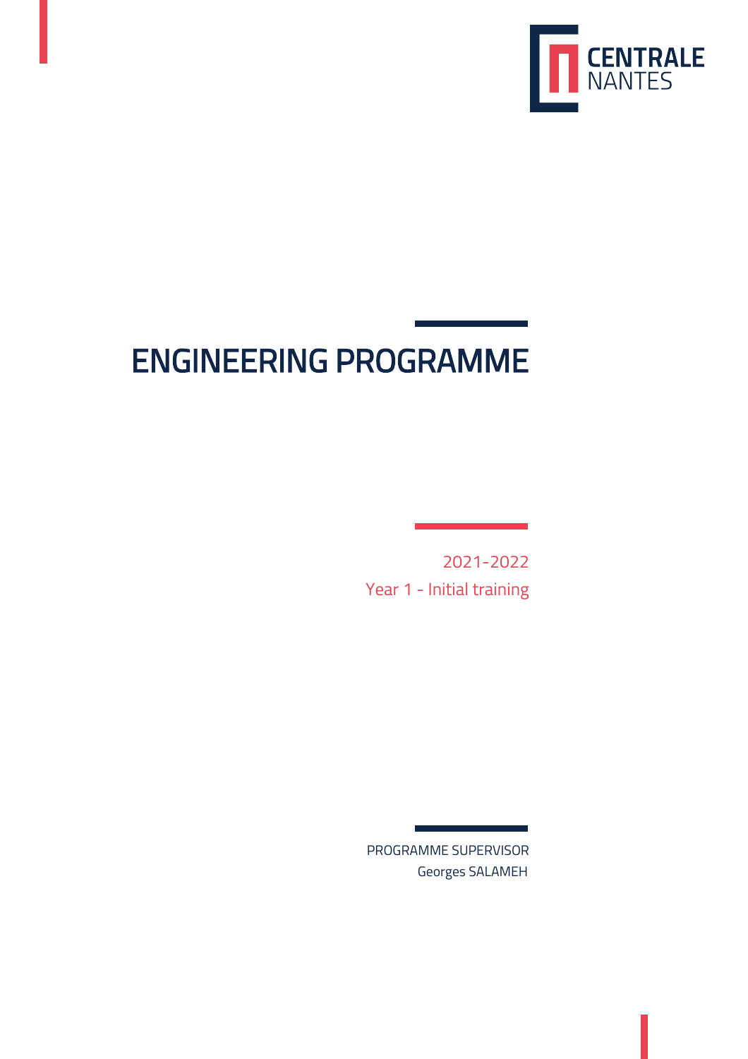CENTRALE
NANTES

# ENGINEERING PROGRAMME

2021-2022
Year 1 - Initial training

PROGRAMME SUPERVISOR
Georges SALAMEH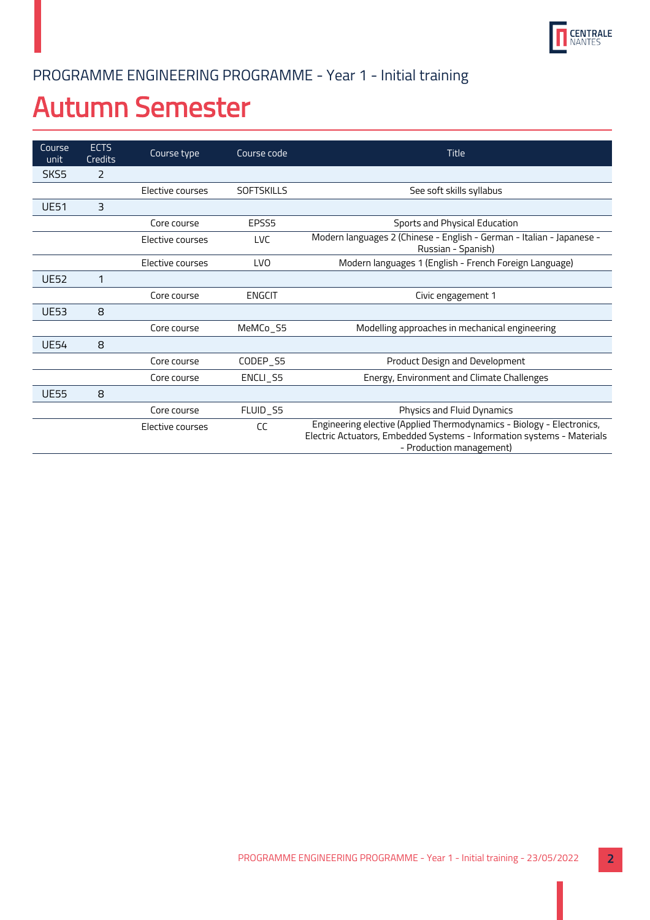PROGRAMME ENGINEERING PROGRAMME - Year 1 - Initial training

# Autumn Semester

| Course unit | ECTS Credits | Course type | Course code | Title |
|---|---|---|---|---|
| SKS5 | 2 | | | |
| | | Elective courses | SOFTSKILLS | See soft skills syllabus |
| UE51 | 3 | | | |
| | | Core course | EPSS5 | Sports and Physical Education |
| | | Elective courses | LVC | Modern languages 2 (Chinese - English - German - Italian - Japanese - Russian - Spanish) |
| | | Elective courses | LVO | Modern languages 1 (English - French Foreign Language) |
| UE52 | 1 | | | |
| | | Core course | ENGCIT | Civic engagement 1 |
| UE53 | 8 | | | |
| | | Core course | MeMCo_S5 | Modelling approaches in mechanical engineering |
| UE54 | 8 | | | |
| | | Core course | CODEP_S5 | Product Design and Development |
| | | Core course | ENCLI_S5 | Energy, Environment and Climate Challenges |
| UE55 | 8 | | | |
| | | Core course | FLUID_S5 | Physics and Fluid Dynamics |
| | | Elective courses | CC | Engineering elective (Applied Thermodynamics - Biology - Electronics, Electric Actuators, Embedded Systems - Information systems - Materials - Production management) |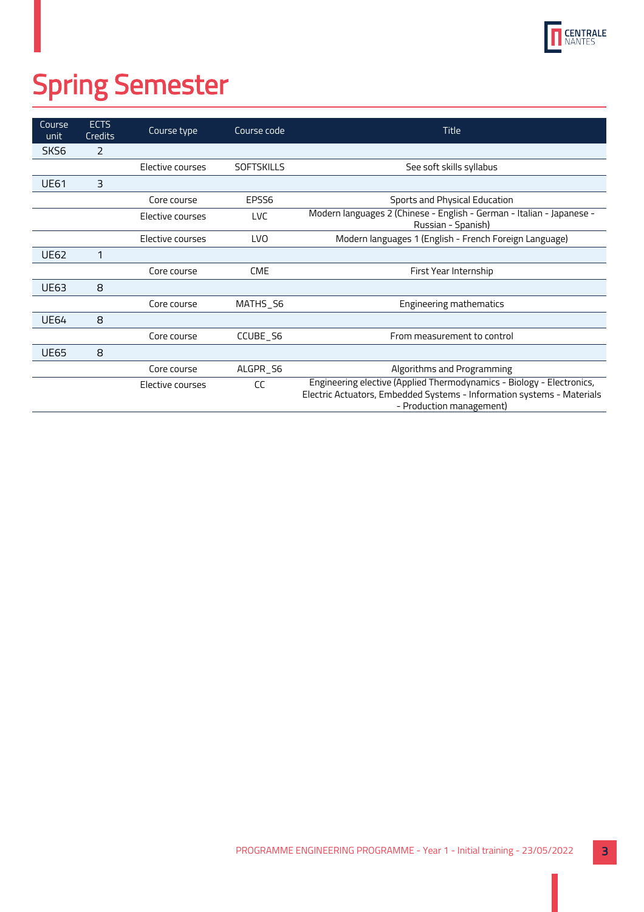# Spring Semester

| Course unit | ECTS Credits | Course type | Course code | Title |
|---|---|---|---|---|
| SKS6 | 2 | | | |
| | | Elective courses | SOFTSKILLS | See soft skills syllabus |
| UE61 | 3 | | | |
| | | Core course | EPSS6 | Sports and Physical Education |
| | | Elective courses | LVC | Modern languages 2 (Chinese - English - German - Italian - Japanese - Russian - Spanish) |
| | | Elective courses | LVO | Modern languages 1 (English - French Foreign Language) |
| UE62 | 1 | | | |
| | | Core course | CME | First Year Internship |
| UE63 | 8 | | | |
| | | Core course | MATHS_S6 | Engineering mathematics |
| UE64 | 8 | | | |
| | | Core course | CCUBE_S6 | From measurement to control |
| UE65 | 8 | | | |
| | | Core course | ALGPR_S6 | Algorithms and Programming |
| | | Elective courses | CC | Engineering elective (Applied Thermodynamics - Biology - Electronics, Electric Actuators, Embedded Systems - Information systems - Materials - Production management) |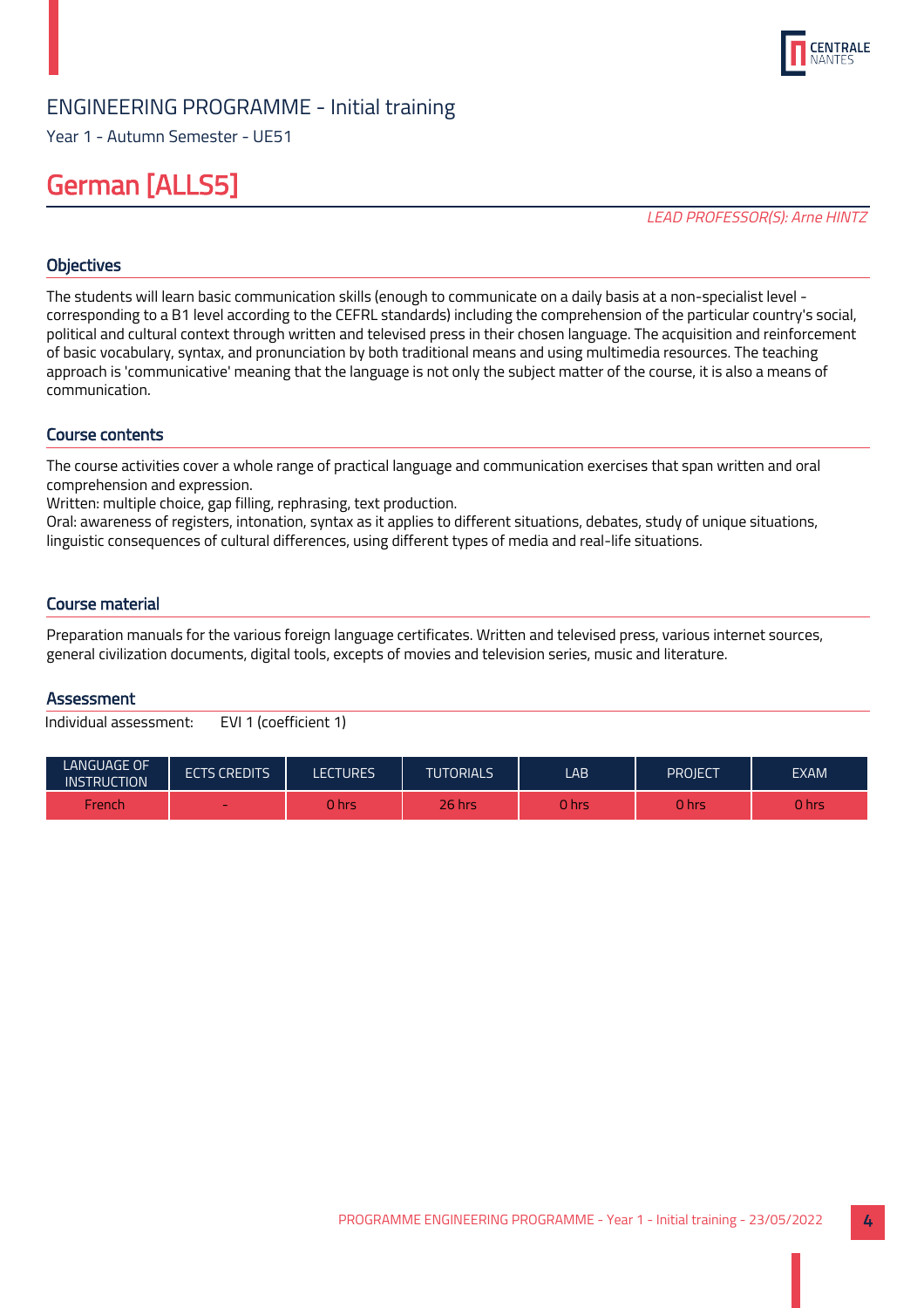ENGINEERING PROGRAMME - Initial training

Year 1 - Autumn Semester - UE51

# German [ALLS5]

*LEAD PROFESSOR(S): Arne HINTZ*

## Objectives

The students will learn basic communication skills (enough to communicate on a daily basis at a non-specialist level - corresponding to a B1 level according to the CEFRL standards) including the comprehension of the particular country's social, political and cultural context through written and televised press in their chosen language. The acquisition and reinforcement of basic vocabulary, syntax, and pronunciation by both traditional means and using multimedia resources. The teaching approach is 'communicative' meaning that the language is not only the subject matter of the course, it is also a means of communication.

## Course contents

The course activities cover a whole range of practical language and communication exercises that span written and oral comprehension and expression.
Written: multiple choice, gap filling, rephrasing, text production.
Oral: awareness of registers, intonation, syntax as it applies to different situations, debates, study of unique situations, linguistic consequences of cultural differences, using different types of media and real-life situations.

## Course material

Preparation manuals for the various foreign language certificates. Written and televised press, various internet sources, general civilization documents, digital tools, excepts of movies and television series, music and literature.

## Assessment

Individual assessment: EVI 1 (coefficient 1)

| LANGUAGE OF INSTRUCTION | ECTS CREDITS | LECTURES | TUTORIALS | LAB | PROJECT | EXAM |
|---|---|---|---|---|---|---|
| French | - | 0 hrs | 26 hrs | 0 hrs | 0 hrs | 0 hrs |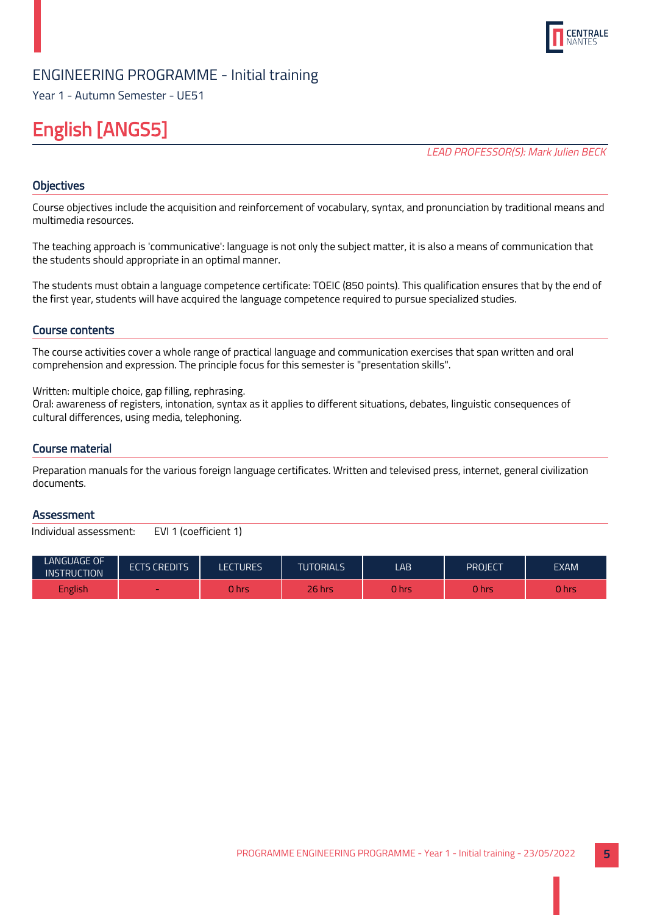ENGINEERING PROGRAMME - Initial training

Year 1 - Autumn Semester - UE51

# English [ANGS5]

*LEAD PROFESSOR(S): Mark Julien BECK*

## Objectives

Course objectives include the acquisition and reinforcement of vocabulary, syntax, and pronunciation by traditional means and multimedia resources.

The teaching approach is 'communicative': language is not only the subject matter, it is also a means of communication that the students should appropriate in an optimal manner.

The students must obtain a language competence certificate: TOEIC (850 points). This qualification ensures that by the end of the first year, students will have acquired the language competence required to pursue specialized studies.

## Course contents

The course activities cover a whole range of practical language and communication exercises that span written and oral comprehension and expression. The principle focus for this semester is "presentation skills".

Written: multiple choice, gap filling, rephrasing.
Oral: awareness of registers, intonation, syntax as it applies to different situations, debates, linguistic consequences of cultural differences, using media, telephoning.

## Course material

Preparation manuals for the various foreign language certificates. Written and televised press, internet, general civilization documents.

## Assessment

Individual assessment: EVI 1 (coefficient 1)

| LANGUAGE OF INSTRUCTION | ECTS CREDITS | LECTURES | TUTORIALS | LAB | PROJECT | EXAM |
|---|---|---|---|---|---|---|
| English | - | 0 hrs | 26 hrs | 0 hrs | 0 hrs | 0 hrs |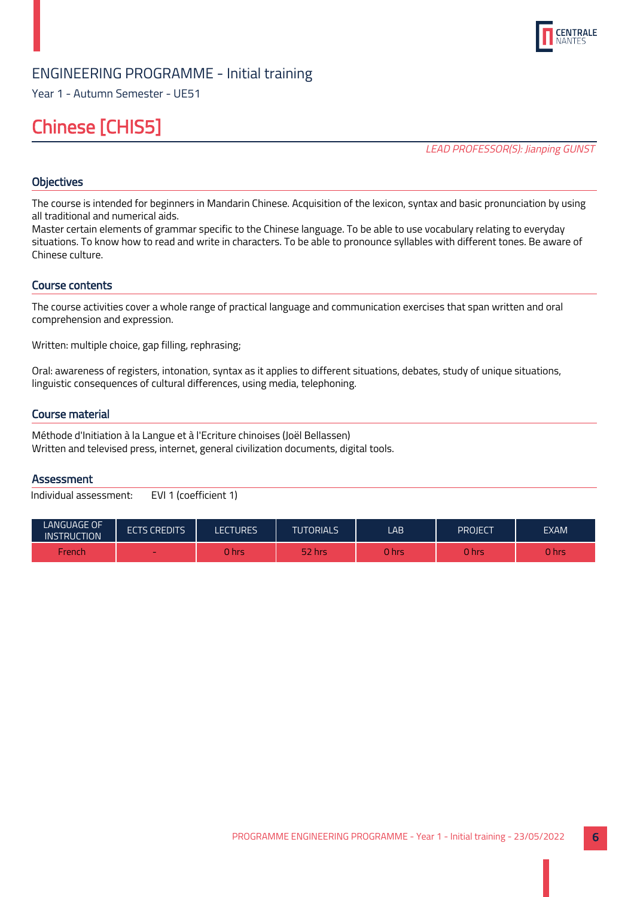ENGINEERING PROGRAMME - Initial training

Year 1 - Autumn Semester - UE51

# Chinese [CHIS5]

*LEAD PROFESSOR(S): Jianping GUNST*

## Objectives

The course is intended for beginners in Mandarin Chinese. Acquisition of the lexicon, syntax and basic pronunciation by using all traditional and numerical aids.
Master certain elements of grammar specific to the Chinese language. To be able to use vocabulary relating to everyday situations. To know how to read and write in characters. To be able to pronounce syllables with different tones. Be aware of Chinese culture.

## Course contents

The course activities cover a whole range of practical language and communication exercises that span written and oral comprehension and expression.

Written: multiple choice, gap filling, rephrasing;

Oral: awareness of registers, intonation, syntax as it applies to different situations, debates, study of unique situations, linguistic consequences of cultural differences, using media, telephoning.

## Course material

Méthode d'Initiation à la Langue et à l'Ecriture chinoises (Joël Bellassen)
Written and televised press, internet, general civilization documents, digital tools.

## Assessment

Individual assessment: EVI 1 (coefficient 1)

| LANGUAGE OF INSTRUCTION | ECTS CREDITS | LECTURES | TUTORIALS | LAB | PROJECT | EXAM |
|---|---|---|---|---|---|---|
| French | - | 0 hrs | 52 hrs | 0 hrs | 0 hrs | 0 hrs |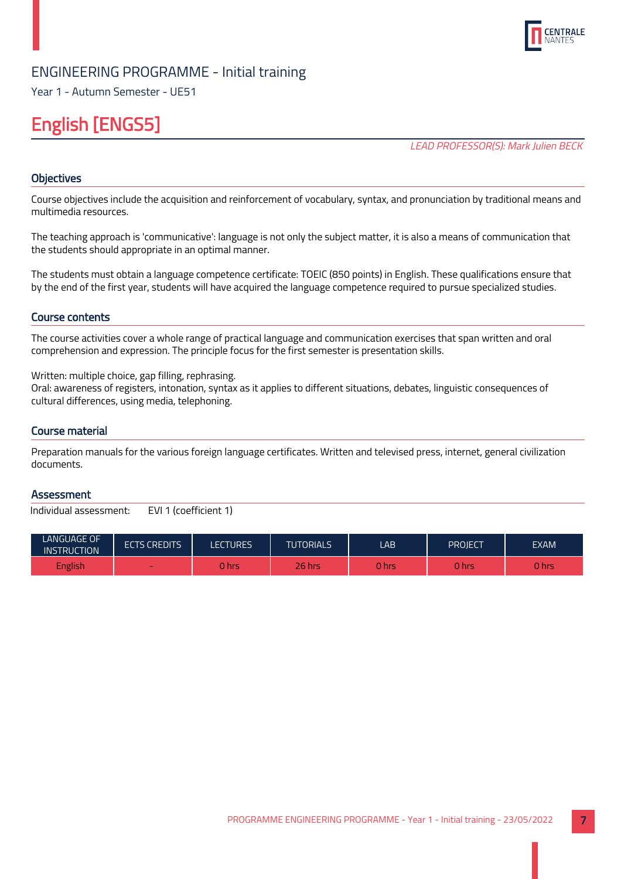ENGINEERING PROGRAMME - Initial training

Year 1 - Autumn Semester - UE51

# English [ENGS5]

*LEAD PROFESSOR(S): Mark Julien BECK*

## Objectives

Course objectives include the acquisition and reinforcement of vocabulary, syntax, and pronunciation by traditional means and multimedia resources.

The teaching approach is 'communicative': language is not only the subject matter, it is also a means of communication that the students should appropriate in an optimal manner.

The students must obtain a language competence certificate: TOEIC (850 points) in English. These qualifications ensure that by the end of the first year, students will have acquired the language competence required to pursue specialized studies.

## Course contents

The course activities cover a whole range of practical language and communication exercises that span written and oral comprehension and expression. The principle focus for the first semester is presentation skills.

Written: multiple choice, gap filling, rephrasing.
Oral: awareness of registers, intonation, syntax as it applies to different situations, debates, linguistic consequences of cultural differences, using media, telephoning.

## Course material

Preparation manuals for the various foreign language certificates. Written and televised press, internet, general civilization documents.

## Assessment

Individual assessment: EVI 1 (coefficient 1)

| LANGUAGE OF INSTRUCTION | ECTS CREDITS | LECTURES | TUTORIALS | LAB | PROJECT | EXAM |
|---|---|---|---|---|---|---|
| English | - | 0 hrs | 26 hrs | 0 hrs | 0 hrs | 0 hrs |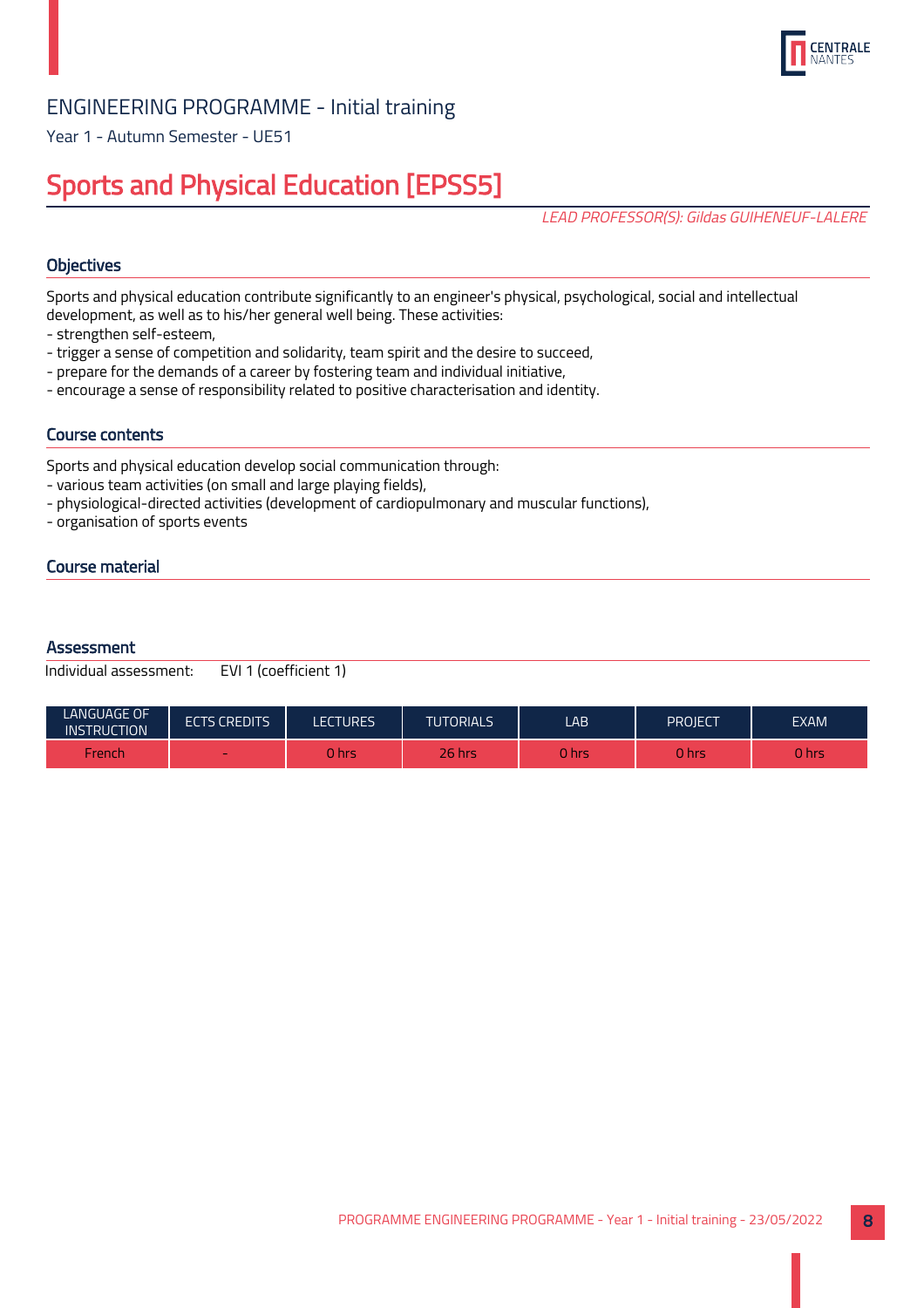ENGINEERING PROGRAMME - Initial training

Year 1 - Autumn Semester - UE51

# Sports and Physical Education [EPSS5]

*LEAD PROFESSOR(S): Gildas GUIHENEUF-LALERE*

## Objectives

Sports and physical education contribute significantly to an engineer's physical, psychological, social and intellectual development, as well as to his/her general well being. These activities:
- strengthen self-esteem,
- trigger a sense of competition and solidarity, team spirit and the desire to succeed,
- prepare for the demands of a career by fostering team and individual initiative,
- encourage a sense of responsibility related to positive characterisation and identity.

## Course contents

Sports and physical education develop social communication through:
- various team activities (on small and large playing fields),
- physiological-directed activities (development of cardiopulmonary and muscular functions),
- organisation of sports events

## Course material

## Assessment

Individual assessment: EVI 1 (coefficient 1)

| LANGUAGE OF INSTRUCTION | ECTS CREDITS | LECTURES | TUTORIALS | LAB | PROJECT | EXAM |
|---|---|---|---|---|---|---|
| French | - | 0 hrs | 26 hrs | 0 hrs | 0 hrs | 0 hrs |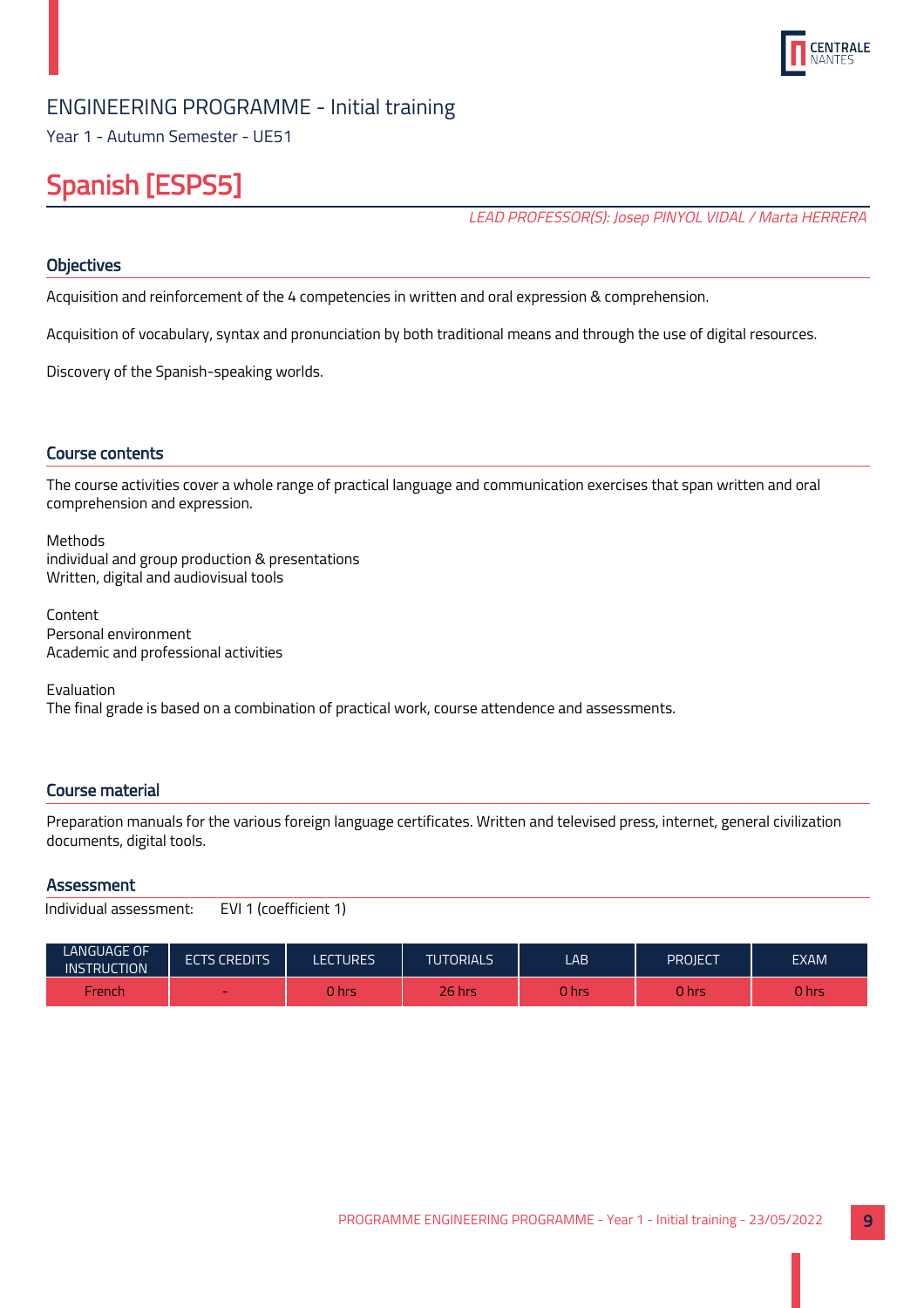ENGINEERING PROGRAMME - Initial training

Year 1 - Autumn Semester - UE51

# Spanish [ESPS5]

*LEAD PROFESSOR(S): Josep PINYOL VIDAL / Marta HERRERA*

## Objectives

Acquisition and reinforcement of the 4 competencies in written and oral expression & comprehension.

Acquisition of vocabulary, syntax and pronunciation by both traditional means and through the use of digital resources.

Discovery of the Spanish-speaking worlds.

## Course contents

The course activities cover a whole range of practical language and communication exercises that span written and oral comprehension and expression.

Methods
individual and group production & presentations
Written, digital and audiovisual tools

Content
Personal environment
Academic and professional activities

Evaluation
The final grade is based on a combination of practical work, course attendence and assessments.

## Course material

Preparation manuals for the various foreign language certificates. Written and televised press, internet, general civilization documents, digital tools.

## Assessment

Individual assessment: EVI 1 (coefficient 1)

| LANGUAGE OF INSTRUCTION | ECTS CREDITS | LECTURES | TUTORIALS | LAB | PROJECT | EXAM |
|---|---|---|---|---|---|---|
| French | - | 0 hrs | 26 hrs | 0 hrs | 0 hrs | 0 hrs |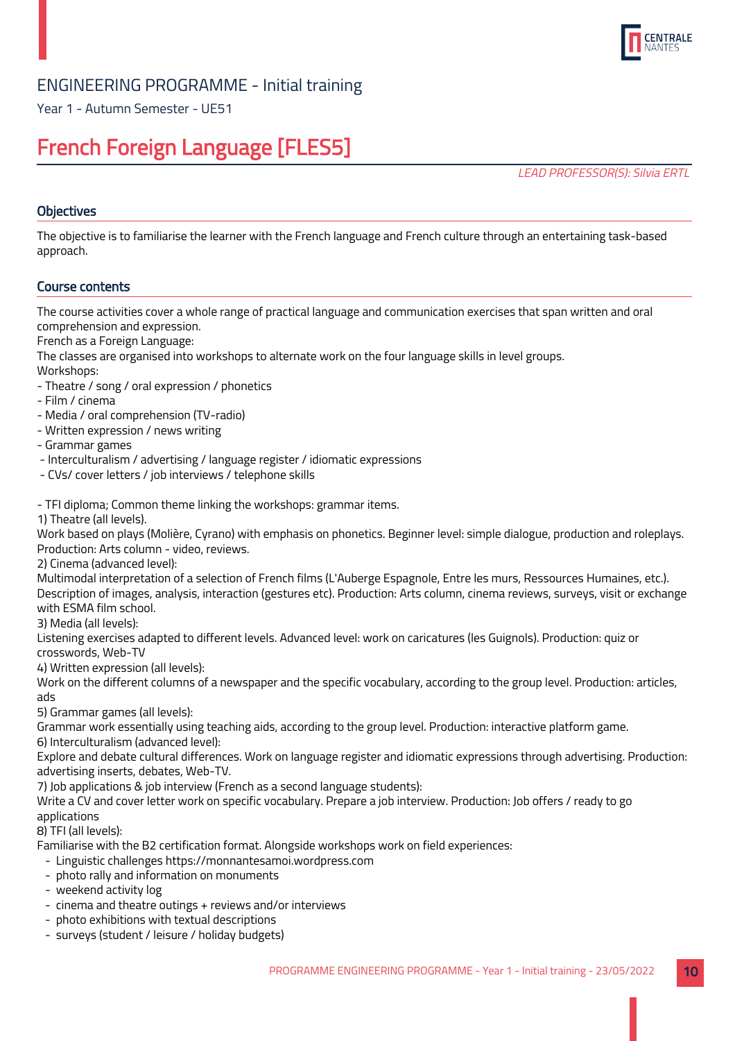ENGINEERING PROGRAMME - Initial training

Year 1 - Autumn Semester - UE51

# French Foreign Language [FLES5]

*LEAD PROFESSOR(S): Silvia ERTL*

## Objectives

The objective is to familiarise the learner with the French language and French culture through an entertaining task-based approach.

## Course contents

The course activities cover a whole range of practical language and communication exercises that span written and oral comprehension and expression.
French as a Foreign Language:
The classes are organised into workshops to alternate work on the four language skills in level groups.
Workshops:
- Theatre / song / oral expression / phonetics
- Film / cinema
- Media / oral comprehension (TV-radio)
- Written expression / news writing
- Grammar games
- Interculturalism / advertising / language register / idiomatic expressions
- CVs/ cover letters / job interviews / telephone skills

- TFI diploma; Common theme linking the workshops: grammar items.

1) Theatre (all levels).
Work based on plays (Molière, Cyrano) with emphasis on phonetics. Beginner level: simple dialogue, production and roleplays. Production: Arts column - video, reviews.
2) Cinema (advanced level):
Multimodal interpretation of a selection of French films (L'Auberge Espagnole, Entre les murs, Ressources Humaines, etc.). Description of images, analysis, interaction (gestures etc). Production: Arts column, cinema reviews, surveys, visit or exchange with ESMA film school.
3) Media (all levels):
Listening exercises adapted to different levels. Advanced level: work on caricatures (les Guignols). Production: quiz or crosswords, Web-TV
4) Written expression (all levels):
Work on the different columns of a newspaper and the specific vocabulary, according to the group level. Production: articles, ads
5) Grammar games (all levels):
Grammar work essentially using teaching aids, according to the group level. Production: interactive platform game.
6) Interculturalism (advanced level):
Explore and debate cultural differences. Work on language register and idiomatic expressions through advertising. Production: advertising inserts, debates, Web-TV.
7) Job applications & job interview (French as a second language students):
Write a CV and cover letter work on specific vocabulary. Prepare a job interview. Production: Job offers / ready to go applications
8) TFI (all levels):
Familiarise with the B2 certification format. Alongside workshops work on field experiences:

- Linguistic challenges https://monnantesamoi.wordpress.com
- photo rally and information on monuments
- weekend activity log
- cinema and theatre outings + reviews and/or interviews
- photo exhibitions with textual descriptions
- surveys (student / leisure / holiday budgets)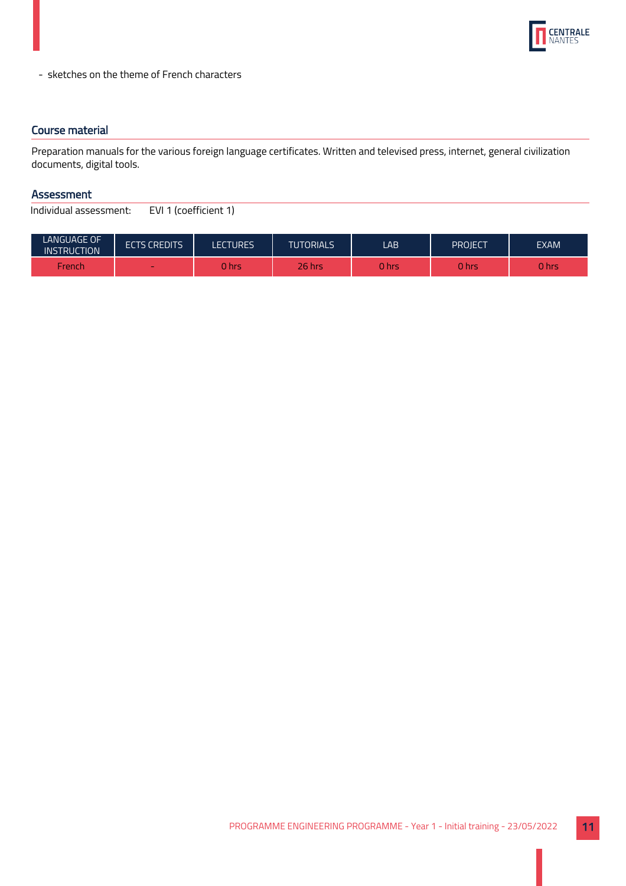- sketches on the theme of French characters

## Course material

Preparation manuals for the various foreign language certificates. Written and televised press, internet, general civilization documents, digital tools.

## Assessment

Individual assessment: EVI 1 (coefficient 1)

| LANGUAGE OF INSTRUCTION | ECTS CREDITS | LECTURES | TUTORIALS | LAB | PROJECT | EXAM |
|---|---|---|---|---|---|---|
| French | - | 0 hrs | 26 hrs | 0 hrs | 0 hrs | 0 hrs |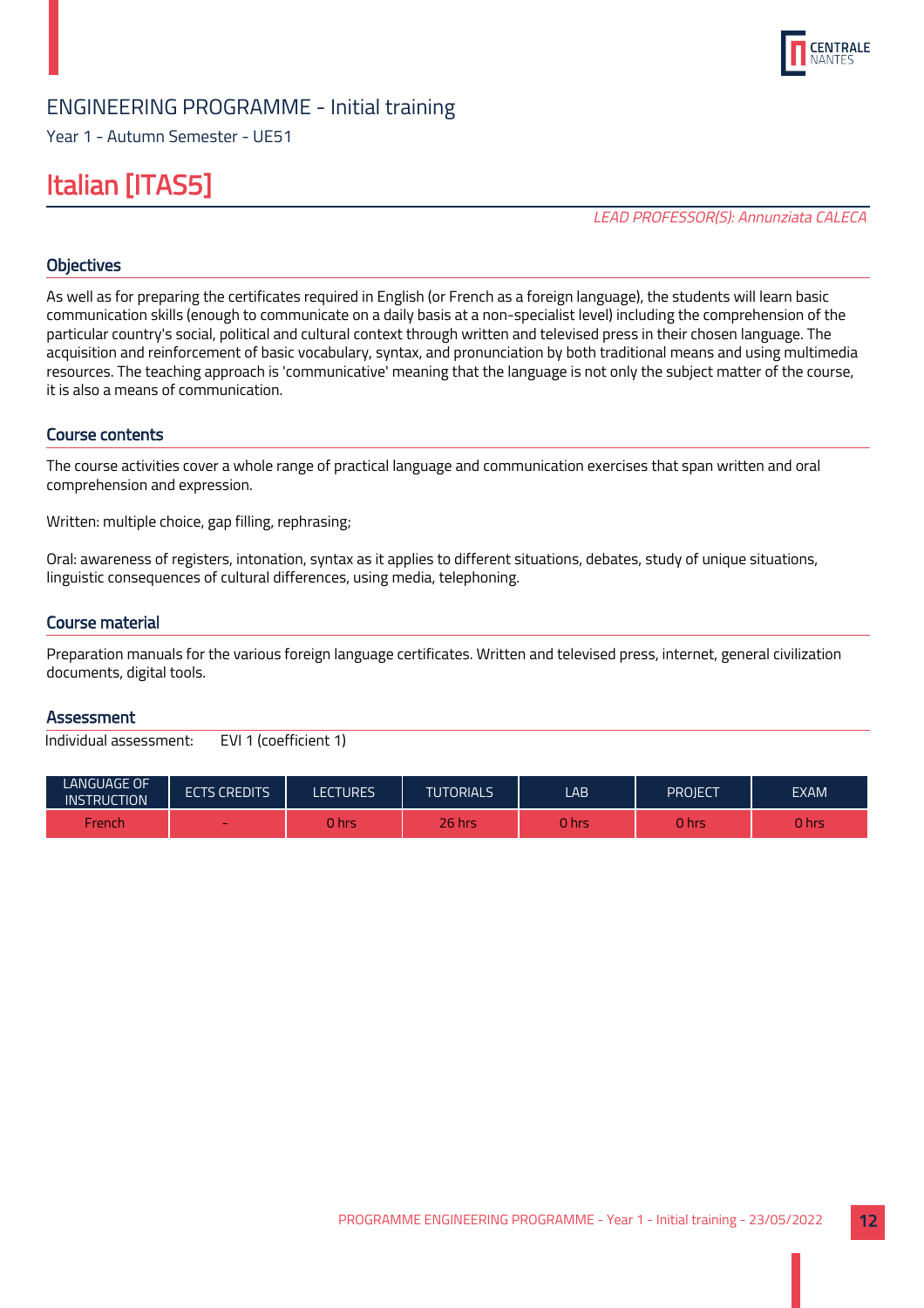ENGINEERING PROGRAMME - Initial training

Year 1 - Autumn Semester - UE51

# Italian [ITAS5]

*LEAD PROFESSOR(S): Annunziata CALECA*

## Objectives

As well as for preparing the certificates required in English (or French as a foreign language), the students will learn basic communication skills (enough to communicate on a daily basis at a non-specialist level) including the comprehension of the particular country's social, political and cultural context through written and televised press in their chosen language. The acquisition and reinforcement of basic vocabulary, syntax, and pronunciation by both traditional means and using multimedia resources. The teaching approach is 'communicative' meaning that the language is not only the subject matter of the course, it is also a means of communication.

## Course contents

The course activities cover a whole range of practical language and communication exercises that span written and oral comprehension and expression.

Written: multiple choice, gap filling, rephrasing;

Oral: awareness of registers, intonation, syntax as it applies to different situations, debates, study of unique situations, linguistic consequences of cultural differences, using media, telephoning.

## Course material

Preparation manuals for the various foreign language certificates. Written and televised press, internet, general civilization documents, digital tools.

## Assessment

Individual assessment: EVI 1 (coefficient 1)

| LANGUAGE OF INSTRUCTION | ECTS CREDITS | LECTURES | TUTORIALS | LAB | PROJECT | EXAM |
|---|---|---|---|---|---|---|
| French | - | 0 hrs | 26 hrs | 0 hrs | 0 hrs | 0 hrs |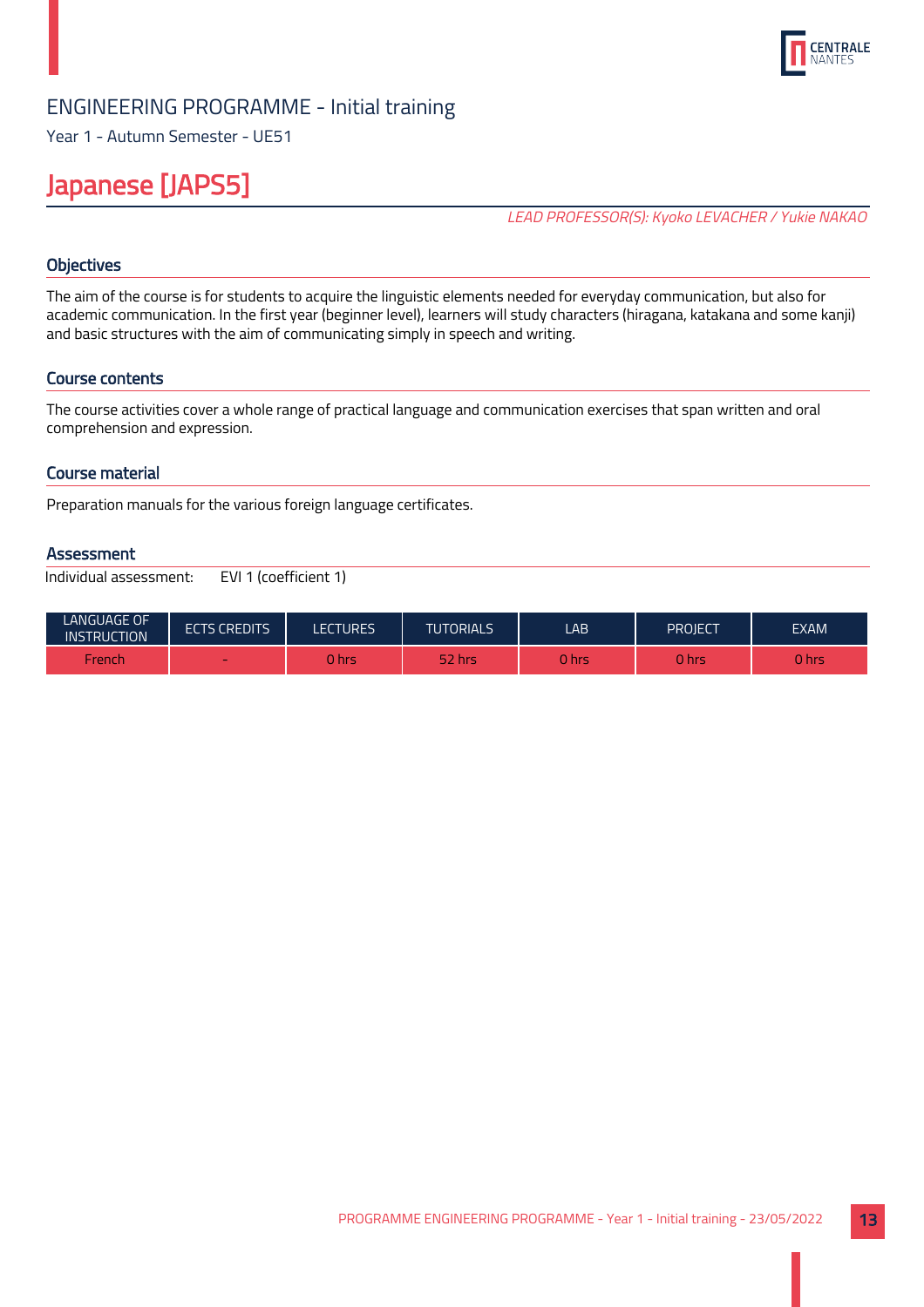ENGINEERING PROGRAMME - Initial training

Year 1 - Autumn Semester - UE51

# Japanese [JAPS5]

*LEAD PROFESSOR(S): Kyoko LEVACHER / Yukie NAKAO*

## Objectives

The aim of the course is for students to acquire the linguistic elements needed for everyday communication, but also for academic communication. In the first year (beginner level), learners will study characters (hiragana, katakana and some kanji) and basic structures with the aim of communicating simply in speech and writing.

## Course contents

The course activities cover a whole range of practical language and communication exercises that span written and oral comprehension and expression.

## Course material

Preparation manuals for the various foreign language certificates.

## Assessment

Individual assessment: EVI 1 (coefficient 1)

| LANGUAGE OF INSTRUCTION | ECTS CREDITS | LECTURES | TUTORIALS | LAB | PROJECT | EXAM |
|---|---|---|---|---|---|---|
| French | - | 0 hrs | 52 hrs | 0 hrs | 0 hrs | 0 hrs |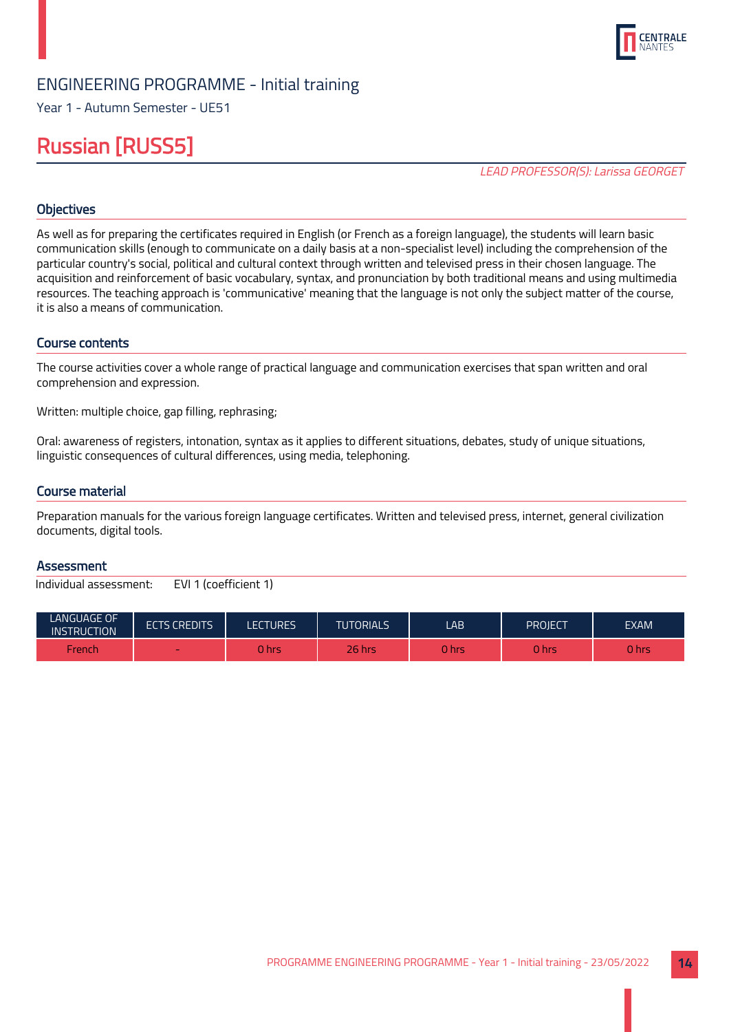ENGINEERING PROGRAMME - Initial training

Year 1 - Autumn Semester - UE51

# Russian [RUSS5]

*LEAD PROFESSOR(S): Larissa GEORGET*

## Objectives

As well as for preparing the certificates required in English (or French as a foreign language), the students will learn basic communication skills (enough to communicate on a daily basis at a non-specialist level) including the comprehension of the particular country's social, political and cultural context through written and televised press in their chosen language. The acquisition and reinforcement of basic vocabulary, syntax, and pronunciation by both traditional means and using multimedia resources. The teaching approach is 'communicative' meaning that the language is not only the subject matter of the course, it is also a means of communication.

## Course contents

The course activities cover a whole range of practical language and communication exercises that span written and oral comprehension and expression.

Written: multiple choice, gap filling, rephrasing;

Oral: awareness of registers, intonation, syntax as it applies to different situations, debates, study of unique situations, linguistic consequences of cultural differences, using media, telephoning.

## Course material

Preparation manuals for the various foreign language certificates. Written and televised press, internet, general civilization documents, digital tools.

## Assessment

Individual assessment: EVI 1 (coefficient 1)

| LANGUAGE OF INSTRUCTION | ECTS CREDITS | LECTURES | TUTORIALS | LAB | PROJECT | EXAM |
|---|---|---|---|---|---|---|
| French | - | 0 hrs | 26 hrs | 0 hrs | 0 hrs | 0 hrs |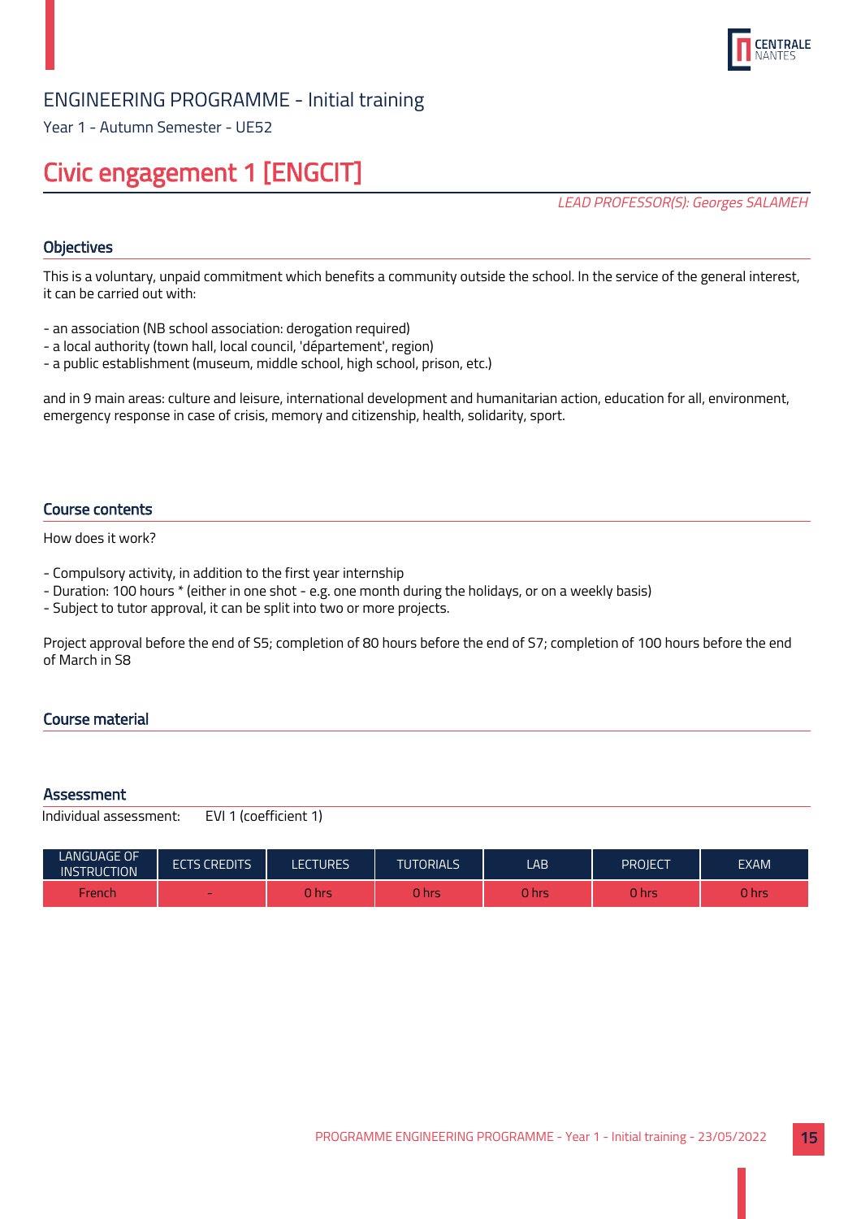ENGINEERING PROGRAMME - Initial training

Year 1 - Autumn Semester - UE52

# Civic engagement 1 [ENGCIT]

*LEAD PROFESSOR(S): Georges SALAMEH*

## Objectives

This is a voluntary, unpaid commitment which benefits a community outside the school. In the service of the general interest, it can be carried out with:

- an association (NB school association: derogation required)
- a local authority (town hall, local council, 'département', region)
- a public establishment (museum, middle school, high school, prison, etc.)

and in 9 main areas: culture and leisure, international development and humanitarian action, education for all, environment, emergency response in case of crisis, memory and citizenship, health, solidarity, sport.

## Course contents

How does it work?

- Compulsory activity, in addition to the first year internship
- Duration: 100 hours * (either in one shot - e.g. one month during the holidays, or on a weekly basis)
- Subject to tutor approval, it can be split into two or more projects.

Project approval before the end of S5; completion of 80 hours before the end of S7; completion of 100 hours before the end of March in S8

## Course material

## Assessment

Individual assessment: EVI 1 (coefficient 1)

| LANGUAGE OF INSTRUCTION | ECTS CREDITS | LECTURES | TUTORIALS | LAB | PROJECT | EXAM |
|---|---|---|---|---|---|---|
| French | - | 0 hrs | 0 hrs | 0 hrs | 0 hrs | 0 hrs |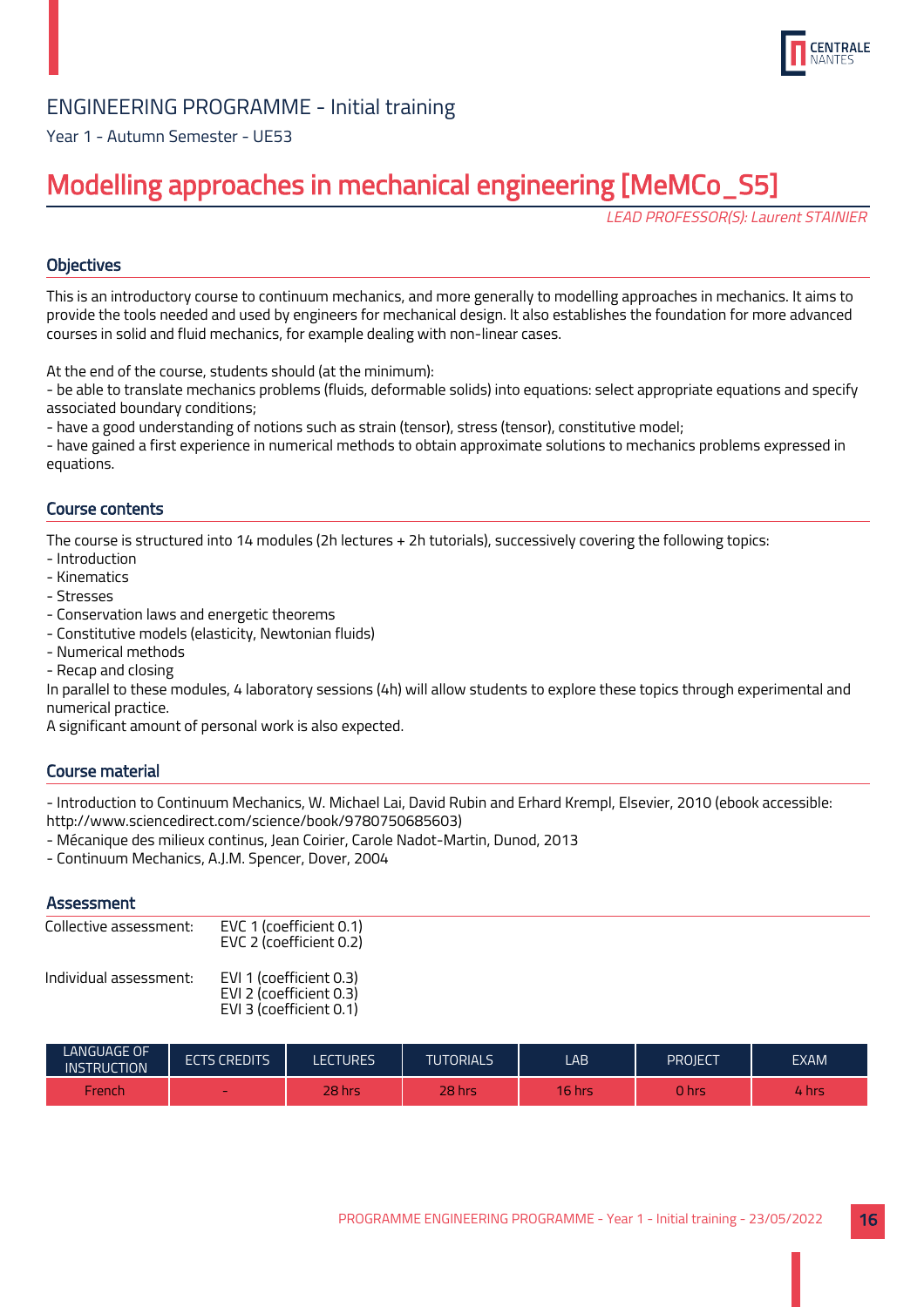ENGINEERING PROGRAMME - Initial training

Year 1 - Autumn Semester - UE53

# Modelling approaches in mechanical engineering [MeMCo_S5]

*LEAD PROFESSOR(S): Laurent STAINIER*

## Objectives

This is an introductory course to continuum mechanics, and more generally to modelling approaches in mechanics. It aims to provide the tools needed and used by engineers for mechanical design. It also establishes the foundation for more advanced courses in solid and fluid mechanics, for example dealing with non-linear cases.

At the end of the course, students should (at the minimum):
- be able to translate mechanics problems (fluids, deformable solids) into equations: select appropriate equations and specify associated boundary conditions;
- have a good understanding of notions such as strain (tensor), stress (tensor), constitutive model;
- have gained a first experience in numerical methods to obtain approximate solutions to mechanics problems expressed in equations.

## Course contents

The course is structured into 14 modules (2h lectures + 2h tutorials), successively covering the following topics:
- Introduction
- Kinematics
- Stresses
- Conservation laws and energetic theorems
- Constitutive models (elasticity, Newtonian fluids)
- Numerical methods
- Recap and closing

In parallel to these modules, 4 laboratory sessions (4h) will allow students to explore these topics through experimental and numerical practice.
A significant amount of personal work is also expected.

## Course material

- Introduction to Continuum Mechanics, W. Michael Lai, David Rubin and Erhard Krempl, Elsevier, 2010 (ebook accessible: http://www.sciencedirect.com/science/book/9780750685603)
- Mécanique des milieux continus, Jean Coirier, Carole Nadot-Martin, Dunod, 2013
- Continuum Mechanics, A.J.M. Spencer, Dover, 2004

## Assessment

Collective assessment: EVC 1 (coefficient 0.1)
EVC 2 (coefficient 0.2)

Individual assessment: EVI 1 (coefficient 0.3)
EVI 2 (coefficient 0.3)
EVI 3 (coefficient 0.1)

| LANGUAGE OF INSTRUCTION | ECTS CREDITS | LECTURES | TUTORIALS | LAB | PROJECT | EXAM |
|---|---|---|---|---|---|---|
| French | - | 28 hrs | 28 hrs | 16 hrs | 0 hrs | 4 hrs |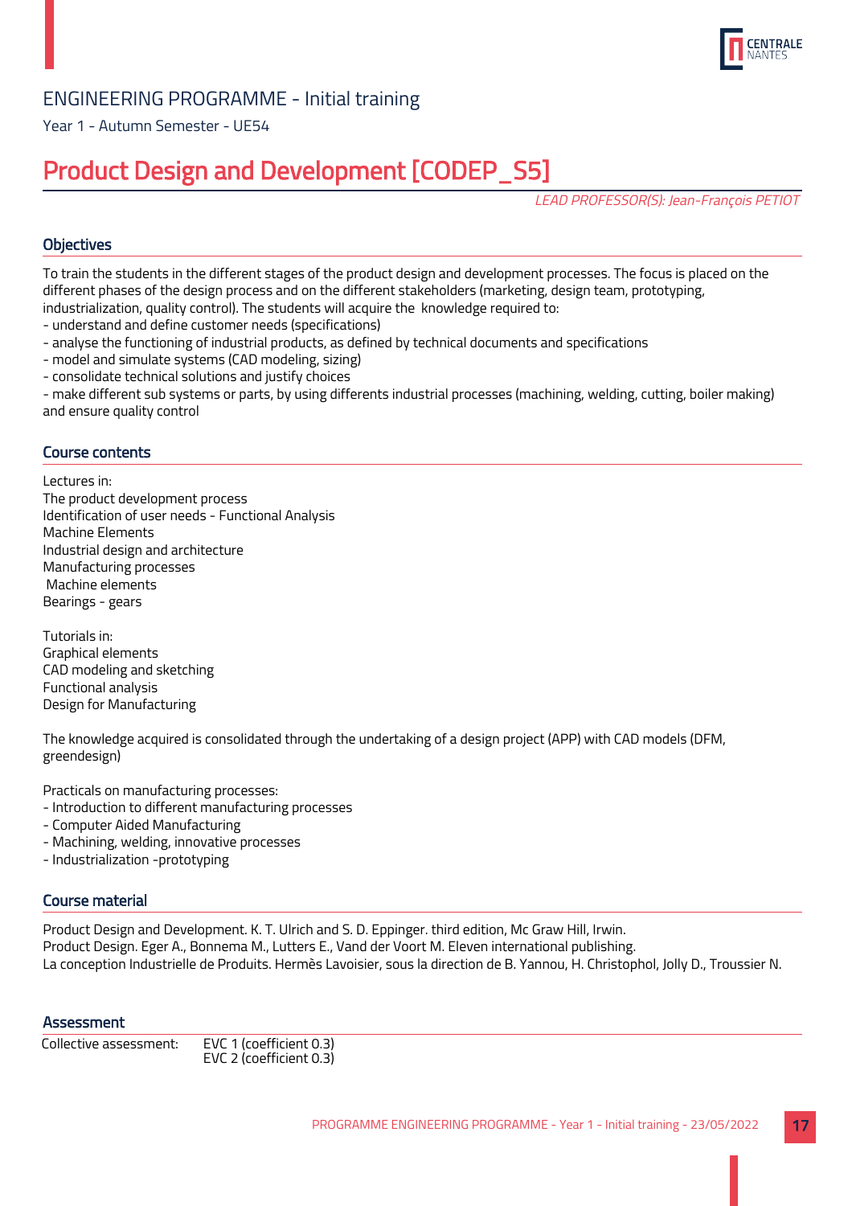ENGINEERING PROGRAMME - Initial training

Year 1 - Autumn Semester - UE54

# Product Design and Development [CODEP_S5]

*LEAD PROFESSOR(S): Jean-François PETIOT*

## Objectives

To train the students in the different stages of the product design and development processes. The focus is placed on the different phases of the design process and on the different stakeholders (marketing, design team, prototyping, industrialization, quality control). The students will acquire the knowledge required to:
- understand and define customer needs (specifications)
- analyse the functioning of industrial products, as defined by technical documents and specifications
- model and simulate systems (CAD modeling, sizing)
- consolidate technical solutions and justify choices
- make different sub systems or parts, by using differents industrial processes (machining, welding, cutting, boiler making) and ensure quality control

## Course contents

Lectures in:
The product development process
Identification of user needs - Functional Analysis
Machine Elements
Industrial design and architecture
Manufacturing processes
Machine elements
Bearings - gears

Tutorials in:
Graphical elements
CAD modeling and sketching
Functional analysis
Design for Manufacturing

The knowledge acquired is consolidated through the undertaking of a design project (APP) with CAD models (DFM, greendesign)

Practicals on manufacturing processes:
- Introduction to different manufacturing processes
- Computer Aided Manufacturing
- Machining, welding, innovative processes
- Industrialization -prototyping

## Course material

Product Design and Development. K. T. Ulrich and S. D. Eppinger. third edition, Mc Graw Hill, Irwin.
Product Design. Eger A., Bonnema M., Lutters E., Vand der Voort M. Eleven international publishing.
La conception Industrielle de Produits. Hermès Lavoisier, sous la direction de B. Yannou, H. Christophol, Jolly D., Troussier N.

## Assessment

| Collective assessment: | EVC 1 (coefficient 0.3) |
| --- | --- |
| | EVC 2 (coefficient 0.3) |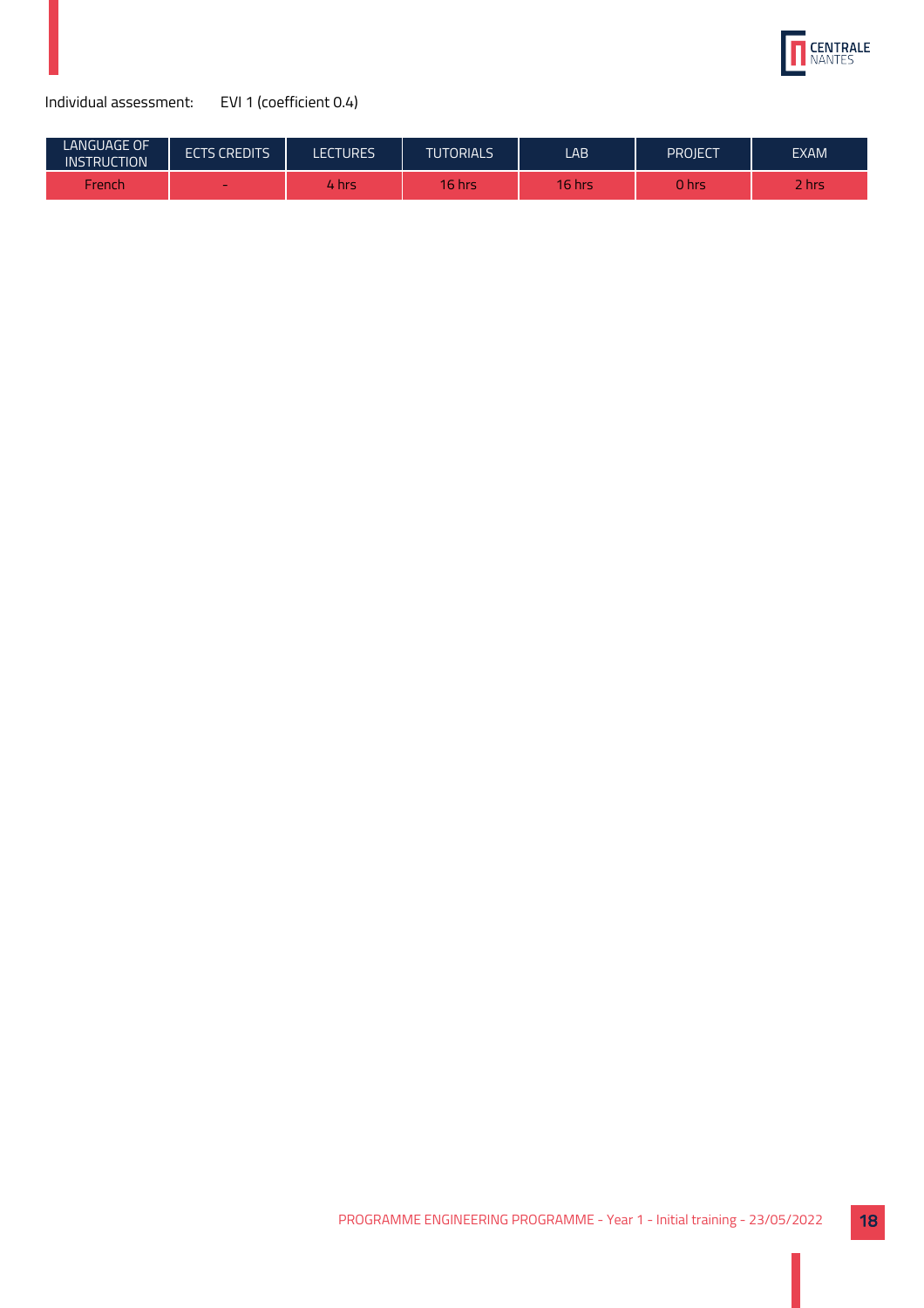Individual assessment: EVI 1 (coefficient 0.4)

| LANGUAGE OF INSTRUCTION | ECTS CREDITS | LECTURES | TUTORIALS | LAB | PROJECT | EXAM |
|---|---|---|---|---|---|---|
| French | - | 4 hrs | 16 hrs | 16 hrs | 0 hrs | 2 hrs |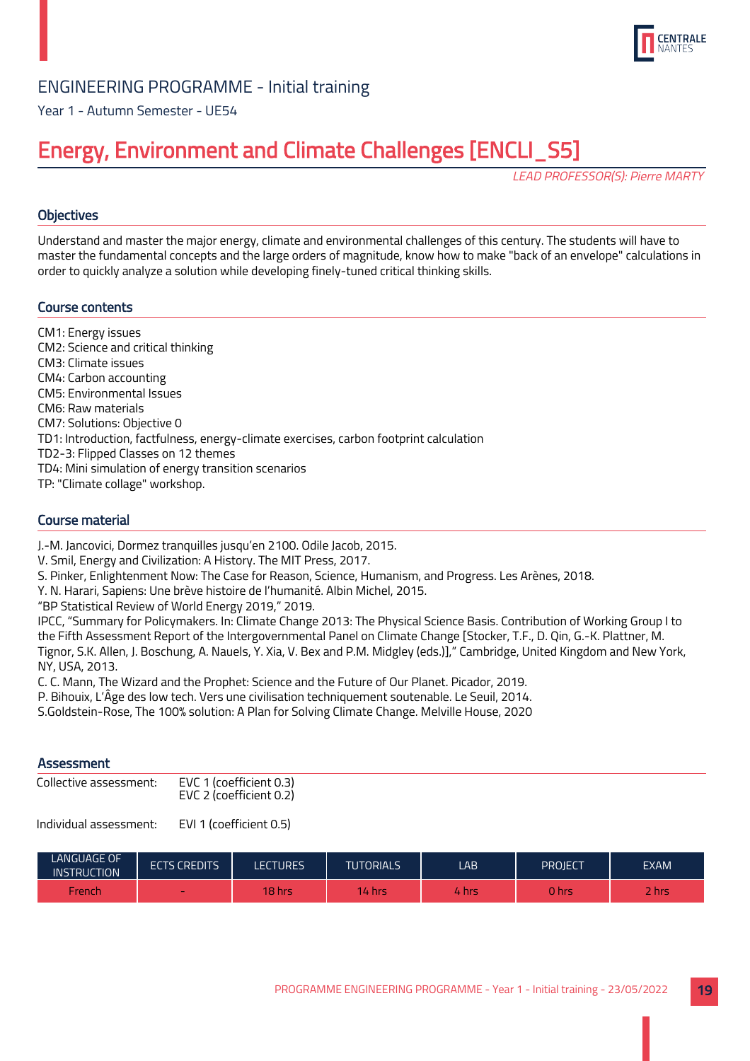ENGINEERING PROGRAMME - Initial training

Year 1 - Autumn Semester - UE54

# Energy, Environment and Climate Challenges [ENCLI_S5]

*LEAD PROFESSOR(S): Pierre MARTY*

## Objectives

Understand and master the major energy, climate and environmental challenges of this century. The students will have to master the fundamental concepts and the large orders of magnitude, know how to make "back of an envelope" calculations in order to quickly analyze a solution while developing finely-tuned critical thinking skills.

## Course contents

CM1: Energy issues
CM2: Science and critical thinking
CM3: Climate issues
CM4: Carbon accounting
CM5: Environmental Issues
CM6: Raw materials
CM7: Solutions: Objective 0
TD1: Introduction, factfulness, energy-climate exercises, carbon footprint calculation
TD2-3: Flipped Classes on 12 themes
TD4: Mini simulation of energy transition scenarios
TP: "Climate collage" workshop.

## Course material

J.-M. Jancovici, Dormez tranquilles jusqu'en 2100. Odile Jacob, 2015.
V. Smil, Energy and Civilization: A History. The MIT Press, 2017.
S. Pinker, Enlightenment Now: The Case for Reason, Science, Humanism, and Progress. Les Arènes, 2018.
Y. N. Harari, Sapiens: Une brève histoire de l'humanité. Albin Michel, 2015.
"BP Statistical Review of World Energy 2019," 2019.
IPCC, "Summary for Policymakers. In: Climate Change 2013: The Physical Science Basis. Contribution of Working Group I to the Fifth Assessment Report of the Intergovernmental Panel on Climate Change [Stocker, T.F., D. Qin, G.-K. Plattner, M. Tignor, S.K. Allen, J. Boschung, A. Nauels, Y. Xia, V. Bex and P.M. Midgley (eds.)]," Cambridge, United Kingdom and New York, NY, USA, 2013.
C. C. Mann, The Wizard and the Prophet: Science and the Future of Our Planet. Picador, 2019.
P. Bihouix, L'Âge des low tech. Vers une civilisation techniquement soutenable. Le Seuil, 2014.
S.Goldstein-Rose, The 100% solution: A Plan for Solving Climate Change. Melville House, 2020

## Assessment

Collective assessment: EVC 1 (coefficient 0.3)
EVC 2 (coefficient 0.2)

Individual assessment: EVI 1 (coefficient 0.5)

| LANGUAGE OF INSTRUCTION | ECTS CREDITS | LECTURES | TUTORIALS | LAB | PROJECT | EXAM |
|---|---|---|---|---|---|---|
| French | - | 18 hrs | 14 hrs | 4 hrs | 0 hrs | 2 hrs |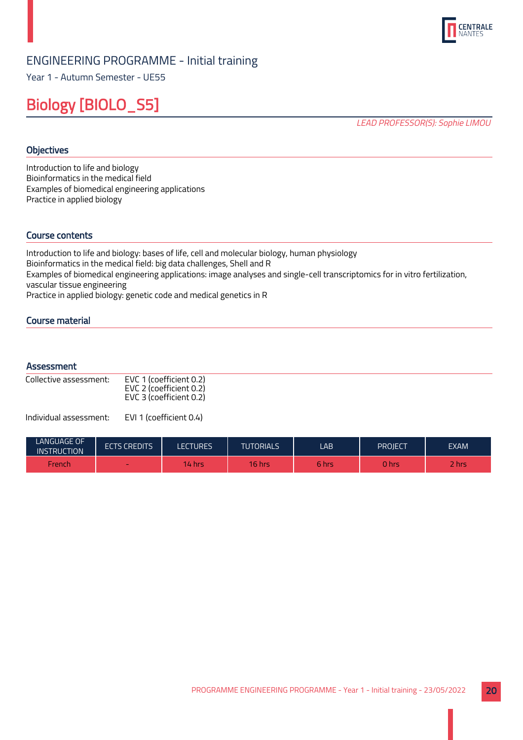ENGINEERING PROGRAMME - Initial training

Year 1 - Autumn Semester - UE55

# Biology [BIOLO_S5]

*LEAD PROFESSOR(S): Sophie LIMOU*

## Objectives

Introduction to life and biology
Bioinformatics in the medical field
Examples of biomedical engineering applications
Practice in applied biology

## Course contents

Introduction to life and biology: bases of life, cell and molecular biology, human physiology
Bioinformatics in the medical field: big data challenges, Shell and R
Examples of biomedical engineering applications: image analyses and single-cell transcriptomics for in vitro fertilization, vascular tissue engineering
Practice in applied biology: genetic code and medical genetics in R

## Course material

## Assessment

Collective assessment: EVC 1 (coefficient 0.2)
EVC 2 (coefficient 0.2)
EVC 3 (coefficient 0.2)

Individual assessment: EVI 1 (coefficient 0.4)

| LANGUAGE OF INSTRUCTION | ECTS CREDITS | LECTURES | TUTORIALS | LAB | PROJECT | EXAM |
|---|---|---|---|---|---|---|
| French | - | 14 hrs | 16 hrs | 6 hrs | 0 hrs | 2 hrs |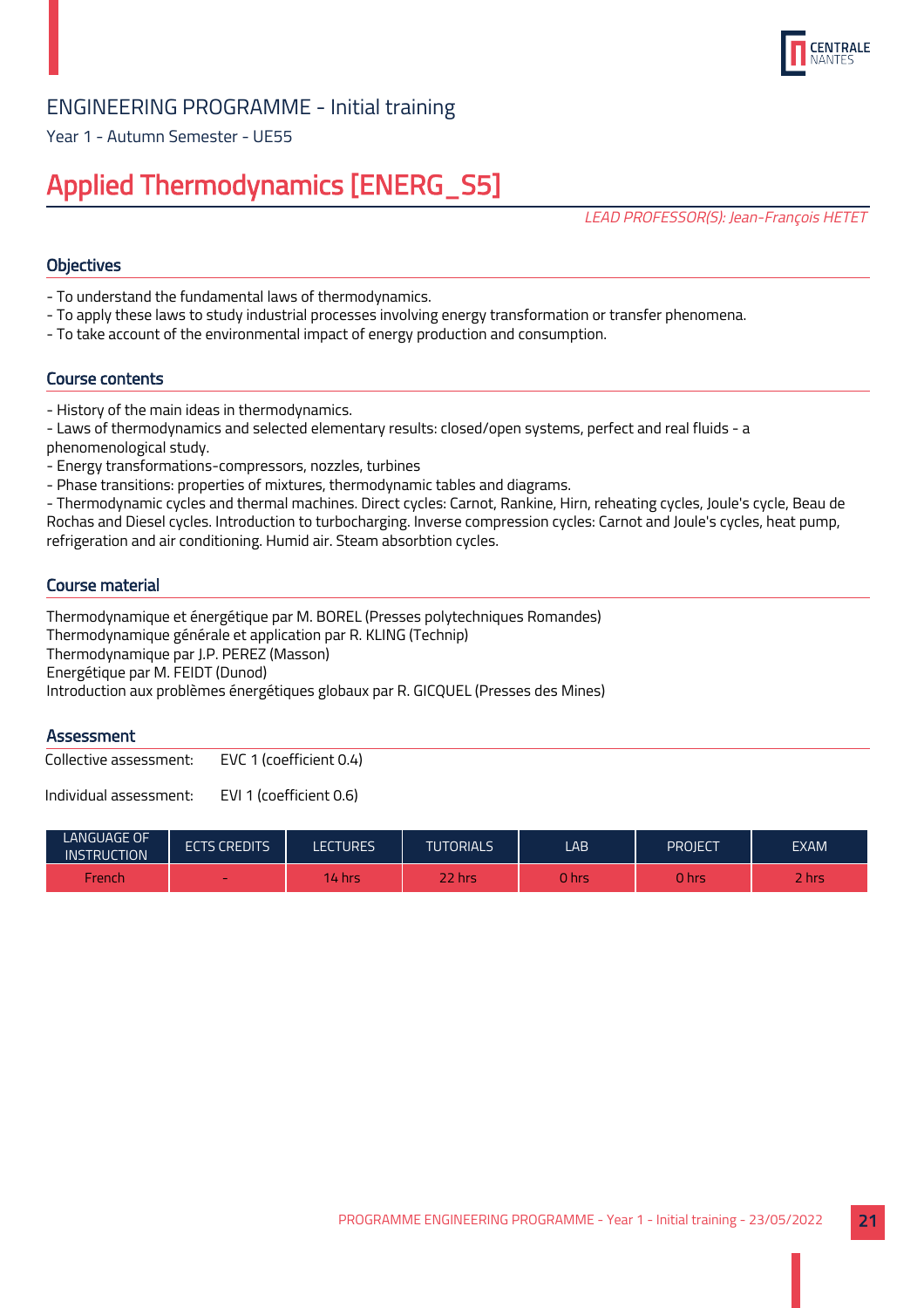## ENGINEERING PROGRAMME - Initial training

Year 1 - Autumn Semester - UE55

# Applied Thermodynamics [ENERG_S5]

*LEAD PROFESSOR(S): Jean-François HETET*

### Objectives

- To understand the fundamental laws of thermodynamics.
- To apply these laws to study industrial processes involving energy transformation or transfer phenomena.
- To take account of the environmental impact of energy production and consumption.

### Course contents

- History of the main ideas in thermodynamics.
- Laws of thermodynamics and selected elementary results: closed/open systems, perfect and real fluids - a phenomenological study.
- Energy transformations-compressors, nozzles, turbines
- Phase transitions: properties of mixtures, thermodynamic tables and diagrams.
- Thermodynamic cycles and thermal machines. Direct cycles: Carnot, Rankine, Hirn, reheating cycles, Joule's cycle, Beau de Rochas and Diesel cycles. Introduction to turbocharging. Inverse compression cycles: Carnot and Joule's cycles, heat pump, refrigeration and air conditioning. Humid air. Steam absorbtion cycles.

### Course material

Thermodynamique et énergétique par M. BOREL (Presses polytechniques Romandes)
Thermodynamique générale et application par R. KLING (Technip)
Thermodynamique par J.P. PEREZ (Masson)
Energétique par M. FEIDT (Dunod)
Introduction aux problèmes énergétiques globaux par R. GICQUEL (Presses des Mines)

### Assessment

Collective assessment: EVC 1 (coefficient 0.4)

Individual assessment: EVI 1 (coefficient 0.6)

| LANGUAGE OF INSTRUCTION | ECTS CREDITS | LECTURES | TUTORIALS | LAB | PROJECT | EXAM |
|---|---|---|---|---|---|---|
| French | - | 14 hrs | 22 hrs | 0 hrs | 0 hrs | 2 hrs |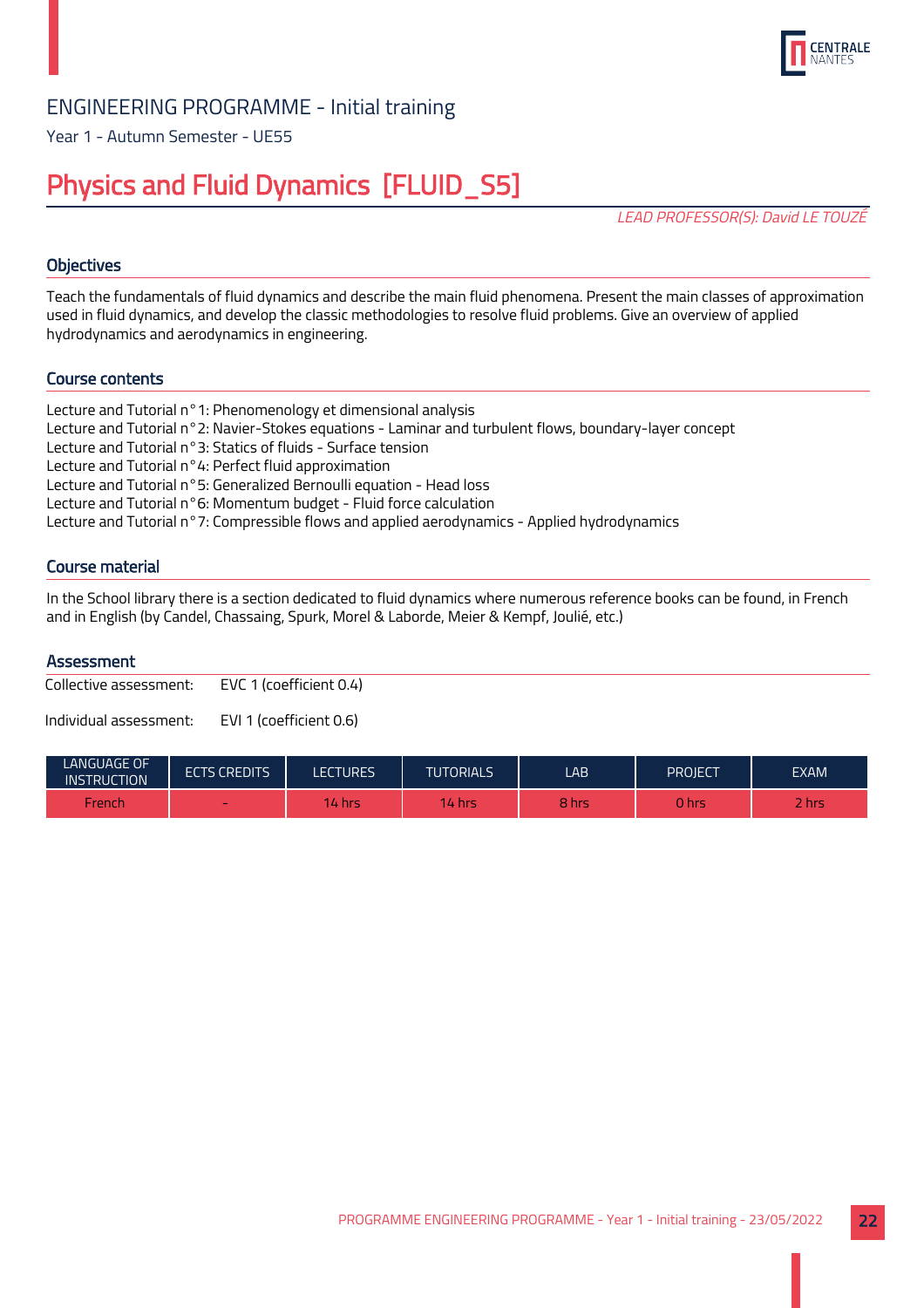ENGINEERING PROGRAMME - Initial training

Year 1 - Autumn Semester - UE55

# Physics and Fluid Dynamics [FLUID_S5]

*LEAD PROFESSOR(S): David LE TOUZÉ*

## Objectives

Teach the fundamentals of fluid dynamics and describe the main fluid phenomena. Present the main classes of approximation used in fluid dynamics, and develop the classic methodologies to resolve fluid problems. Give an overview of applied hydrodynamics and aerodynamics in engineering.

## Course contents

Lecture and Tutorial n°1: Phenomenology et dimensional analysis
Lecture and Tutorial n°2: Navier-Stokes equations - Laminar and turbulent flows, boundary-layer concept
Lecture and Tutorial n°3: Statics of fluids - Surface tension
Lecture and Tutorial n°4: Perfect fluid approximation
Lecture and Tutorial n°5: Generalized Bernoulli equation - Head loss
Lecture and Tutorial n°6: Momentum budget - Fluid force calculation
Lecture and Tutorial n°7: Compressible flows and applied aerodynamics - Applied hydrodynamics

## Course material

In the School library there is a section dedicated to fluid dynamics where numerous reference books can be found, in French and in English (by Candel, Chassaing, Spurk, Morel & Laborde, Meier & Kempf, Joulié, etc.)

## Assessment

Collective assessment: EVC 1 (coefficient 0.4)

Individual assessment: EVI 1 (coefficient 0.6)

| LANGUAGE OF INSTRUCTION | ECTS CREDITS | LECTURES | TUTORIALS | LAB | PROJECT | EXAM |
|---|---|---|---|---|---|---|
| French | - | 14 hrs | 14 hrs | 8 hrs | 0 hrs | 2 hrs |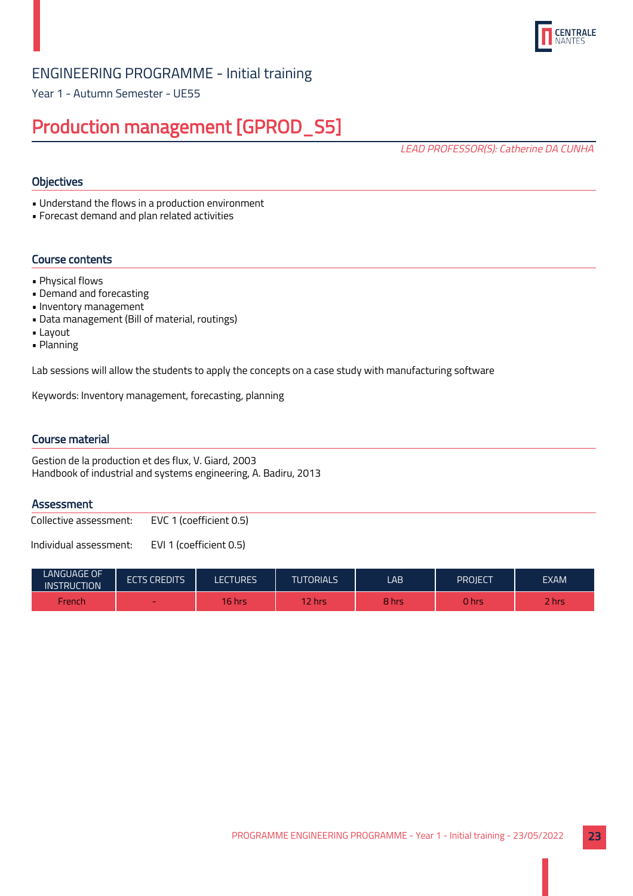ENGINEERING PROGRAMME - Initial training

Year 1 - Autumn Semester - UE55

# Production management [GPROD_S5]

*LEAD PROFESSOR(S): Catherine DA CUNHA*

## Objectives

- Understand the flows in a production environment
- Forecast demand and plan related activities

## Course contents

- Physical flows
- Demand and forecasting
- Inventory management
- Data management (Bill of material, routings)
- Layout
- Planning

Lab sessions will allow the students to apply the concepts on a case study with manufacturing software

Keywords: Inventory management, forecasting, planning

## Course material

Gestion de la production et des flux, V. Giard, 2003
Handbook of industrial and systems engineering, A. Badiru, 2013

## Assessment

Collective assessment: EVC 1 (coefficient 0.5)

Individual assessment: EVI 1 (coefficient 0.5)

| LANGUAGE OF INSTRUCTION | ECTS CREDITS | LECTURES | TUTORIALS | LAB | PROJECT | EXAM |
|---|---|---|---|---|---|---|
| French | - | 16 hrs | 12 hrs | 8 hrs | 0 hrs | 2 hrs |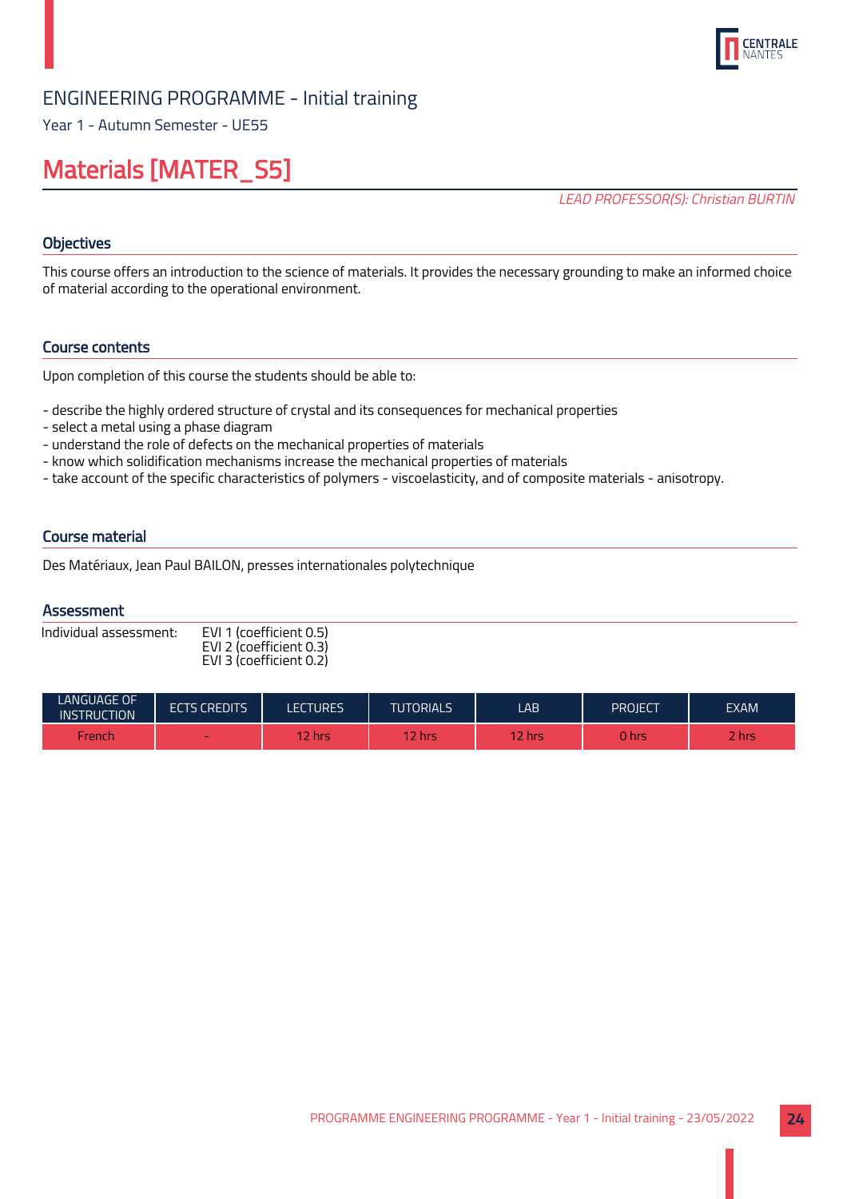ENGINEERING PROGRAMME - Initial training

Year 1 - Autumn Semester - UE55

# Materials [MATER_S5]

*LEAD PROFESSOR(S): Christian BURTIN*

## Objectives

This course offers an introduction to the science of materials. It provides the necessary grounding to make an informed choice of material according to the operational environment.

## Course contents

Upon completion of this course the students should be able to:

- describe the highly ordered structure of crystal and its consequences for mechanical properties
- select a metal using a phase diagram
- understand the role of defects on the mechanical properties of materials
- know which solidification mechanisms increase the mechanical properties of materials
- take account of the specific characteristics of polymers - viscoelasticity, and of composite materials - anisotropy.

## Course material

Des Matériaux, Jean Paul BAILON, presses internationales polytechnique

## Assessment

Individual assessment:
EVI 1 (coefficient 0.5)
EVI 2 (coefficient 0.3)
EVI 3 (coefficient 0.2)

| LANGUAGE OF INSTRUCTION | ECTS CREDITS | LECTURES | TUTORIALS | LAB | PROJECT | EXAM |
|---|---|---|---|---|---|---|
| French | - | 12 hrs | 12 hrs | 12 hrs | 0 hrs | 2 hrs |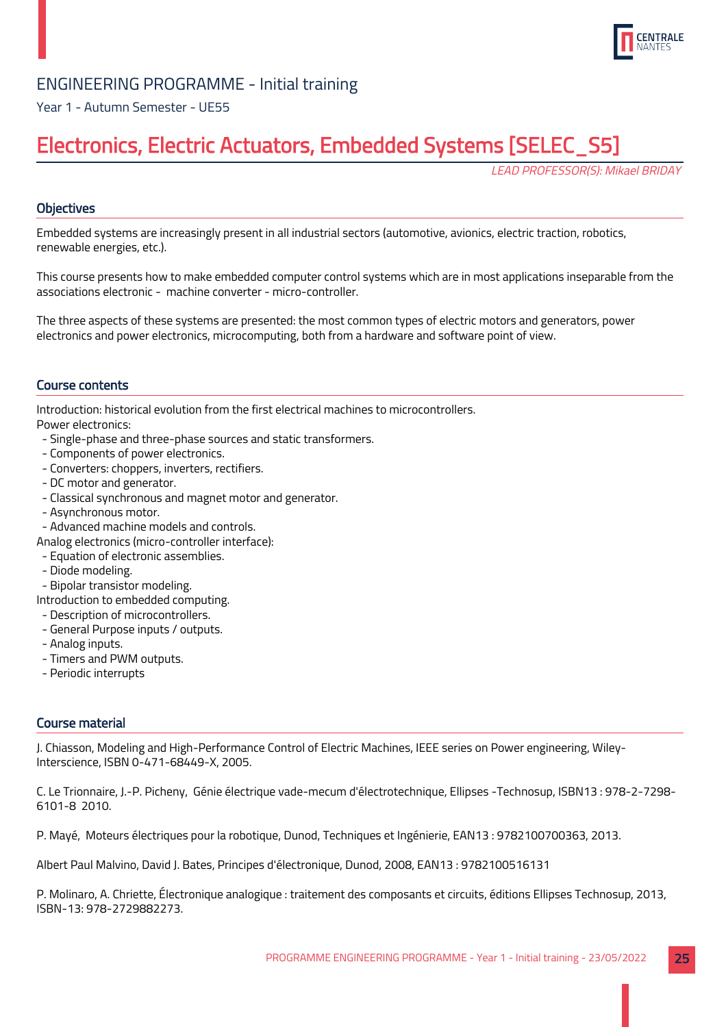ENGINEERING PROGRAMME - Initial training

Year 1 - Autumn Semester - UE55

# Electronics, Electric Actuators, Embedded Systems [SELEC_S5]

*LEAD PROFESSOR(S): Mikael BRIDAY*

## Objectives

Embedded systems are increasingly present in all industrial sectors (automotive, avionics, electric traction, robotics, renewable energies, etc.).

This course presents how to make embedded computer control systems which are in most applications inseparable from the associations electronic - machine converter - micro-controller.

The three aspects of these systems are presented: the most common types of electric motors and generators, power electronics and power electronics, microcomputing, both from a hardware and software point of view.

## Course contents

Introduction: historical evolution from the first electrical machines to microcontrollers.
Power electronics:
- Single-phase and three-phase sources and static transformers.
- Components of power electronics.
- Converters: choppers, inverters, rectifiers.
- DC motor and generator.
- Classical synchronous and magnet motor and generator.
- Asynchronous motor.
- Advanced machine models and controls.

Analog electronics (micro-controller interface):
- Equation of electronic assemblies.
- Diode modeling.
- Bipolar transistor modeling.

Introduction to embedded computing.
- Description of microcontrollers.
- General Purpose inputs / outputs.
- Analog inputs.
- Timers and PWM outputs.
- Periodic interrupts

## Course material

J. Chiasson, Modeling and High-Performance Control of Electric Machines, IEEE series on Power engineering, Wiley-Interscience, ISBN 0-471-68449-X, 2005.

C. Le Trionnaire, J.-P. Picheny, Génie électrique vade-mecum d'électrotechnique, Ellipses -Technosup, ISBN13 : 978-2-7298-6101-8 2010.

P. Mayé, Moteurs électriques pour la robotique, Dunod, Techniques et Ingénierie, EAN13 : 9782100700363, 2013.

Albert Paul Malvino, David J. Bates, Principes d'électronique, Dunod, 2008, EAN13 : 9782100516131

P. Molinaro, A. Chriette, Électronique analogique : traitement des composants et circuits, éditions Ellipses Technosup, 2013, ISBN-13: 978-2729882273.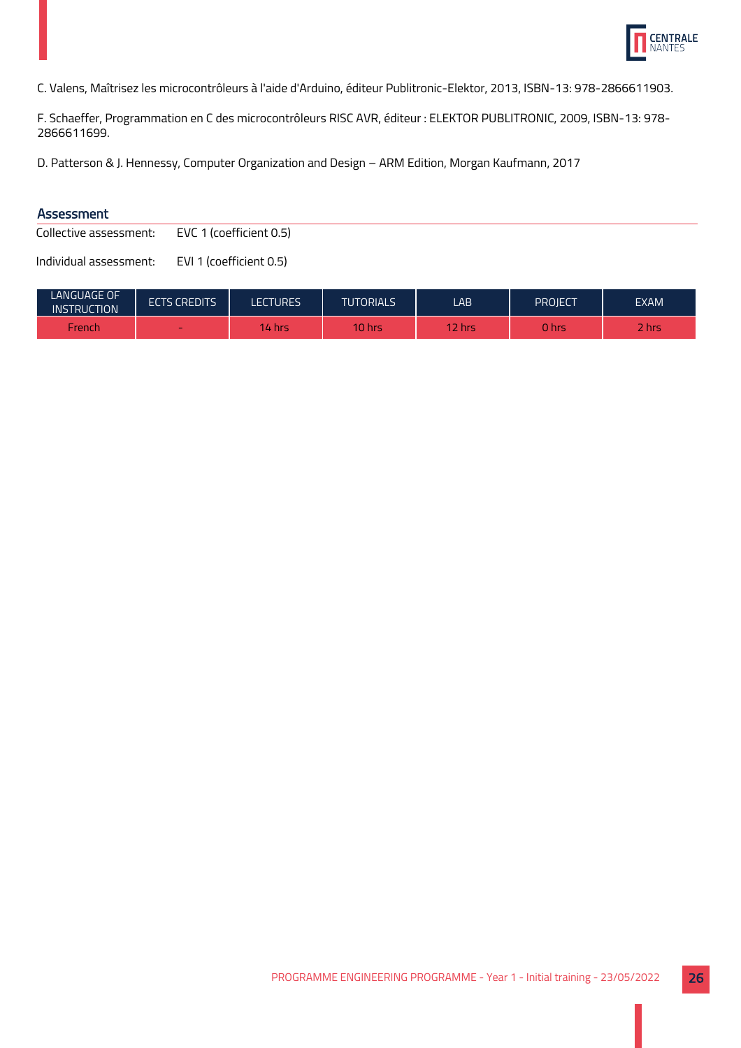C. Valens, Maîtrisez les microcontrôleurs à l'aide d'Arduino, éditeur Publitronic-Elektor, 2013, ISBN-13: 978-2866611903.

F. Schaeffer, Programmation en C des microcontrôleurs RISC AVR, éditeur : ELEKTOR PUBLITRONIC, 2009, ISBN-13: 978-2866611699.

D. Patterson & J. Hennessy, Computer Organization and Design – ARM Edition, Morgan Kaufmann, 2017

## Assessment

Collective assessment: EVC 1 (coefficient 0.5)

Individual assessment: EVI 1 (coefficient 0.5)

| LANGUAGE OF INSTRUCTION | ECTS CREDITS | LECTURES | TUTORIALS | LAB | PROJECT | EXAM |
|---|---|---|---|---|---|---|
| French | - | 14 hrs | 10 hrs | 12 hrs | 0 hrs | 2 hrs |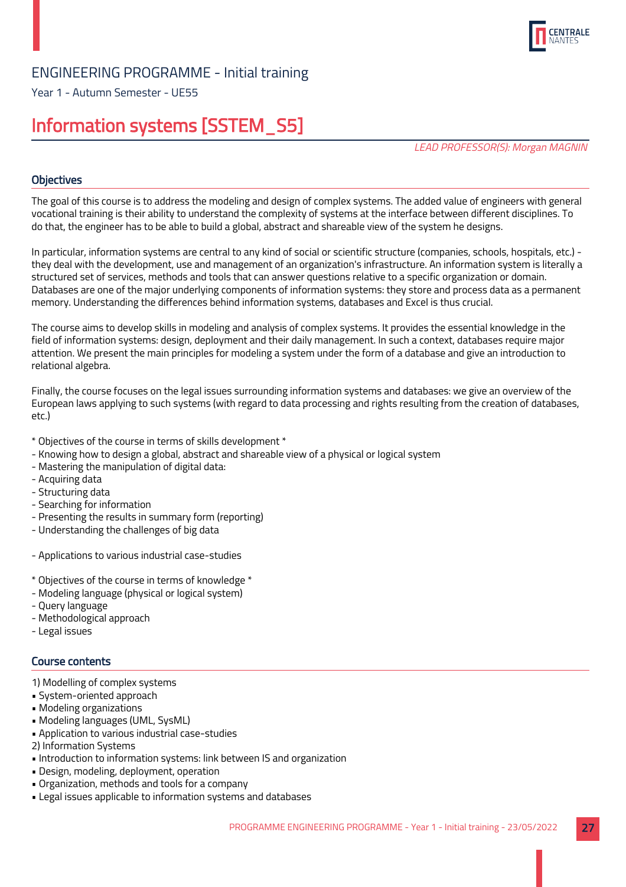ENGINEERING PROGRAMME - Initial training

Year 1 - Autumn Semester - UE55

# Information systems [SSTEM_S5]

*LEAD PROFESSOR(S): Morgan MAGNIN*

## Objectives

The goal of this course is to address the modeling and design of complex systems. The added value of engineers with general vocational training is their ability to understand the complexity of systems at the interface between different disciplines. To do that, the engineer has to be able to build a global, abstract and shareable view of the system he designs.

In particular, information systems are central to any kind of social or scientific structure (companies, schools, hospitals, etc.) - they deal with the development, use and management of an organization's infrastructure. An information system is literally a structured set of services, methods and tools that can answer questions relative to a specific organization or domain. Databases are one of the major underlying components of information systems: they store and process data as a permanent memory. Understanding the differences behind information systems, databases and Excel is thus crucial.

The course aims to develop skills in modeling and analysis of complex systems. It provides the essential knowledge in the field of information systems: design, deployment and their daily management. In such a context, databases require major attention. We present the main principles for modeling a system under the form of a database and give an introduction to relational algebra.

Finally, the course focuses on the legal issues surrounding information systems and databases: we give an overview of the European laws applying to such systems (with regard to data processing and rights resulting from the creation of databases, etc.)

\* Objectives of the course in terms of skills development \*
- Knowing how to design a global, abstract and shareable view of a physical or logical system
- Mastering the manipulation of digital data:
- Acquiring data
- Structuring data
- Searching for information
- Presenting the results in summary form (reporting)
- Understanding the challenges of big data

- Applications to various industrial case-studies

\* Objectives of the course in terms of knowledge \*
- Modeling language (physical or logical system)
- Query language
- Methodological approach
- Legal issues

## Course contents

1) Modelling of complex systems
- System-oriented approach
- Modeling organizations
- Modeling languages (UML, SysML)
- Application to various industrial case-studies

2) Information Systems
- Introduction to information systems: link between IS and organization
- Design, modeling, deployment, operation
- Organization, methods and tools for a company
- Legal issues applicable to information systems and databases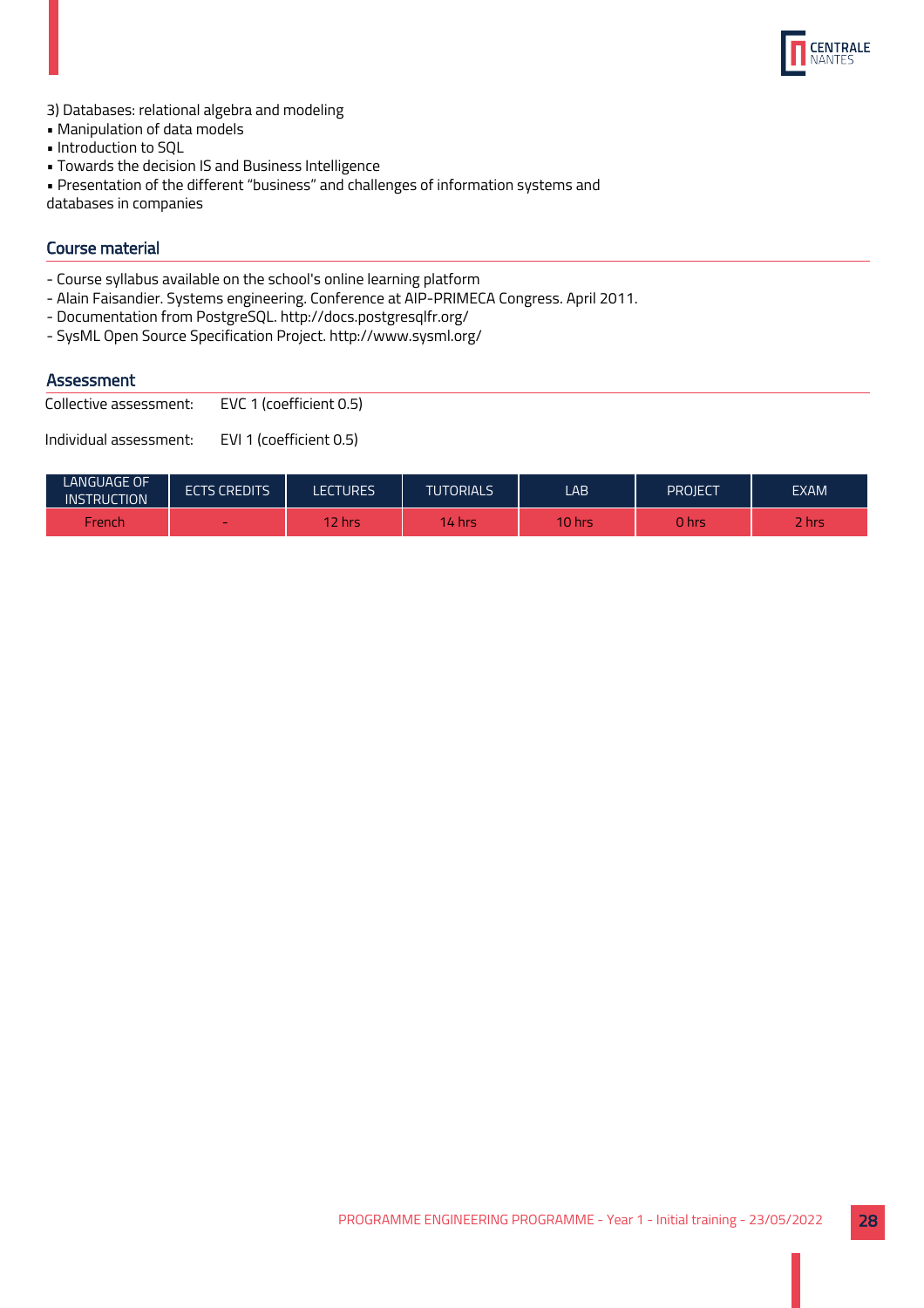3) Databases: relational algebra and modeling
- Manipulation of data models
- Introduction to SQL
- Towards the decision IS and Business Intelligence
- Presentation of the different "business" and challenges of information systems and databases in companies

## Course material

- Course syllabus available on the school's online learning platform
- Alain Faisandier. Systems engineering. Conference at AIP-PRIMECA Congress. April 2011.
- Documentation from PostgreSQL. http://docs.postgresqlfr.org/
- SysML Open Source Specification Project. http://www.sysml.org/

## Assessment

Collective assessment: EVC 1 (coefficient 0.5)

Individual assessment: EVI 1 (coefficient 0.5)

| LANGUAGE OF INSTRUCTION | ECTS CREDITS | LECTURES | TUTORIALS | LAB | PROJECT | EXAM |
|---|---|---|---|---|---|---|
| French | - | 12 hrs | 14 hrs | 10 hrs | 0 hrs | 2 hrs |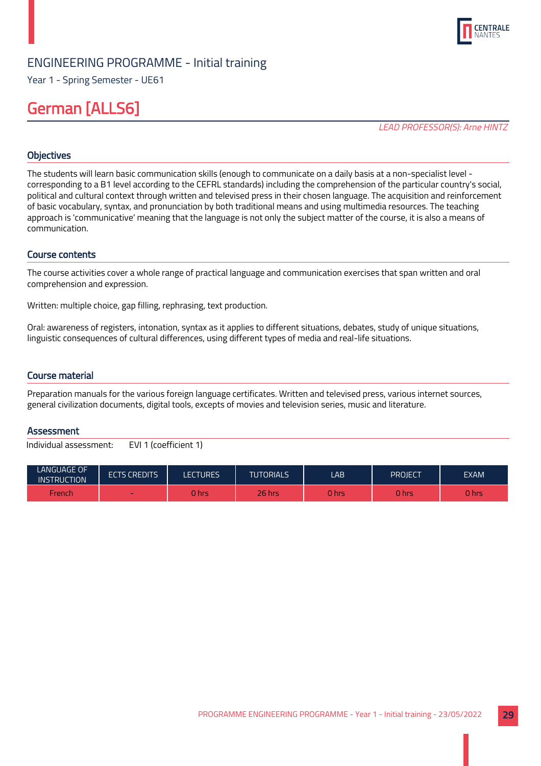ENGINEERING PROGRAMME - Initial training

Year 1 - Spring Semester - UE61

# German [ALLS6]

*LEAD PROFESSOR(S): Arne HINTZ*

## Objectives

The students will learn basic communication skills (enough to communicate on a daily basis at a non-specialist level - corresponding to a B1 level according to the CEFRL standards) including the comprehension of the particular country's social, political and cultural context through written and televised press in their chosen language. The acquisition and reinforcement of basic vocabulary, syntax, and pronunciation by both traditional means and using multimedia resources. The teaching approach is 'communicative' meaning that the language is not only the subject matter of the course, it is also a means of communication.

## Course contents

The course activities cover a whole range of practical language and communication exercises that span written and oral comprehension and expression.

Written: multiple choice, gap filling, rephrasing, text production.

Oral: awareness of registers, intonation, syntax as it applies to different situations, debates, study of unique situations, linguistic consequences of cultural differences, using different types of media and real-life situations.

## Course material

Preparation manuals for the various foreign language certificates. Written and televised press, various internet sources, general civilization documents, digital tools, excepts of movies and television series, music and literature.

## Assessment

Individual assessment: EVI 1 (coefficient 1)

| LANGUAGE OF INSTRUCTION | ECTS CREDITS | LECTURES | TUTORIALS | LAB | PROJECT | EXAM |
|---|---|---|---|---|---|---|
| French | - | 0 hrs | 26 hrs | 0 hrs | 0 hrs | 0 hrs |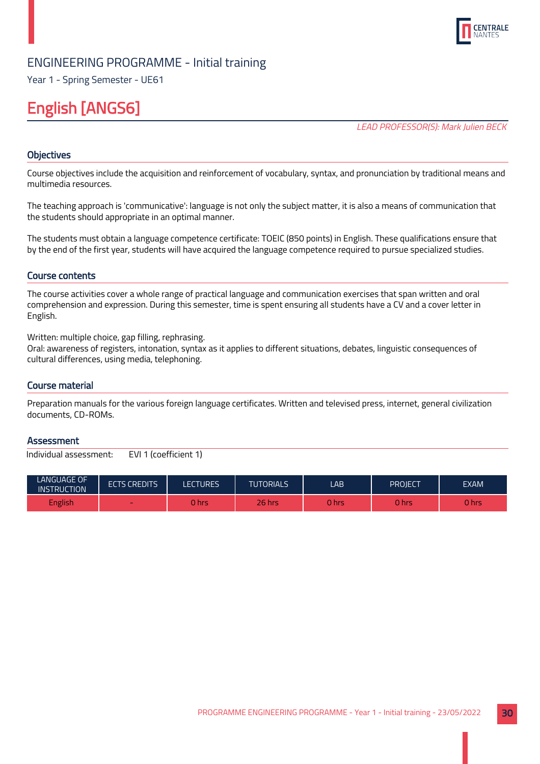ENGINEERING PROGRAMME - Initial training

Year 1 - Spring Semester - UE61

# English [ANGS6]

*LEAD PROFESSOR(S): Mark Julien BECK*

## Objectives

Course objectives include the acquisition and reinforcement of vocabulary, syntax, and pronunciation by traditional means and multimedia resources.

The teaching approach is 'communicative': language is not only the subject matter, it is also a means of communication that the students should appropriate in an optimal manner.

The students must obtain a language competence certificate: TOEIC (850 points) in English. These qualifications ensure that by the end of the first year, students will have acquired the language competence required to pursue specialized studies.

## Course contents

The course activities cover a whole range of practical language and communication exercises that span written and oral comprehension and expression. During this semester, time is spent ensuring all students have a CV and a cover letter in English.

Written: multiple choice, gap filling, rephrasing.
Oral: awareness of registers, intonation, syntax as it applies to different situations, debates, linguistic consequences of cultural differences, using media, telephoning.

## Course material

Preparation manuals for the various foreign language certificates. Written and televised press, internet, general civilization documents, CD-ROMs.

## Assessment

Individual assessment: EVI 1 (coefficient 1)

| LANGUAGE OF INSTRUCTION | ECTS CREDITS | LECTURES | TUTORIALS | LAB | PROJECT | EXAM |
|---|---|---|---|---|---|---|
| English | - | 0 hrs | 26 hrs | 0 hrs | 0 hrs | 0 hrs |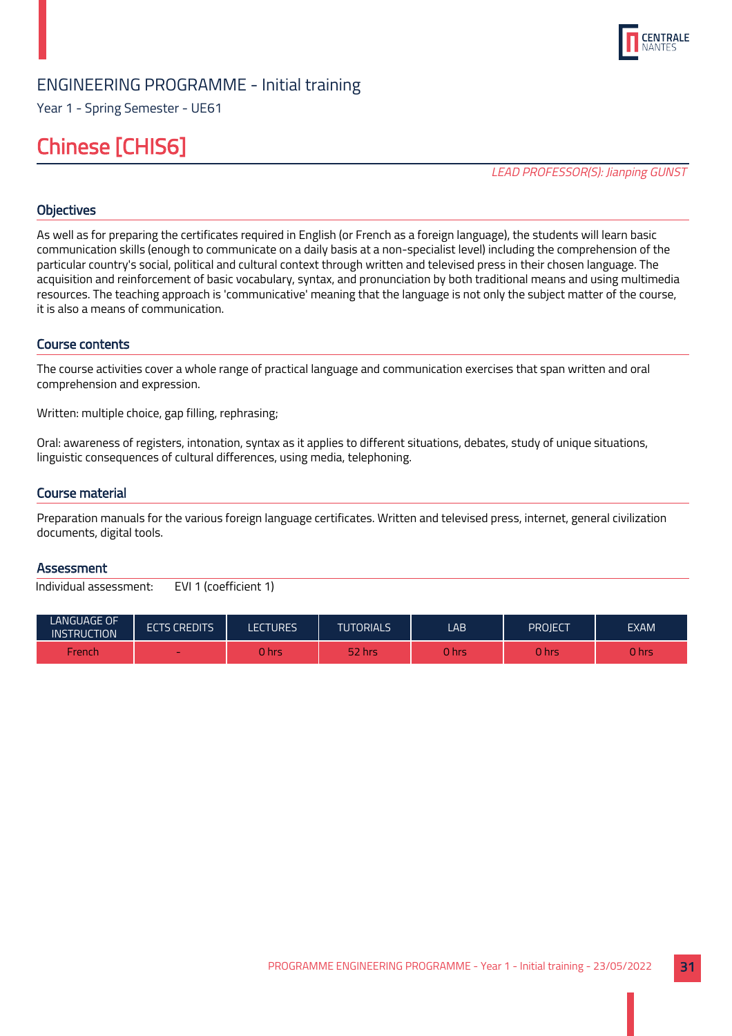ENGINEERING PROGRAMME - Initial training

Year 1 - Spring Semester - UE61

# Chinese [CHIS6]

*LEAD PROFESSOR(S): Jianping GUNST*

## Objectives

As well as for preparing the certificates required in English (or French as a foreign language), the students will learn basic communication skills (enough to communicate on a daily basis at a non-specialist level) including the comprehension of the particular country's social, political and cultural context through written and televised press in their chosen language. The acquisition and reinforcement of basic vocabulary, syntax, and pronunciation by both traditional means and using multimedia resources. The teaching approach is 'communicative' meaning that the language is not only the subject matter of the course, it is also a means of communication.

## Course contents

The course activities cover a whole range of practical language and communication exercises that span written and oral comprehension and expression.

Written: multiple choice, gap filling, rephrasing;

Oral: awareness of registers, intonation, syntax as it applies to different situations, debates, study of unique situations, linguistic consequences of cultural differences, using media, telephoning.

## Course material

Preparation manuals for the various foreign language certificates. Written and televised press, internet, general civilization documents, digital tools.

## Assessment

Individual assessment: EVI 1 (coefficient 1)

| LANGUAGE OF INSTRUCTION | ECTS CREDITS | LECTURES | TUTORIALS | LAB | PROJECT | EXAM |
|---|---|---|---|---|---|---|
| French | - | 0 hrs | 52 hrs | 0 hrs | 0 hrs | 0 hrs |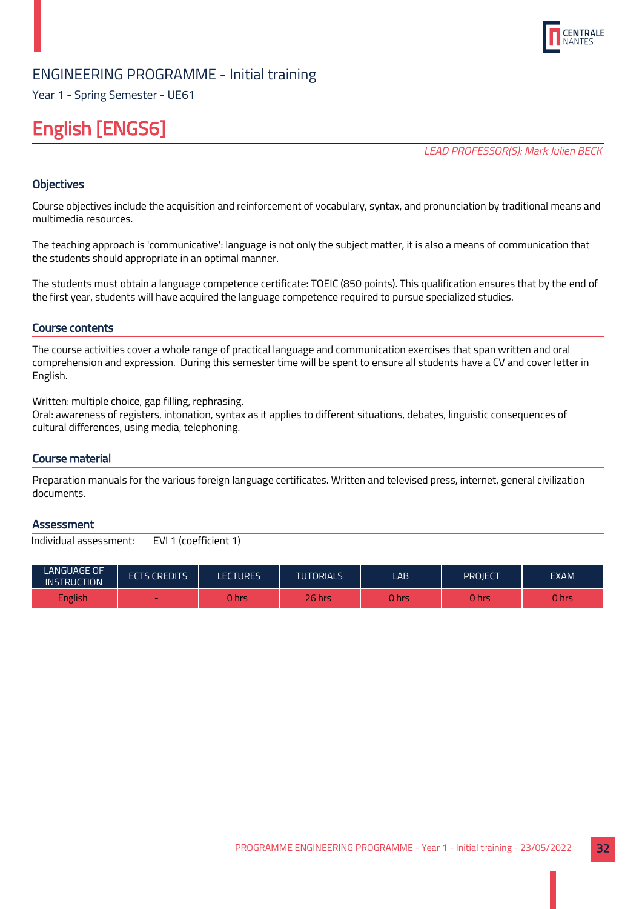ENGINEERING PROGRAMME - Initial training

Year 1 - Spring Semester - UE61

# English [ENGS6]

*LEAD PROFESSOR(S): Mark Julien BECK*

## Objectives

Course objectives include the acquisition and reinforcement of vocabulary, syntax, and pronunciation by traditional means and multimedia resources.

The teaching approach is 'communicative': language is not only the subject matter, it is also a means of communication that the students should appropriate in an optimal manner.

The students must obtain a language competence certificate: TOEIC (850 points). This qualification ensures that by the end of the first year, students will have acquired the language competence required to pursue specialized studies.

## Course contents

The course activities cover a whole range of practical language and communication exercises that span written and oral comprehension and expression. During this semester time will be spent to ensure all students have a CV and cover letter in English.

Written: multiple choice, gap filling, rephrasing.
Oral: awareness of registers, intonation, syntax as it applies to different situations, debates, linguistic consequences of cultural differences, using media, telephoning.

## Course material

Preparation manuals for the various foreign language certificates. Written and televised press, internet, general civilization documents.

## Assessment

Individual assessment: EVI 1 (coefficient 1)

| LANGUAGE OF INSTRUCTION | ECTS CREDITS | LECTURES | TUTORIALS | LAB | PROJECT | EXAM |
|---|---|---|---|---|---|---|
| English | - | 0 hrs | 26 hrs | 0 hrs | 0 hrs | 0 hrs |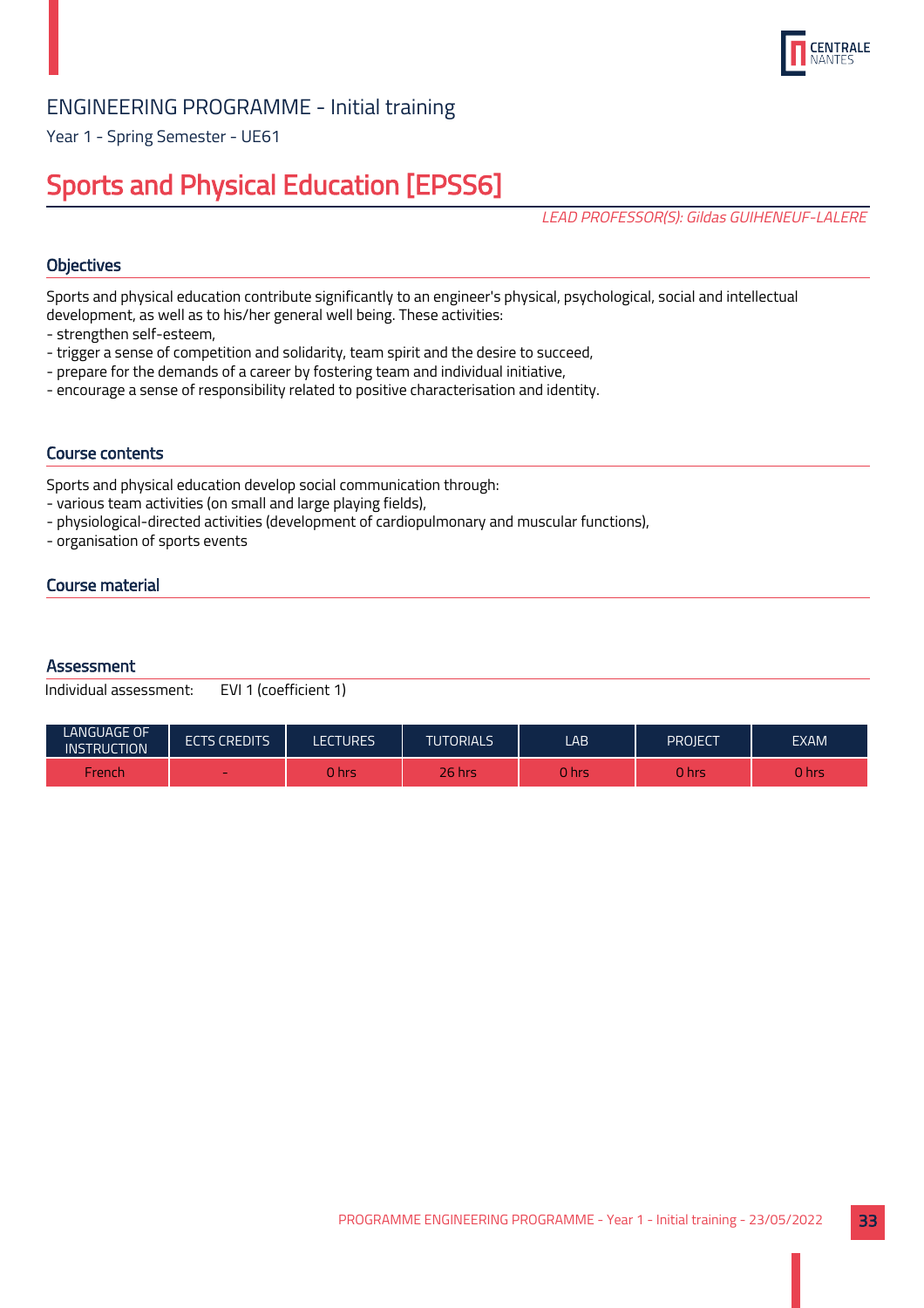ENGINEERING PROGRAMME - Initial training

Year 1 - Spring Semester - UE61

# Sports and Physical Education [EPSS6]

*LEAD PROFESSOR(S): Gildas GUIHENEUF-LALERE*

## Objectives

Sports and physical education contribute significantly to an engineer's physical, psychological, social and intellectual development, as well as to his/her general well being. These activities:
- strengthen self-esteem,
- trigger a sense of competition and solidarity, team spirit and the desire to succeed,
- prepare for the demands of a career by fostering team and individual initiative,
- encourage a sense of responsibility related to positive characterisation and identity.

## Course contents

Sports and physical education develop social communication through:
- various team activities (on small and large playing fields),
- physiological-directed activities (development of cardiopulmonary and muscular functions),
- organisation of sports events

## Course material

## Assessment

Individual assessment: EVI 1 (coefficient 1)

| LANGUAGE OF INSTRUCTION | ECTS CREDITS | LECTURES | TUTORIALS | LAB | PROJECT | EXAM |
|---|---|---|---|---|---|---|
| French | - | 0 hrs | 26 hrs | 0 hrs | 0 hrs | 0 hrs |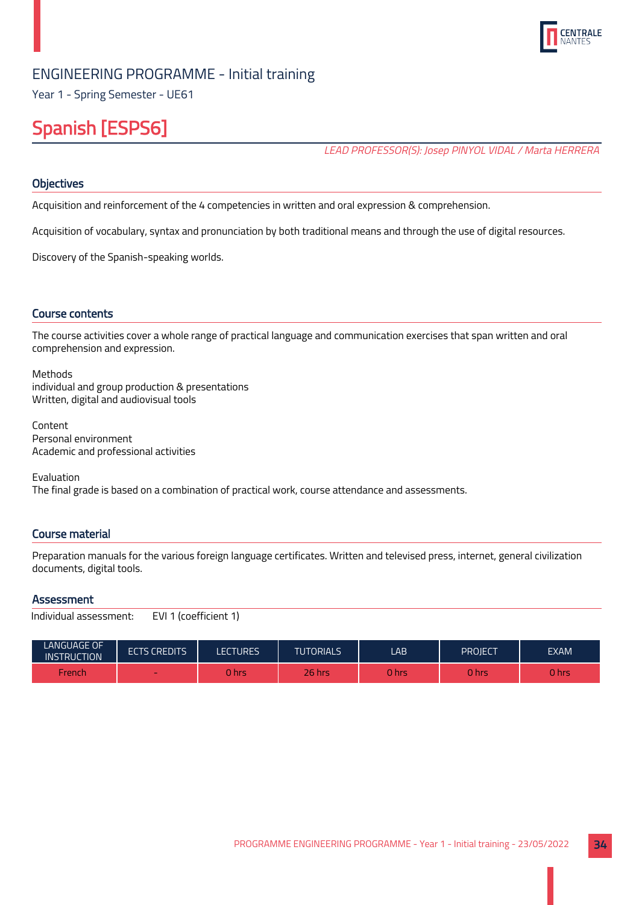ENGINEERING PROGRAMME - Initial training

Year 1 - Spring Semester - UE61

# Spanish [ESPS6]

*LEAD PROFESSOR(S): Josep PINYOL VIDAL / Marta HERRERA*

## Objectives

Acquisition and reinforcement of the 4 competencies in written and oral expression & comprehension.

Acquisition of vocabulary, syntax and pronunciation by both traditional means and through the use of digital resources.

Discovery of the Spanish-speaking worlds.

## Course contents

The course activities cover a whole range of practical language and communication exercises that span written and oral comprehension and expression.

Methods
individual and group production & presentations
Written, digital and audiovisual tools

Content
Personal environment
Academic and professional activities

Evaluation
The final grade is based on a combination of practical work, course attendance and assessments.

## Course material

Preparation manuals for the various foreign language certificates. Written and televised press, internet, general civilization documents, digital tools.

## Assessment

Individual assessment: EVI 1 (coefficient 1)

| LANGUAGE OF INSTRUCTION | ECTS CREDITS | LECTURES | TUTORIALS | LAB | PROJECT | EXAM |
|---|---|---|---|---|---|---|
| French | - | 0 hrs | 26 hrs | 0 hrs | 0 hrs | 0 hrs |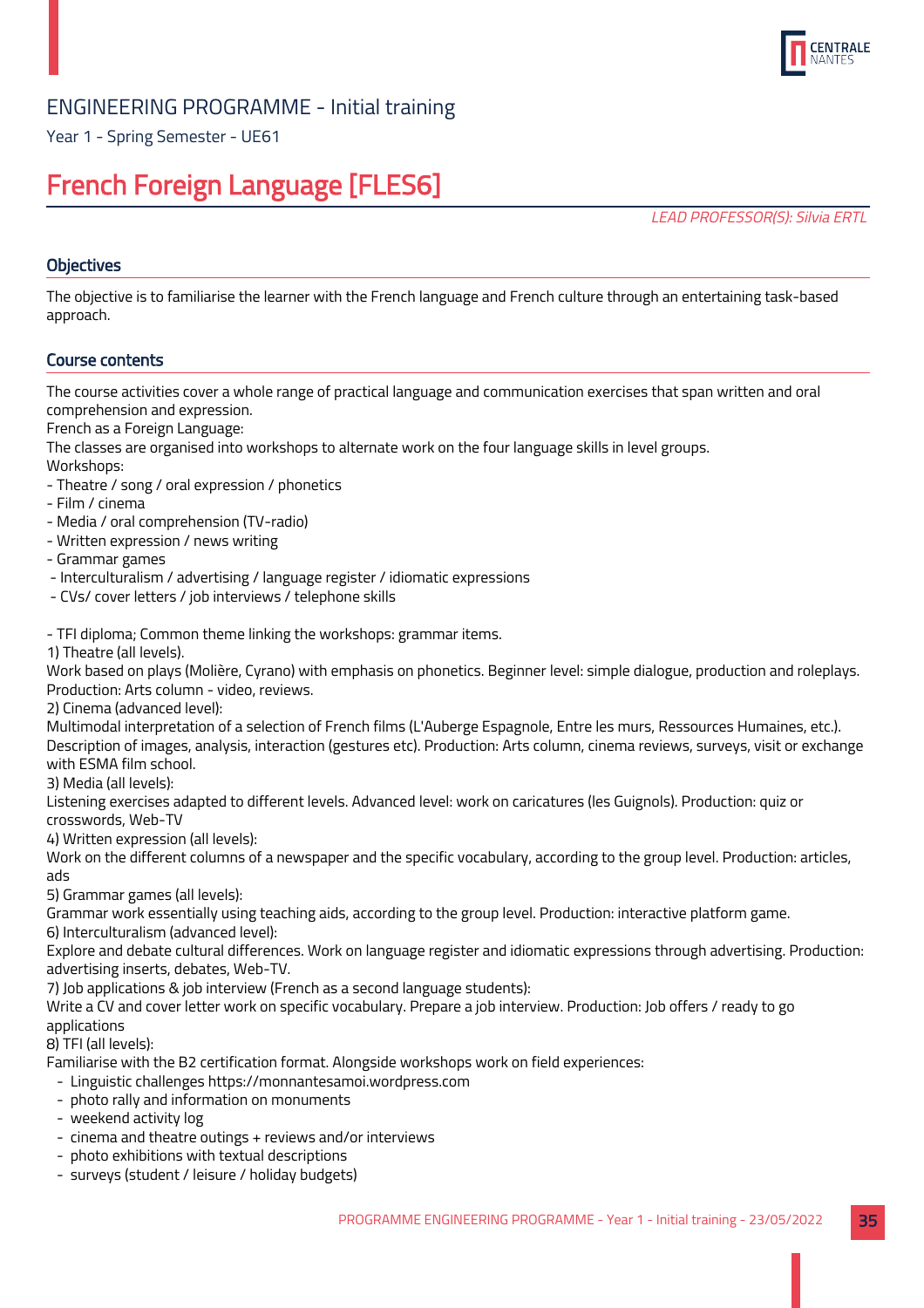ENGINEERING PROGRAMME - Initial training

Year 1 - Spring Semester - UE61

# French Foreign Language [FLES6]

*LEAD PROFESSOR(S): Silvia ERTL*

## Objectives

The objective is to familiarise the learner with the French language and French culture through an entertaining task-based approach.

## Course contents

The course activities cover a whole range of practical language and communication exercises that span written and oral comprehension and expression.
French as a Foreign Language:
The classes are organised into workshops to alternate work on the four language skills in level groups.
Workshops:
- Theatre / song / oral expression / phonetics
- Film / cinema
- Media / oral comprehension (TV-radio)
- Written expression / news writing
- Grammar games
- Interculturalism / advertising / language register / idiomatic expressions
- CVs/ cover letters / job interviews / telephone skills

- TFI diploma; Common theme linking the workshops: grammar items.

1) Theatre (all levels).
Work based on plays (Molière, Cyrano) with emphasis on phonetics. Beginner level: simple dialogue, production and roleplays. Production: Arts column - video, reviews.
2) Cinema (advanced level):
Multimodal interpretation of a selection of French films (L'Auberge Espagnole, Entre les murs, Ressources Humaines, etc.). Description of images, analysis, interaction (gestures etc). Production: Arts column, cinema reviews, surveys, visit or exchange with ESMA film school.
3) Media (all levels):
Listening exercises adapted to different levels. Advanced level: work on caricatures (les Guignols). Production: quiz or crosswords, Web-TV
4) Written expression (all levels):
Work on the different columns of a newspaper and the specific vocabulary, according to the group level. Production: articles, ads
5) Grammar games (all levels):
Grammar work essentially using teaching aids, according to the group level. Production: interactive platform game.
6) Interculturalism (advanced level):
Explore and debate cultural differences. Work on language register and idiomatic expressions through advertising. Production: advertising inserts, debates, Web-TV.
7) Job applications & job interview (French as a second language students):
Write a CV and cover letter work on specific vocabulary. Prepare a job interview. Production: Job offers / ready to go applications
8) TFI (all levels):
Familiarise with the B2 certification format. Alongside workshops work on field experiences:
- Linguistic challenges https://monnantesamoi.wordpress.com
- photo rally and information on monuments
- weekend activity log
- cinema and theatre outings + reviews and/or interviews
- photo exhibitions with textual descriptions
- surveys (student / leisure / holiday budgets)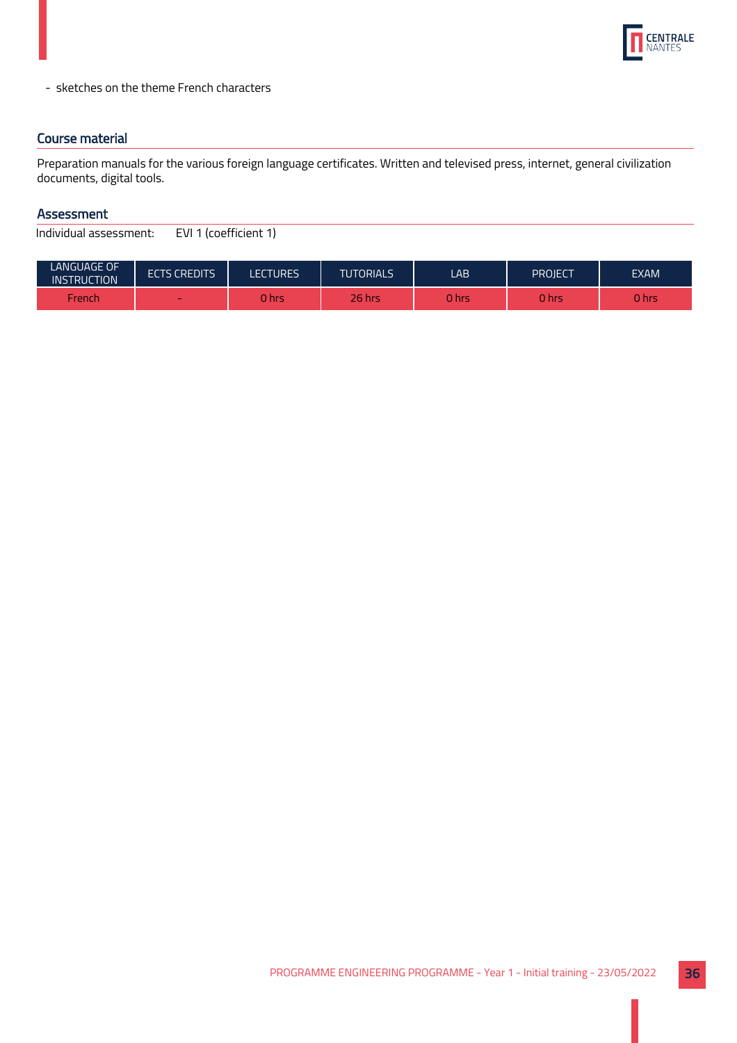- sketches on the theme French characters

## Course material

Preparation manuals for the various foreign language certificates. Written and televised press, internet, general civilization documents, digital tools.

## Assessment

Individual assessment: EVI 1 (coefficient 1)

| LANGUAGE OF INSTRUCTION | ECTS CREDITS | LECTURES | TUTORIALS | LAB | PROJECT | EXAM |
|---|---|---|---|---|---|---|
| French | - | 0 hrs | 26 hrs | 0 hrs | 0 hrs | 0 hrs |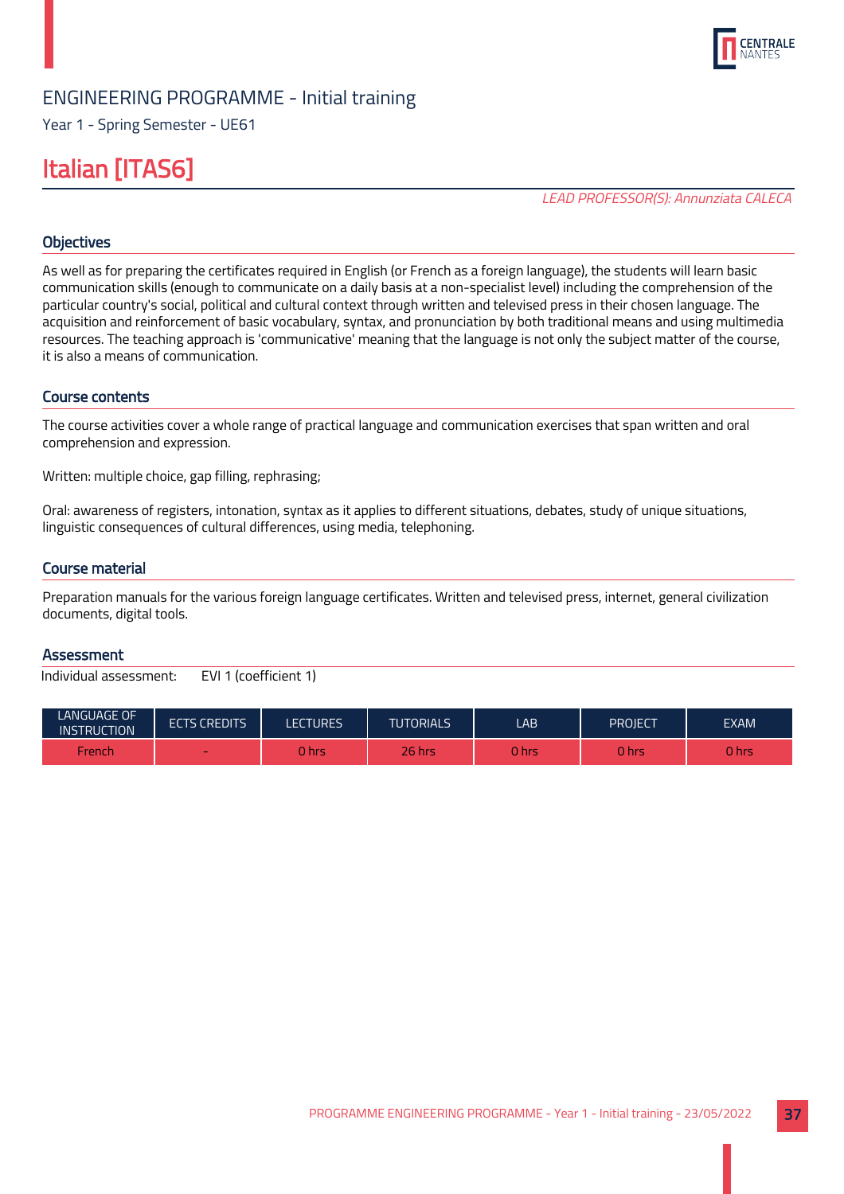ENGINEERING PROGRAMME - Initial training

Year 1 - Spring Semester - UE61

# Italian [ITAS6]

*LEAD PROFESSOR(S): Annunziata CALECA*

## Objectives

As well as for preparing the certificates required in English (or French as a foreign language), the students will learn basic communication skills (enough to communicate on a daily basis at a non-specialist level) including the comprehension of the particular country's social, political and cultural context through written and televised press in their chosen language. The acquisition and reinforcement of basic vocabulary, syntax, and pronunciation by both traditional means and using multimedia resources. The teaching approach is 'communicative' meaning that the language is not only the subject matter of the course, it is also a means of communication.

## Course contents

The course activities cover a whole range of practical language and communication exercises that span written and oral comprehension and expression.

Written: multiple choice, gap filling, rephrasing;

Oral: awareness of registers, intonation, syntax as it applies to different situations, debates, study of unique situations, linguistic consequences of cultural differences, using media, telephoning.

## Course material

Preparation manuals for the various foreign language certificates. Written and televised press, internet, general civilization documents, digital tools.

## Assessment

Individual assessment: EVI 1 (coefficient 1)

| LANGUAGE OF INSTRUCTION | ECTS CREDITS | LECTURES | TUTORIALS | LAB | PROJECT | EXAM |
|---|---|---|---|---|---|---|
| French | - | 0 hrs | 26 hrs | 0 hrs | 0 hrs | 0 hrs |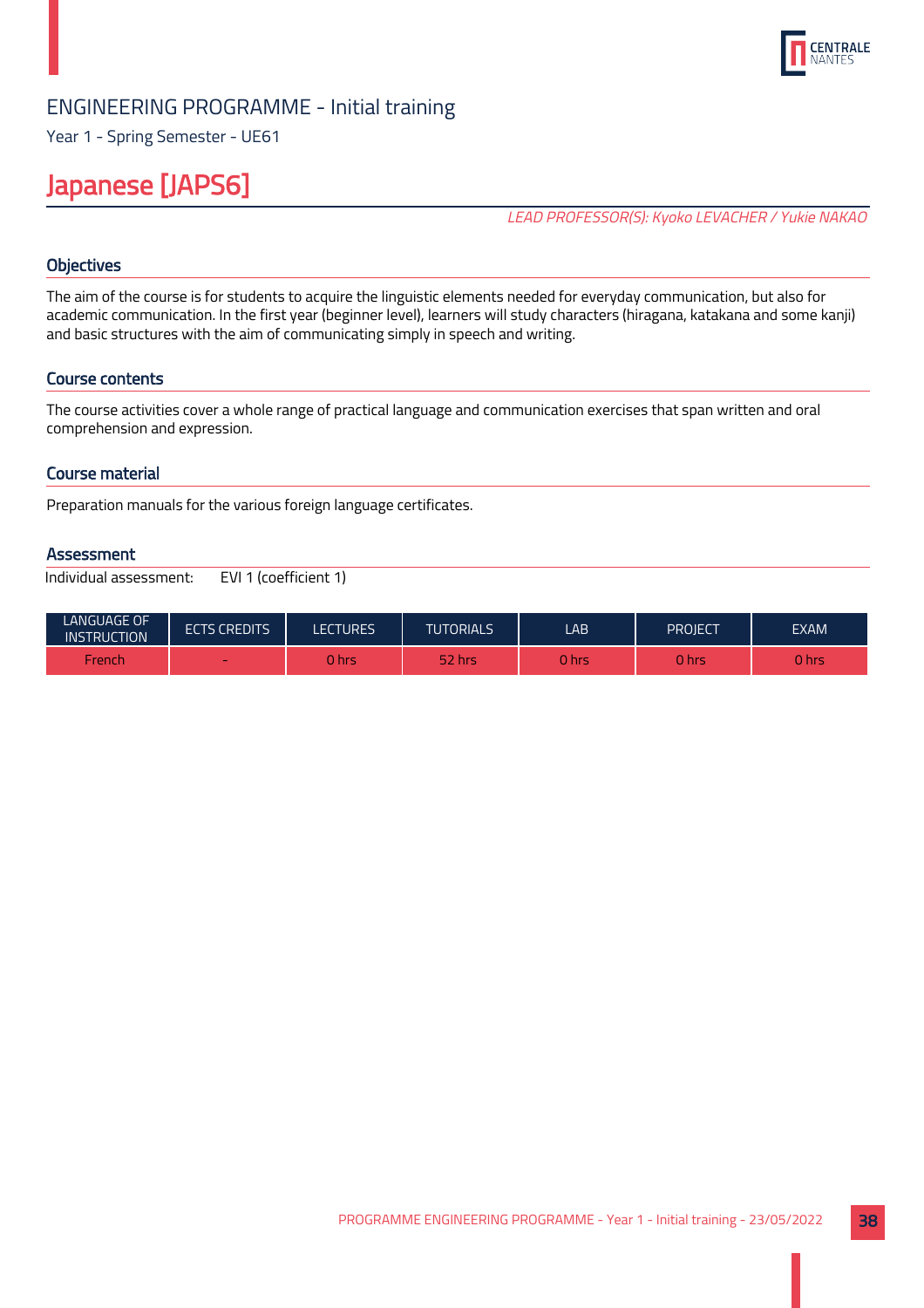ENGINEERING PROGRAMME - Initial training

Year 1 - Spring Semester - UE61

# Japanese [JAPS6]

*LEAD PROFESSOR(S): Kyoko LEVACHER / Yukie NAKAO*

## Objectives

The aim of the course is for students to acquire the linguistic elements needed for everyday communication, but also for academic communication. In the first year (beginner level), learners will study characters (hiragana, katakana and some kanji) and basic structures with the aim of communicating simply in speech and writing.

## Course contents

The course activities cover a whole range of practical language and communication exercises that span written and oral comprehension and expression.

## Course material

Preparation manuals for the various foreign language certificates.

## Assessment

Individual assessment: EVI 1 (coefficient 1)

| LANGUAGE OF INSTRUCTION | ECTS CREDITS | LECTURES | TUTORIALS | LAB | PROJECT | EXAM |
|---|---|---|---|---|---|---|
| French | - | 0 hrs | 52 hrs | 0 hrs | 0 hrs | 0 hrs |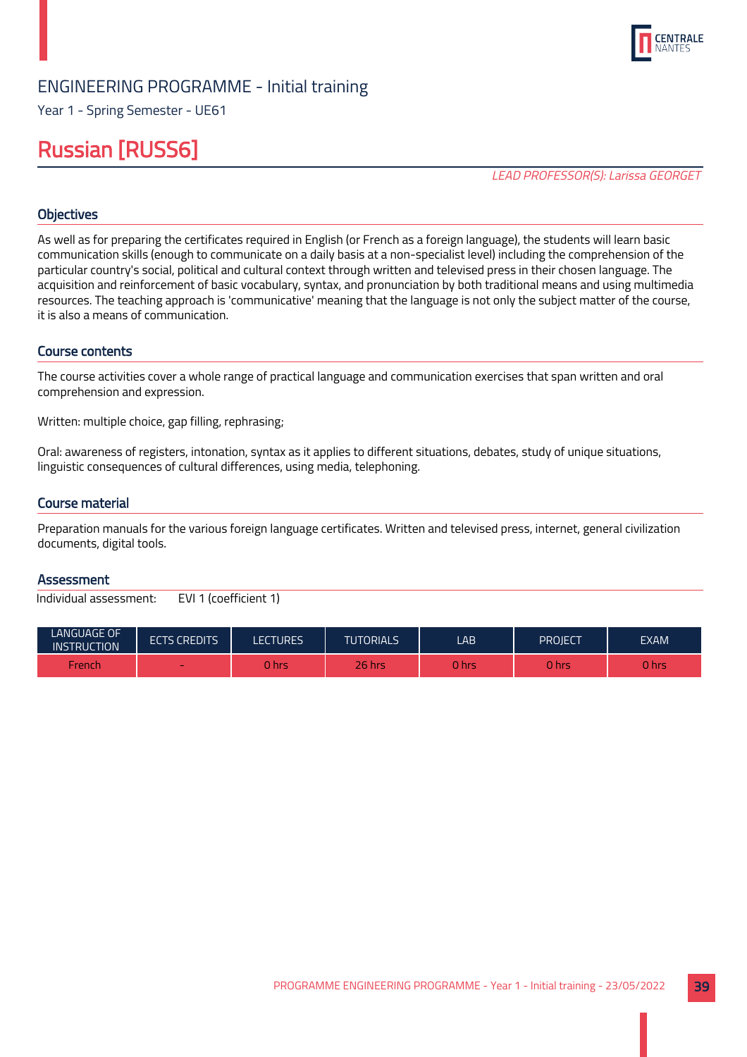ENGINEERING PROGRAMME - Initial training

Year 1 - Spring Semester - UE61

# Russian [RUSS6]

*LEAD PROFESSOR(S): Larissa GEORGET*

## Objectives

As well as for preparing the certificates required in English (or French as a foreign language), the students will learn basic communication skills (enough to communicate on a daily basis at a non-specialist level) including the comprehension of the particular country's social, political and cultural context through written and televised press in their chosen language. The acquisition and reinforcement of basic vocabulary, syntax, and pronunciation by both traditional means and using multimedia resources. The teaching approach is 'communicative' meaning that the language is not only the subject matter of the course, it is also a means of communication.

## Course contents

The course activities cover a whole range of practical language and communication exercises that span written and oral comprehension and expression.

Written: multiple choice, gap filling, rephrasing;

Oral: awareness of registers, intonation, syntax as it applies to different situations, debates, study of unique situations, linguistic consequences of cultural differences, using media, telephoning.

## Course material

Preparation manuals for the various foreign language certificates. Written and televised press, internet, general civilization documents, digital tools.

## Assessment

Individual assessment: EVI 1 (coefficient 1)

| LANGUAGE OF INSTRUCTION | ECTS CREDITS | LECTURES | TUTORIALS | LAB | PROJECT | EXAM |
|---|---|---|---|---|---|---|
| French | - | 0 hrs | 26 hrs | 0 hrs | 0 hrs | 0 hrs |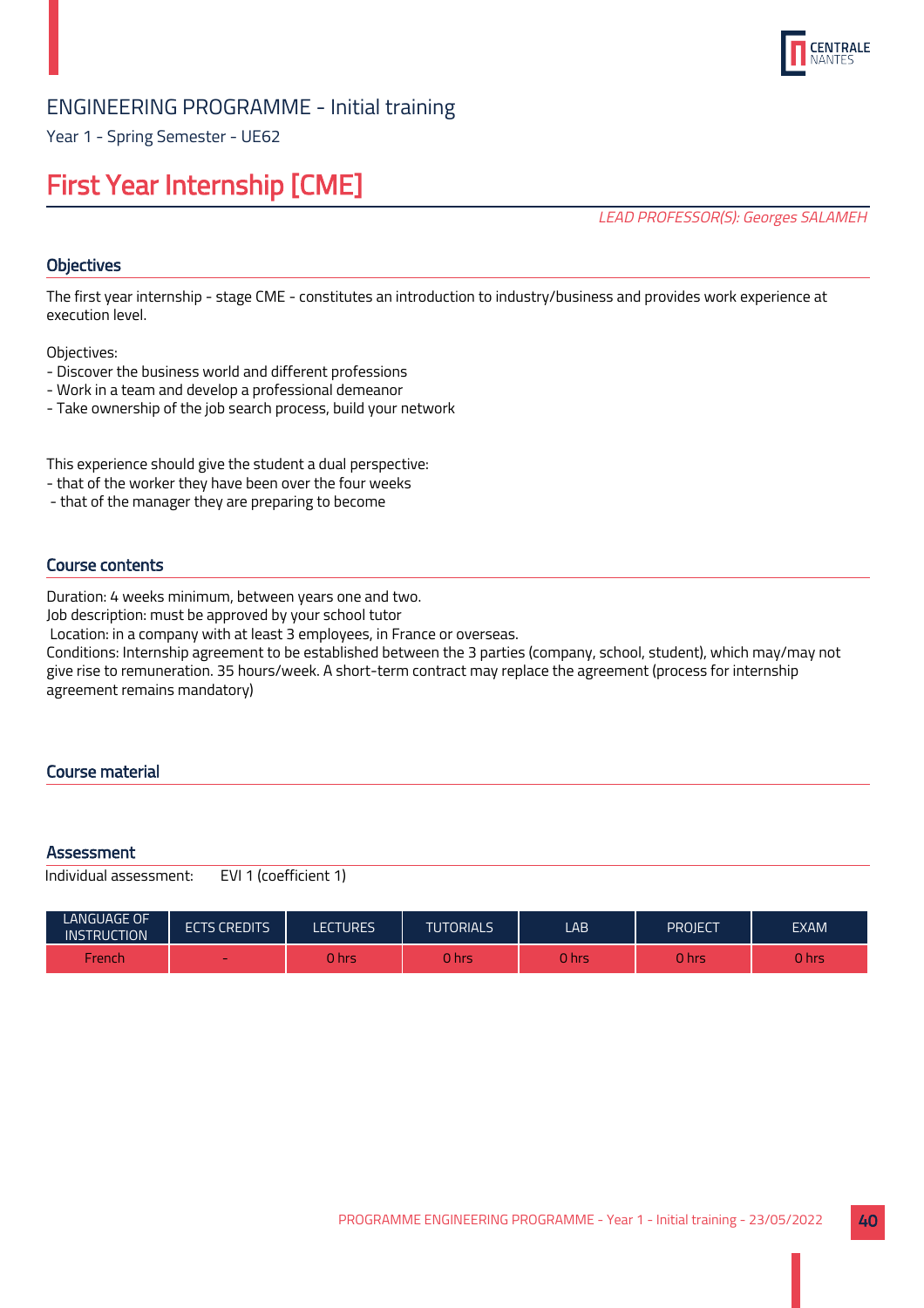ENGINEERING PROGRAMME - Initial training

Year 1 - Spring Semester - UE62

# First Year Internship [CME]

*LEAD PROFESSOR(S): Georges SALAMEH*

## Objectives

The first year internship - stage CME - constitutes an introduction to industry/business and provides work experience at execution level.

Objectives:
- Discover the business world and different professions
- Work in a team and develop a professional demeanor
- Take ownership of the job search process, build your network

This experience should give the student a dual perspective:
- that of the worker they have been over the four weeks
- that of the manager they are preparing to become

## Course contents

Duration: 4 weeks minimum, between years one and two.
Job description: must be approved by your school tutor
Location: in a company with at least 3 employees, in France or overseas.
Conditions: Internship agreement to be established between the 3 parties (company, school, student), which may/may not give rise to remuneration. 35 hours/week. A short-term contract may replace the agreement (process for internship agreement remains mandatory)

## Course material

## Assessment

Individual assessment: EVI 1 (coefficient 1)

| LANGUAGE OF INSTRUCTION | ECTS CREDITS | LECTURES | TUTORIALS | LAB | PROJECT | EXAM |
|---|---|---|---|---|---|---|
| French | - | 0 hrs | 0 hrs | 0 hrs | 0 hrs | 0 hrs |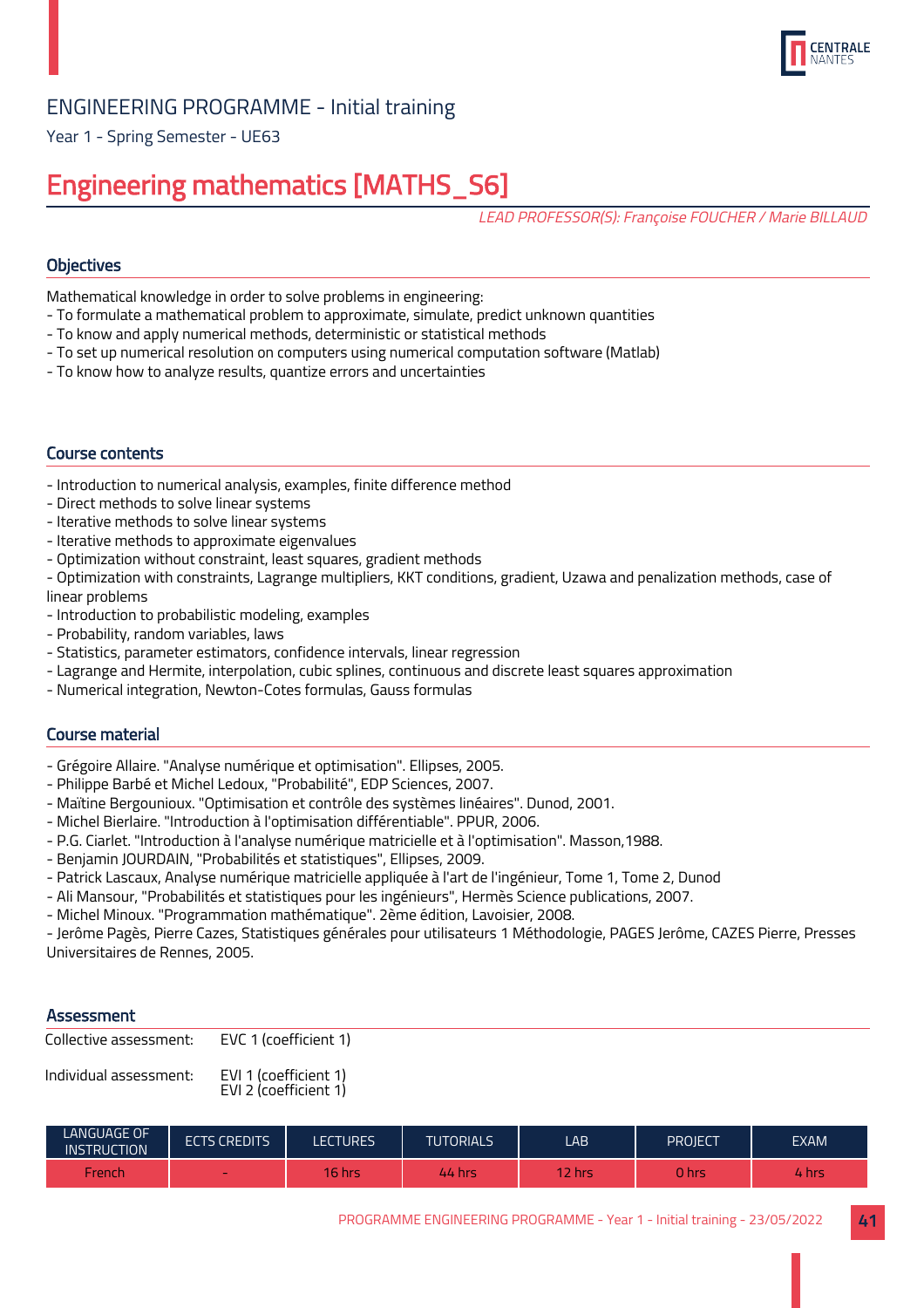ENGINEERING PROGRAMME - Initial training

Year 1 - Spring Semester - UE63

# Engineering mathematics [MATHS_S6]

*LEAD PROFESSOR(S): Françoise FOUCHER / Marie BILLAUD*

## Objectives

Mathematical knowledge in order to solve problems in engineering:
- To formulate a mathematical problem to approximate, simulate, predict unknown quantities
- To know and apply numerical methods, deterministic or statistical methods
- To set up numerical resolution on computers using numerical computation software (Matlab)
- To know how to analyze results, quantize errors and uncertainties

## Course contents

- Introduction to numerical analysis, examples, finite difference method
- Direct methods to solve linear systems
- Iterative methods to solve linear systems
- Iterative methods to approximate eigenvalues
- Optimization without constraint, least squares, gradient methods
- Optimization with constraints, Lagrange multipliers, KKT conditions, gradient, Uzawa and penalization methods, case of linear problems
- Introduction to probabilistic modeling, examples
- Probability, random variables, laws
- Statistics, parameter estimators, confidence intervals, linear regression
- Lagrange and Hermite, interpolation, cubic splines, continuous and discrete least squares approximation
- Numerical integration, Newton-Cotes formulas, Gauss formulas

## Course material

- Grégoire Allaire. "Analyse numérique et optimisation". Ellipses, 2005.
- Philippe Barbé et Michel Ledoux, "Probabilité", EDP Sciences, 2007.
- Maïtine Bergounioux. "Optimisation et contrôle des systèmes linéaires". Dunod, 2001.
- Michel Bierlaire. "Introduction à l'optimisation différentiable". PPUR, 2006.
- P.G. Ciarlet. "Introduction à l'analyse numérique matricielle et à l'optimisation". Masson,1988.
- Benjamin JOURDAIN, "Probabilités et statistiques", Ellipses, 2009.
- Patrick Lascaux, Analyse numérique matricielle appliquée à l'art de l'ingénieur, Tome 1, Tome 2, Dunod
- Ali Mansour, "Probabilités et statistiques pour les ingénieurs", Hermès Science publications, 2007.
- Michel Minoux. "Programmation mathématique". 2ème édition, Lavoisier, 2008.
- Jerôme Pagès, Pierre Cazes, Statistiques générales pour utilisateurs 1 Méthodologie, PAGES Jerôme, CAZES Pierre, Presses Universitaires de Rennes, 2005.

## Assessment

Collective assessment: EVC 1 (coefficient 1)

Individual assessment: EVI 1 (coefficient 1)
EVI 2 (coefficient 1)

| LANGUAGE OF INSTRUCTION | ECTS CREDITS | LECTURES | TUTORIALS | LAB | PROJECT | EXAM |
|---|---|---|---|---|---|---|
| French | - | 16 hrs | 44 hrs | 12 hrs | 0 hrs | 4 hrs |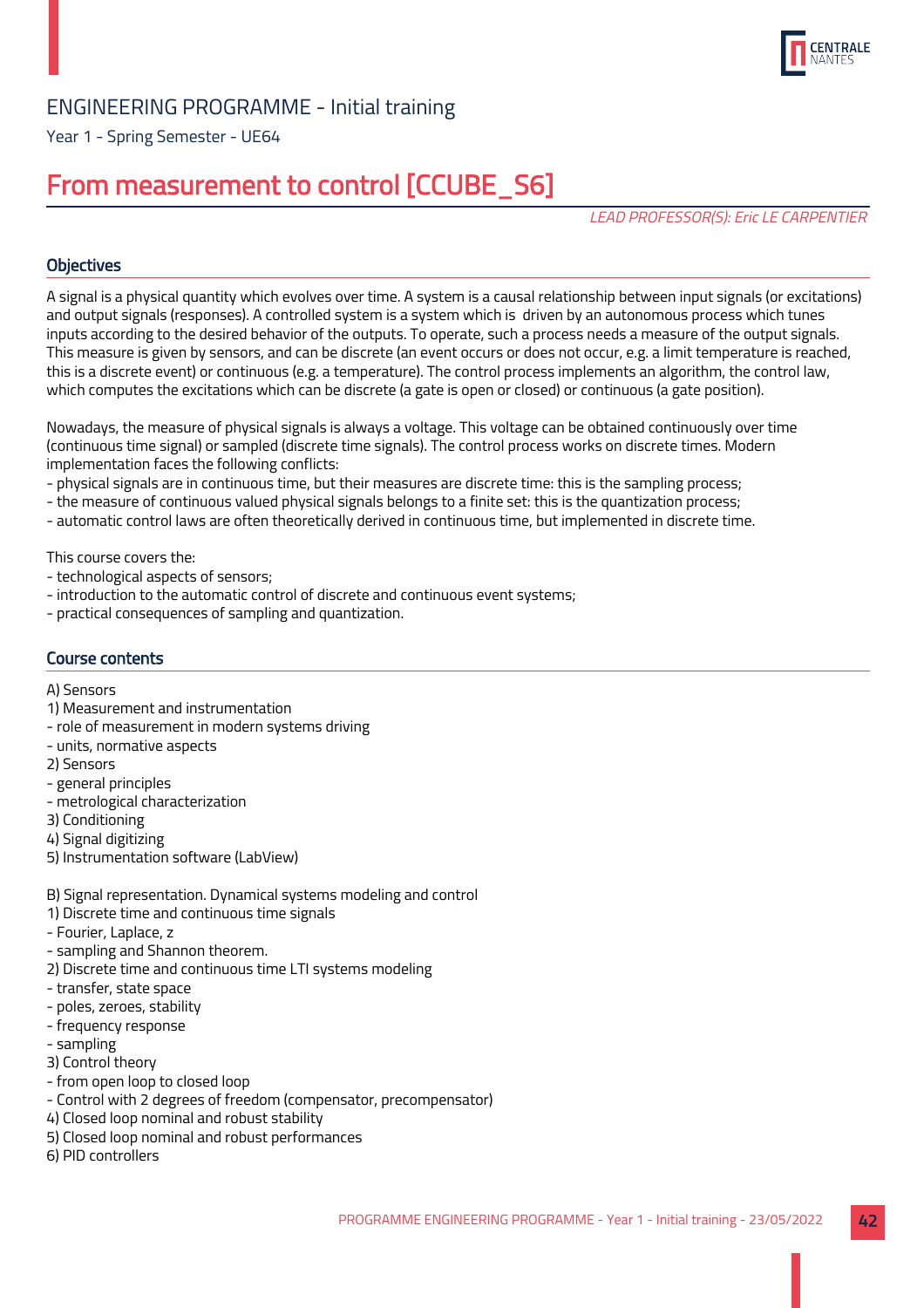ENGINEERING PROGRAMME - Initial training

Year 1 - Spring Semester - UE64

# From measurement to control [CCUBE_S6]

*LEAD PROFESSOR(S): Eric LE CARPENTIER*

## Objectives

A signal is a physical quantity which evolves over time. A system is a causal relationship between input signals (or excitations) and output signals (responses). A controlled system is a system which is driven by an autonomous process which tunes inputs according to the desired behavior of the outputs. To operate, such a process needs a measure of the output signals. This measure is given by sensors, and can be discrete (an event occurs or does not occur, e.g. a limit temperature is reached, this is a discrete event) or continuous (e.g. a temperature). The control process implements an algorithm, the control law, which computes the excitations which can be discrete (a gate is open or closed) or continuous (a gate position).

Nowadays, the measure of physical signals is always a voltage. This voltage can be obtained continuously over time (continuous time signal) or sampled (discrete time signals). The control process works on discrete times. Modern implementation faces the following conflicts:
- physical signals are in continuous time, but their measures are discrete time: this is the sampling process;
- the measure of continuous valued physical signals belongs to a finite set: this is the quantization process;
- automatic control laws are often theoretically derived in continuous time, but implemented in discrete time.

This course covers the:
- technological aspects of sensors;
- introduction to the automatic control of discrete and continuous event systems;
- practical consequences of sampling and quantization.

## Course contents

A) Sensors
1) Measurement and instrumentation
- role of measurement in modern systems driving
- units, normative aspects
2) Sensors
- general principles
- metrological characterization
3) Conditioning
4) Signal digitizing
5) Instrumentation software (LabView)

B) Signal representation. Dynamical systems modeling and control
1) Discrete time and continuous time signals
- Fourier, Laplace, z
- sampling and Shannon theorem.
2) Discrete time and continuous time LTI systems modeling
- transfer, state space
- poles, zeroes, stability
- frequency response
- sampling
3) Control theory
- from open loop to closed loop
- Control with 2 degrees of freedom (compensator, precompensator)
4) Closed loop nominal and robust stability
5) Closed loop nominal and robust performances
6) PID controllers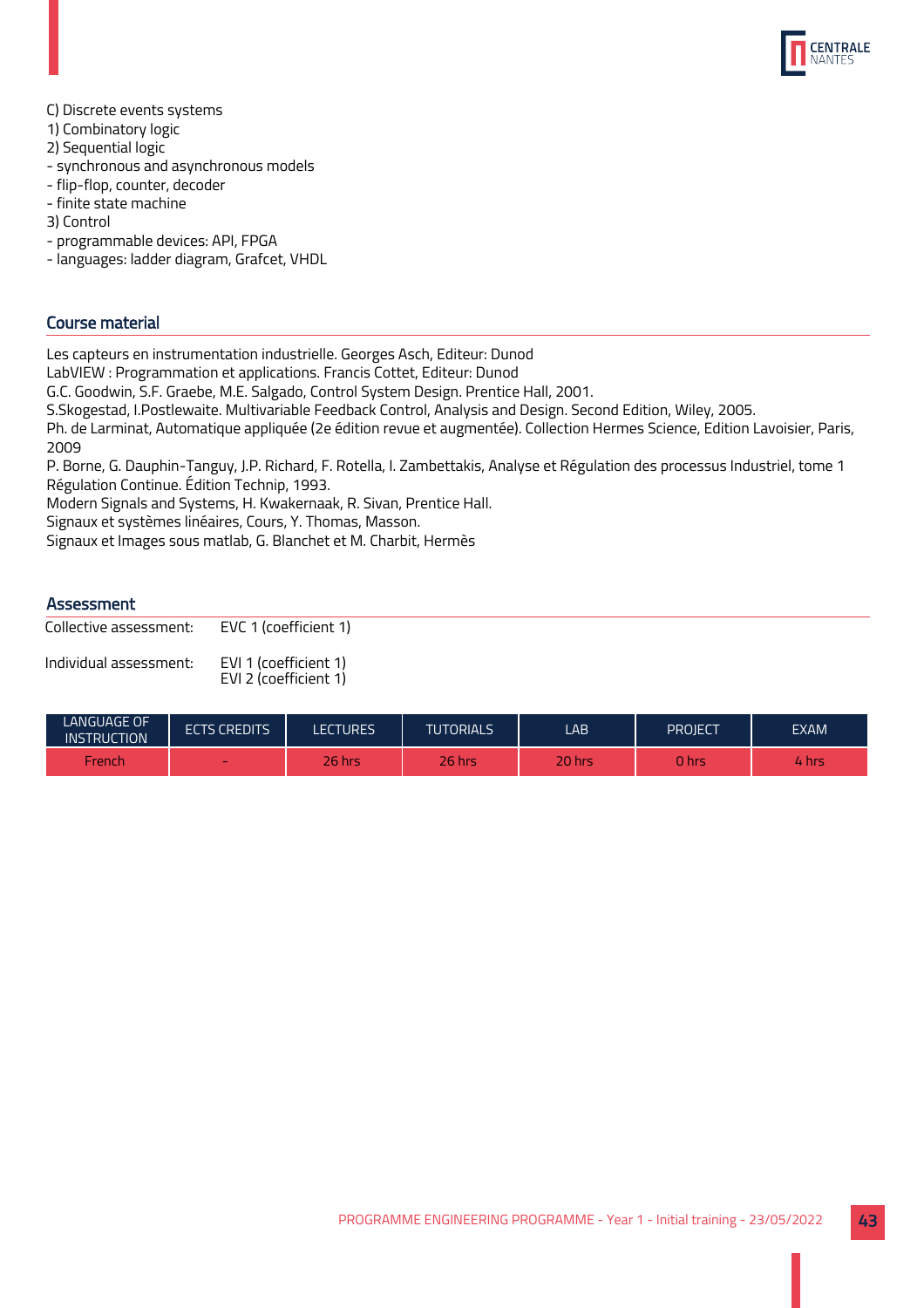C) Discrete events systems
1) Combinatory logic
2) Sequential logic
- synchronous and asynchronous models
- flip-flop, counter, decoder
- finite state machine
3) Control
- programmable devices: API, FPGA
- languages: ladder diagram, Grafcet, VHDL

## Course material

Les capteurs en instrumentation industrielle. Georges Asch, Editeur: Dunod
LabVIEW : Programmation et applications. Francis Cottet, Editeur: Dunod
G.C. Goodwin, S.F. Graebe, M.E. Salgado, Control System Design. Prentice Hall, 2001.
S.Skogestad, I.Postlewaite. Multivariable Feedback Control, Analysis and Design. Second Edition, Wiley, 2005.
Ph. de Larminat, Automatique appliquée (2e édition revue et augmentée). Collection Hermes Science, Edition Lavoisier, Paris, 2009
P. Borne, G. Dauphin-Tanguy, J.P. Richard, F. Rotella, I. Zambettakis, Analyse et Régulation des processus Industriel, tome 1 Régulation Continue. Édition Technip, 1993.
Modern Signals and Systems, H. Kwakernaak, R. Sivan, Prentice Hall.
Signaux et systèmes linéaires, Cours, Y. Thomas, Masson.
Signaux et Images sous matlab, G. Blanchet et M. Charbit, Hermès

## Assessment

Collective assessment: EVC 1 (coefficient 1)

Individual assessment: EVI 1 (coefficient 1)
EVI 2 (coefficient 1)

| LANGUAGE OF INSTRUCTION | ECTS CREDITS | LECTURES | TUTORIALS | LAB | PROJECT | EXAM |
|---|---|---|---|---|---|---|
| French | - | 26 hrs | 26 hrs | 20 hrs | 0 hrs | 4 hrs |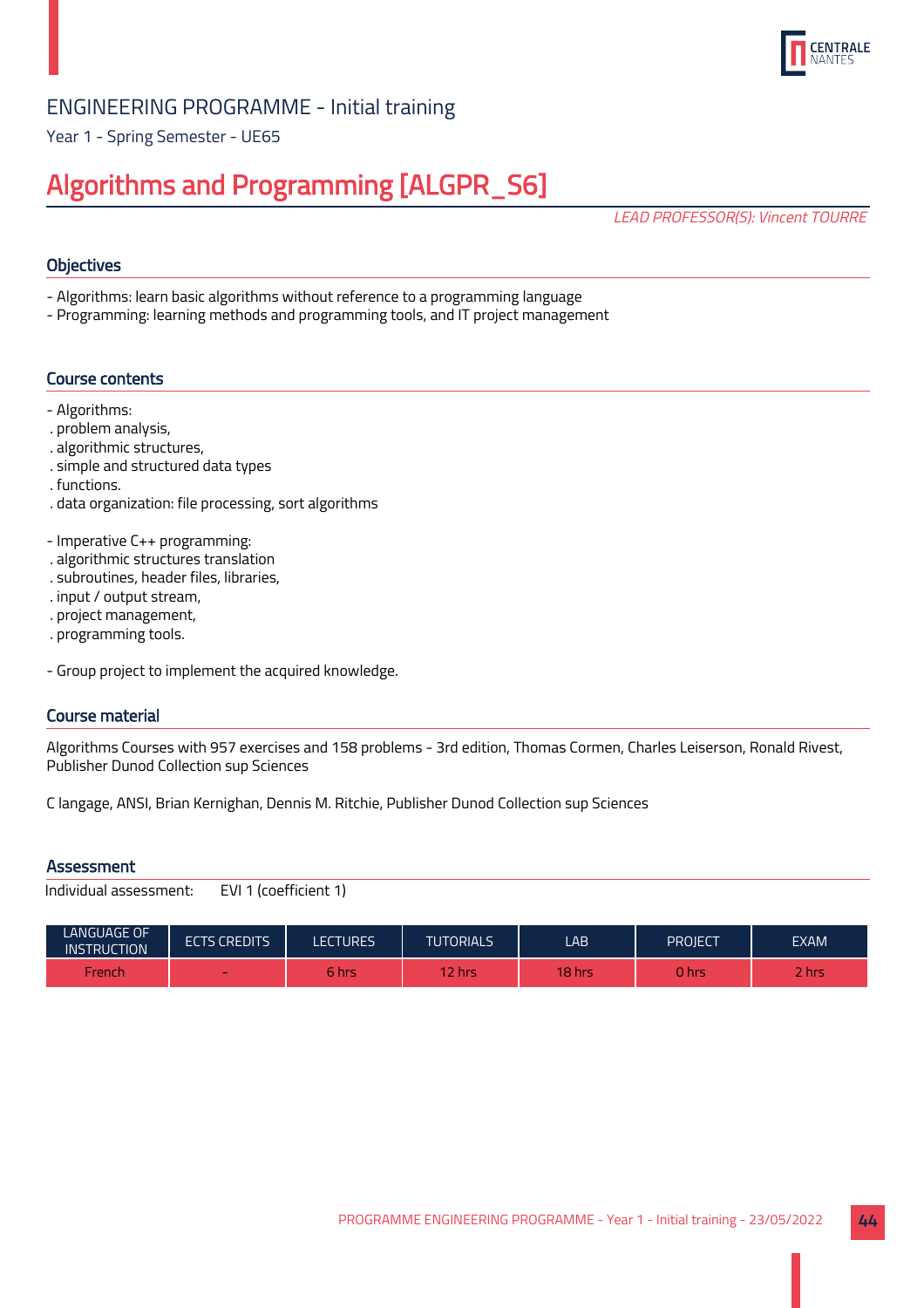ENGINEERING PROGRAMME - Initial training

Year 1 - Spring Semester - UE65

# Algorithms and Programming [ALGPR_S6]

*LEAD PROFESSOR(S): Vincent TOURRE*

## Objectives

- Algorithms: learn basic algorithms without reference to a programming language
- Programming: learning methods and programming tools, and IT project management

## Course contents

- Algorithms:
. problem analysis,
. algorithmic structures,
. simple and structured data types
. functions.
. data organization: file processing, sort algorithms

- Imperative C++ programming:
. algorithmic structures translation
. subroutines, header files, libraries,
. input / output stream,
. project management,
. programming tools.

- Group project to implement the acquired knowledge.

## Course material

Algorithms Courses with 957 exercises and 158 problems - 3rd edition, Thomas Cormen, Charles Leiserson, Ronald Rivest, Publisher Dunod Collection sup Sciences

C langage, ANSI, Brian Kernighan, Dennis M. Ritchie, Publisher Dunod Collection sup Sciences

## Assessment

Individual assessment: EVI 1 (coefficient 1)

| LANGUAGE OF INSTRUCTION | ECTS CREDITS | LECTURES | TUTORIALS | LAB | PROJECT | EXAM |
|---|---|---|---|---|---|---|
| French | - | 6 hrs | 12 hrs | 18 hrs | 0 hrs | 2 hrs |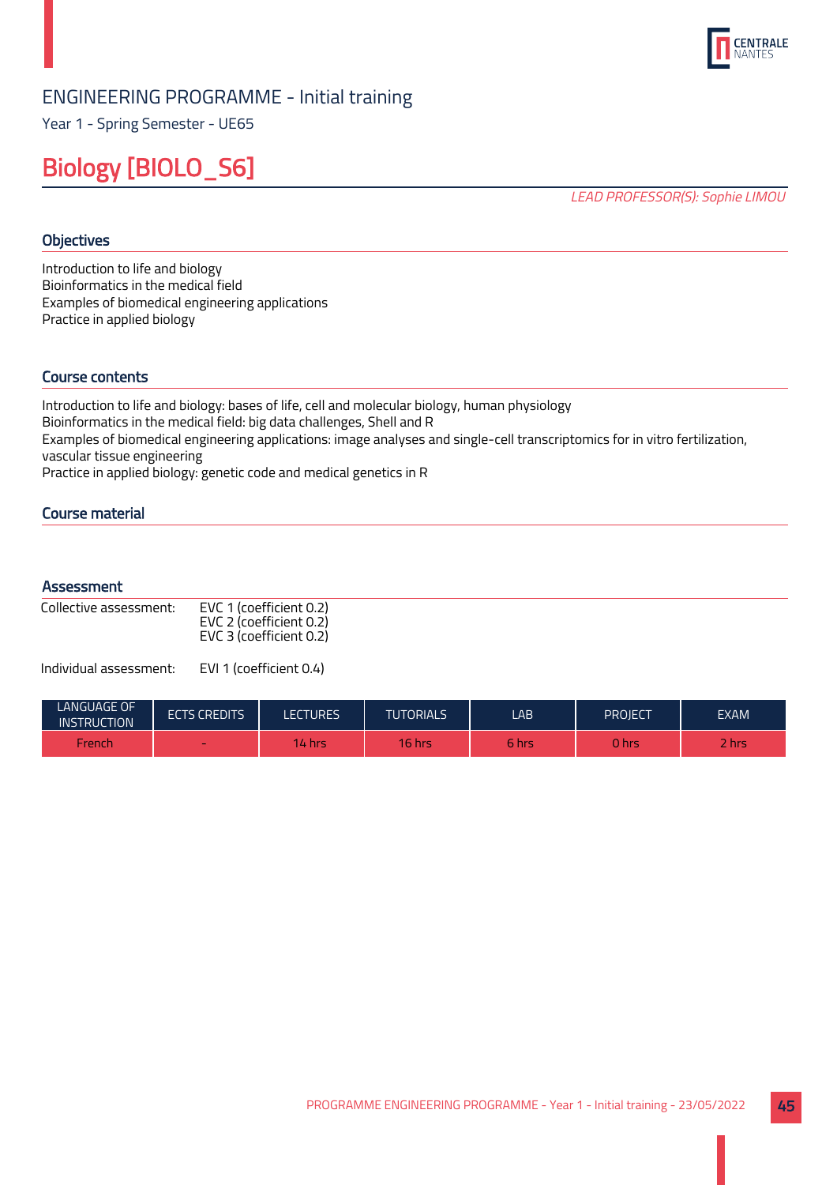ENGINEERING PROGRAMME - Initial training

Year 1 - Spring Semester - UE65

# Biology [BIOLO_S6]

*LEAD PROFESSOR(S): Sophie LIMOU*

## Objectives

Introduction to life and biology
Bioinformatics in the medical field
Examples of biomedical engineering applications
Practice in applied biology

## Course contents

Introduction to life and biology: bases of life, cell and molecular biology, human physiology
Bioinformatics in the medical field: big data challenges, Shell and R
Examples of biomedical engineering applications: image analyses and single-cell transcriptomics for in vitro fertilization, vascular tissue engineering
Practice in applied biology: genetic code and medical genetics in R

## Course material

## Assessment

Collective assessment: EVC 1 (coefficient 0.2)
EVC 2 (coefficient 0.2)
EVC 3 (coefficient 0.2)

Individual assessment: EVI 1 (coefficient 0.4)

| LANGUAGE OF INSTRUCTION | ECTS CREDITS | LECTURES | TUTORIALS | LAB | PROJECT | EXAM |
|---|---|---|---|---|---|---|
| French | - | 14 hrs | 16 hrs | 6 hrs | 0 hrs | 2 hrs |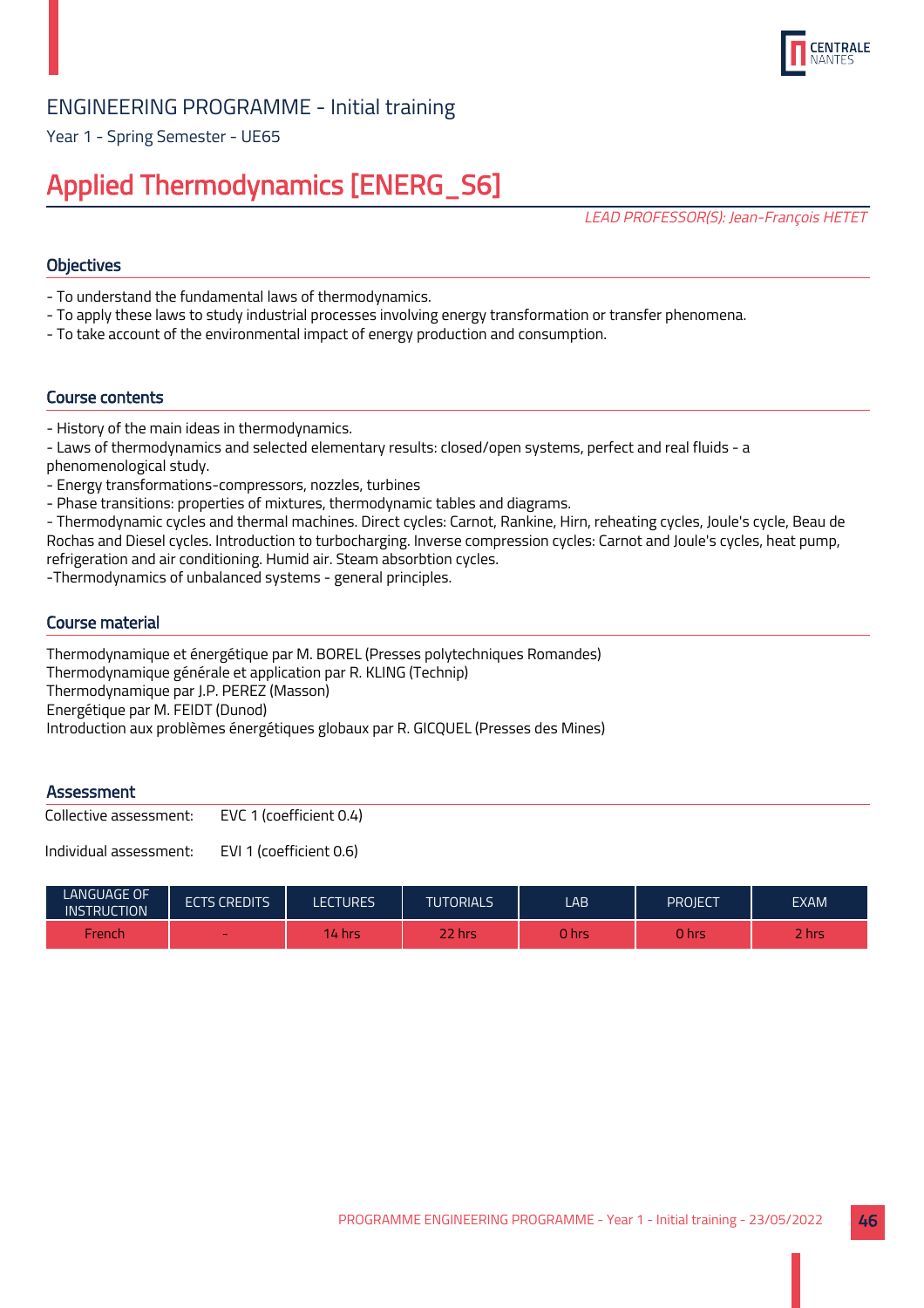ENGINEERING PROGRAMME - Initial training

Year 1 - Spring Semester - UE65

# Applied Thermodynamics [ENERG_S6]

*LEAD PROFESSOR(S): Jean-François HETET*

## Objectives

- To understand the fundamental laws of thermodynamics.
- To apply these laws to study industrial processes involving energy transformation or transfer phenomena.
- To take account of the environmental impact of energy production and consumption.

## Course contents

- History of the main ideas in thermodynamics.
- Laws of thermodynamics and selected elementary results: closed/open systems, perfect and real fluids - a phenomenological study.
- Energy transformations-compressors, nozzles, turbines
- Phase transitions: properties of mixtures, thermodynamic tables and diagrams.
- Thermodynamic cycles and thermal machines. Direct cycles: Carnot, Rankine, Hirn, reheating cycles, Joule's cycle, Beau de Rochas and Diesel cycles. Introduction to turbocharging. Inverse compression cycles: Carnot and Joule's cycles, heat pump, refrigeration and air conditioning. Humid air. Steam absorbtion cycles.
-Thermodynamics of unbalanced systems - general principles.

## Course material

Thermodynamique et énergétique par M. BOREL (Presses polytechniques Romandes)
Thermodynamique générale et application par R. KLING (Technip)
Thermodynamique par J.P. PEREZ (Masson)
Energétique par M. FEIDT (Dunod)
Introduction aux problèmes énergétiques globaux par R. GICQUEL (Presses des Mines)

## Assessment

Collective assessment: EVC 1 (coefficient 0.4)

Individual assessment: EVI 1 (coefficient 0.6)

| LANGUAGE OF INSTRUCTION | ECTS CREDITS | LECTURES | TUTORIALS | LAB | PROJECT | EXAM |
|---|---|---|---|---|---|---|
| French | - | 14 hrs | 22 hrs | 0 hrs | 0 hrs | 2 hrs |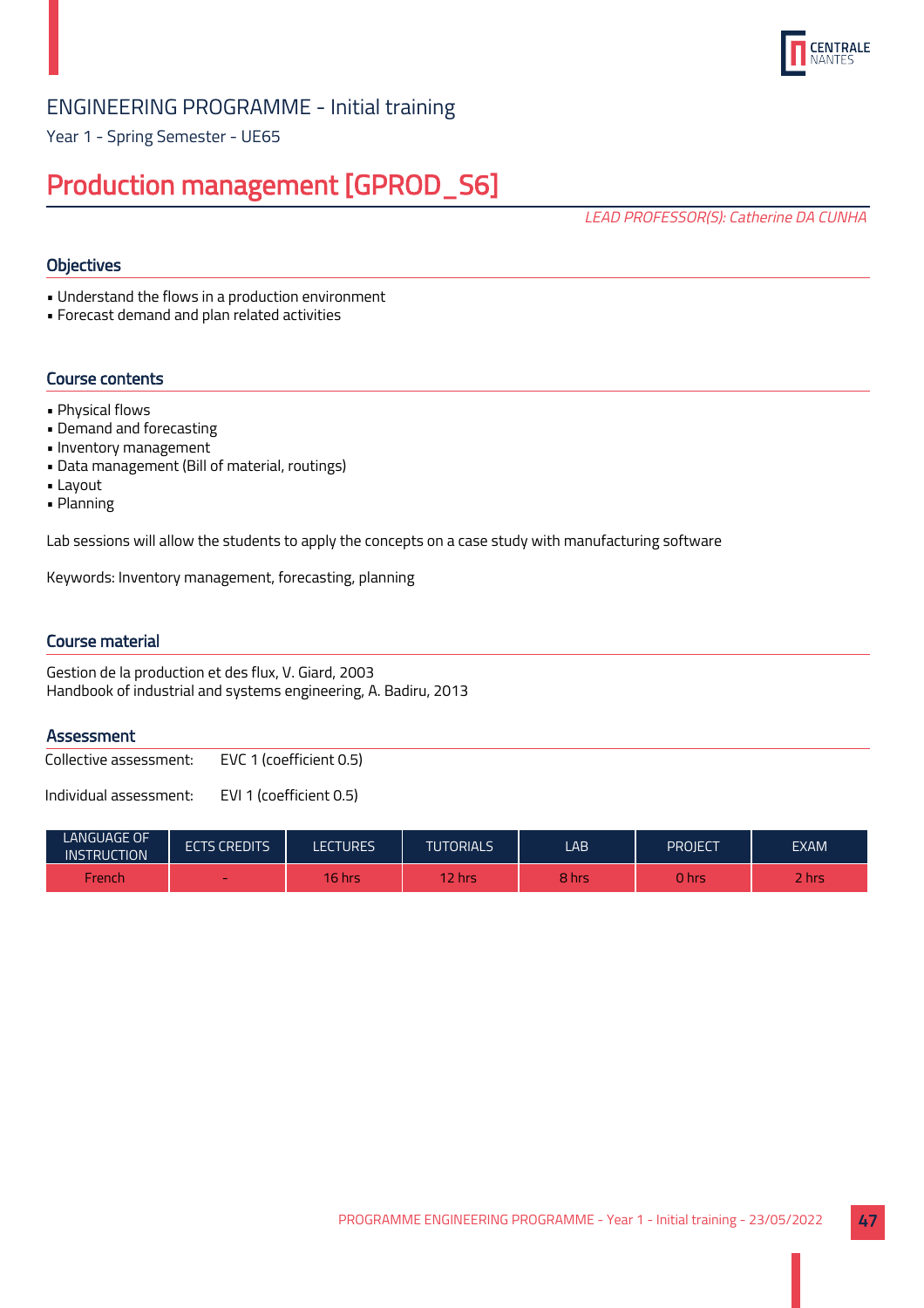ENGINEERING PROGRAMME - Initial training

Year 1 - Spring Semester - UE65

# Production management [GPROD_S6]

*LEAD PROFESSOR(S): Catherine DA CUNHA*

## Objectives

- Understand the flows in a production environment
- Forecast demand and plan related activities

## Course contents

- Physical flows
- Demand and forecasting
- Inventory management
- Data management (Bill of material, routings)
- Layout
- Planning

Lab sessions will allow the students to apply the concepts on a case study with manufacturing software

Keywords: Inventory management, forecasting, planning

## Course material

Gestion de la production et des flux, V. Giard, 2003
Handbook of industrial and systems engineering, A. Badiru, 2013

## Assessment

Collective assessment: EVC 1 (coefficient 0.5)

Individual assessment: EVI 1 (coefficient 0.5)

| LANGUAGE OF INSTRUCTION | ECTS CREDITS | LECTURES | TUTORIALS | LAB | PROJECT | EXAM |
|---|---|---|---|---|---|---|
| French | - | 16 hrs | 12 hrs | 8 hrs | 0 hrs | 2 hrs |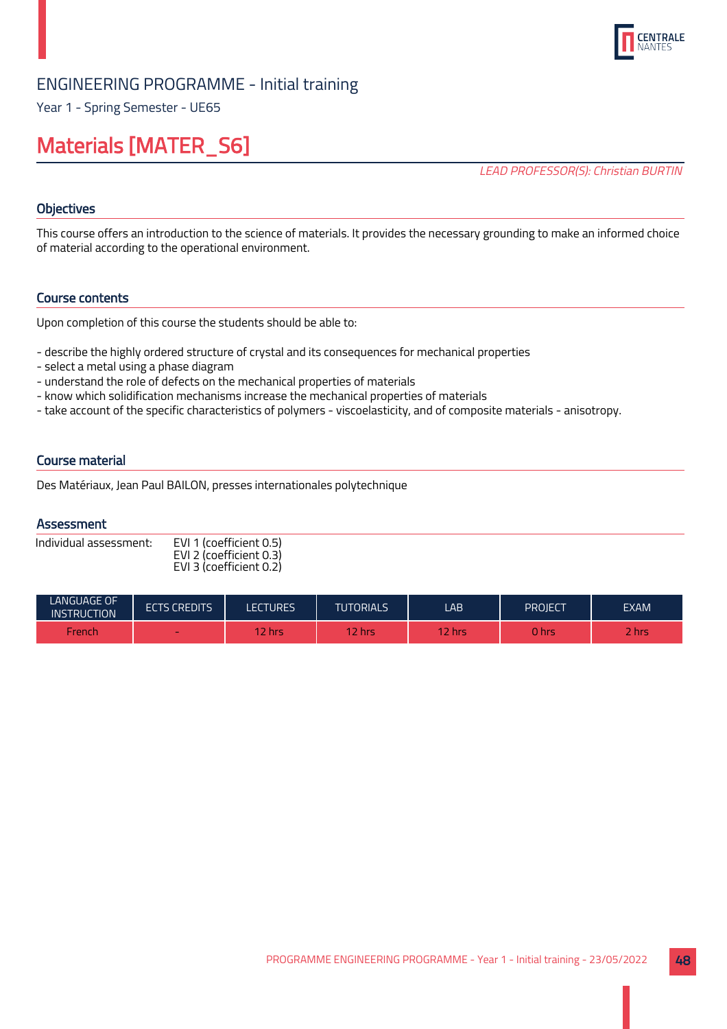ENGINEERING PROGRAMME - Initial training

Year 1 - Spring Semester - UE65

# Materials [MATER_S6]

*LEAD PROFESSOR(S): Christian BURTIN*

## Objectives

This course offers an introduction to the science of materials. It provides the necessary grounding to make an informed choice of material according to the operational environment.

## Course contents

Upon completion of this course the students should be able to:

- describe the highly ordered structure of crystal and its consequences for mechanical properties
- select a metal using a phase diagram
- understand the role of defects on the mechanical properties of materials
- know which solidification mechanisms increase the mechanical properties of materials
- take account of the specific characteristics of polymers - viscoelasticity, and of composite materials - anisotropy.

## Course material

Des Matériaux, Jean Paul BAILON, presses internationales polytechnique

## Assessment

Individual assessment: EVI 1 (coefficient 0.5)
EVI 2 (coefficient 0.3)
EVI 3 (coefficient 0.2)

| LANGUAGE OF INSTRUCTION | ECTS CREDITS | LECTURES | TUTORIALS | LAB | PROJECT | EXAM |
|---|---|---|---|---|---|---|
| French | - | 12 hrs | 12 hrs | 12 hrs | 0 hrs | 2 hrs |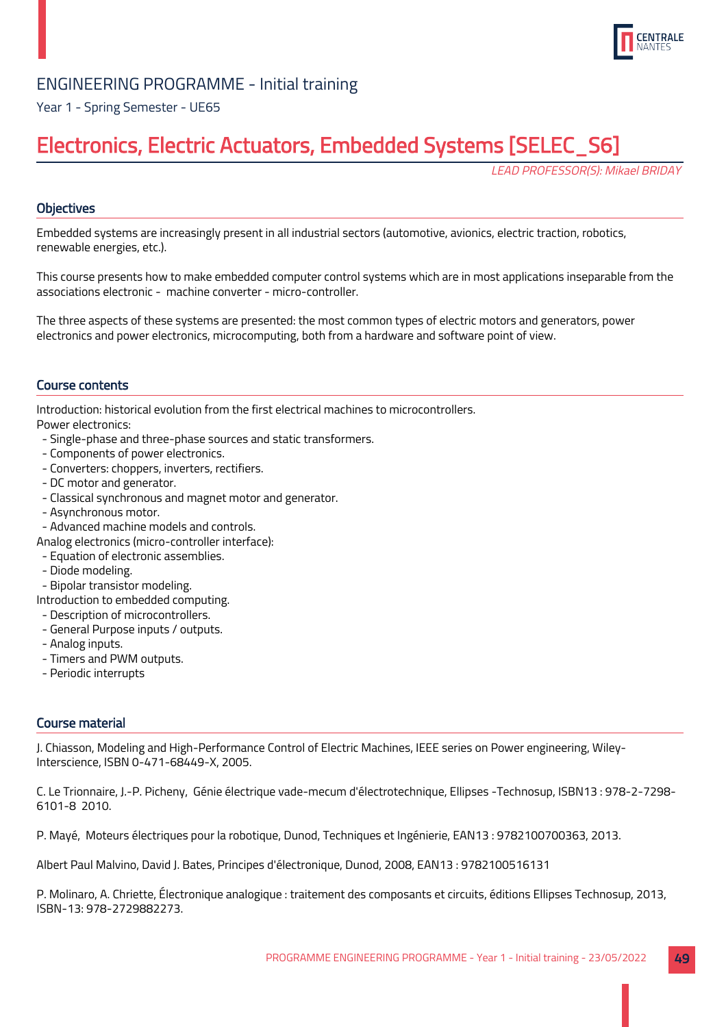ENGINEERING PROGRAMME - Initial training

Year 1 - Spring Semester - UE65

# Electronics, Electric Actuators, Embedded Systems [SELEC_S6]

*LEAD PROFESSOR(S): Mikael BRIDAY*

## Objectives

Embedded systems are increasingly present in all industrial sectors (automotive, avionics, electric traction, robotics, renewable energies, etc.).

This course presents how to make embedded computer control systems which are in most applications inseparable from the associations electronic - machine converter - micro-controller.

The three aspects of these systems are presented: the most common types of electric motors and generators, power electronics and power electronics, microcomputing, both from a hardware and software point of view.

## Course contents

Introduction: historical evolution from the first electrical machines to microcontrollers.
Power electronics:
- Single-phase and three-phase sources and static transformers.
- Components of power electronics.
- Converters: choppers, inverters, rectifiers.
- DC motor and generator.
- Classical synchronous and magnet motor and generator.
- Asynchronous motor.
- Advanced machine models and controls.

Analog electronics (micro-controller interface):
- Equation of electronic assemblies.
- Diode modeling.
- Bipolar transistor modeling.

Introduction to embedded computing.
- Description of microcontrollers.
- General Purpose inputs / outputs.
- Analog inputs.
- Timers and PWM outputs.
- Periodic interrupts

## Course material

J. Chiasson, Modeling and High-Performance Control of Electric Machines, IEEE series on Power engineering, Wiley-Interscience, ISBN 0-471-68449-X, 2005.

C. Le Trionnaire, J.-P. Picheny, Génie électrique vade-mecum d'électrotechnique, Ellipses -Technosup, ISBN13 : 978-2-7298-6101-8 2010.

P. Mayé, Moteurs électriques pour la robotique, Dunod, Techniques et Ingénierie, EAN13 : 9782100700363, 2013.

Albert Paul Malvino, David J. Bates, Principes d'électronique, Dunod, 2008, EAN13 : 9782100516131

P. Molinaro, A. Chriette, Électronique analogique : traitement des composants et circuits, éditions Ellipses Technosup, 2013, ISBN-13: 978-2729882273.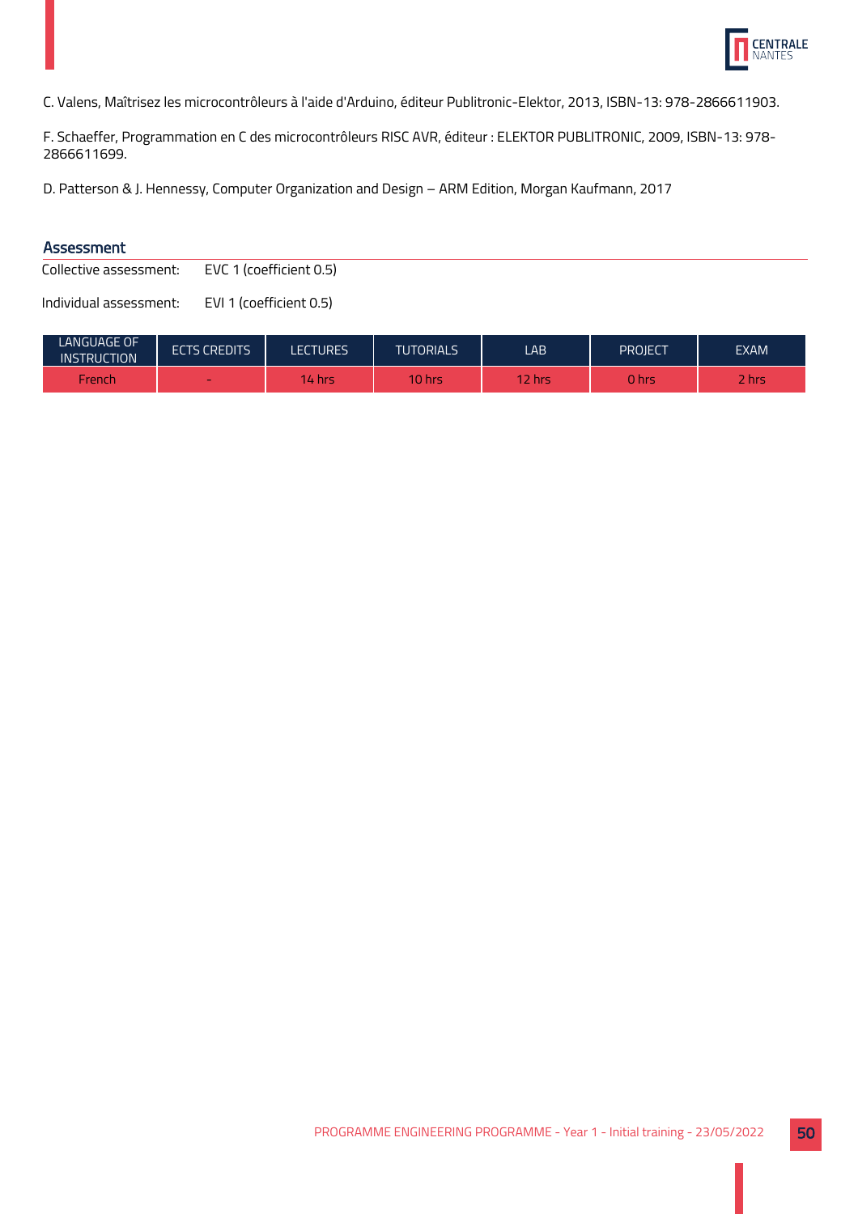C. Valens, Maîtrisez les microcontrôleurs à l'aide d'Arduino, éditeur Publitronic-Elektor, 2013, ISBN-13: 978-2866611903.

F. Schaeffer, Programmation en C des microcontrôleurs RISC AVR, éditeur : ELEKTOR PUBLITRONIC, 2009, ISBN-13: 978-2866611699.

D. Patterson & J. Hennessy, Computer Organization and Design – ARM Edition, Morgan Kaufmann, 2017

### Assessment

Collective assessment: EVC 1 (coefficient 0.5)

Individual assessment: EVI 1 (coefficient 0.5)

| LANGUAGE OF INSTRUCTION | ECTS CREDITS | LECTURES | TUTORIALS | LAB | PROJECT | EXAM |
|---|---|---|---|---|---|---|
| French | - | 14 hrs | 10 hrs | 12 hrs | 0 hrs | 2 hrs |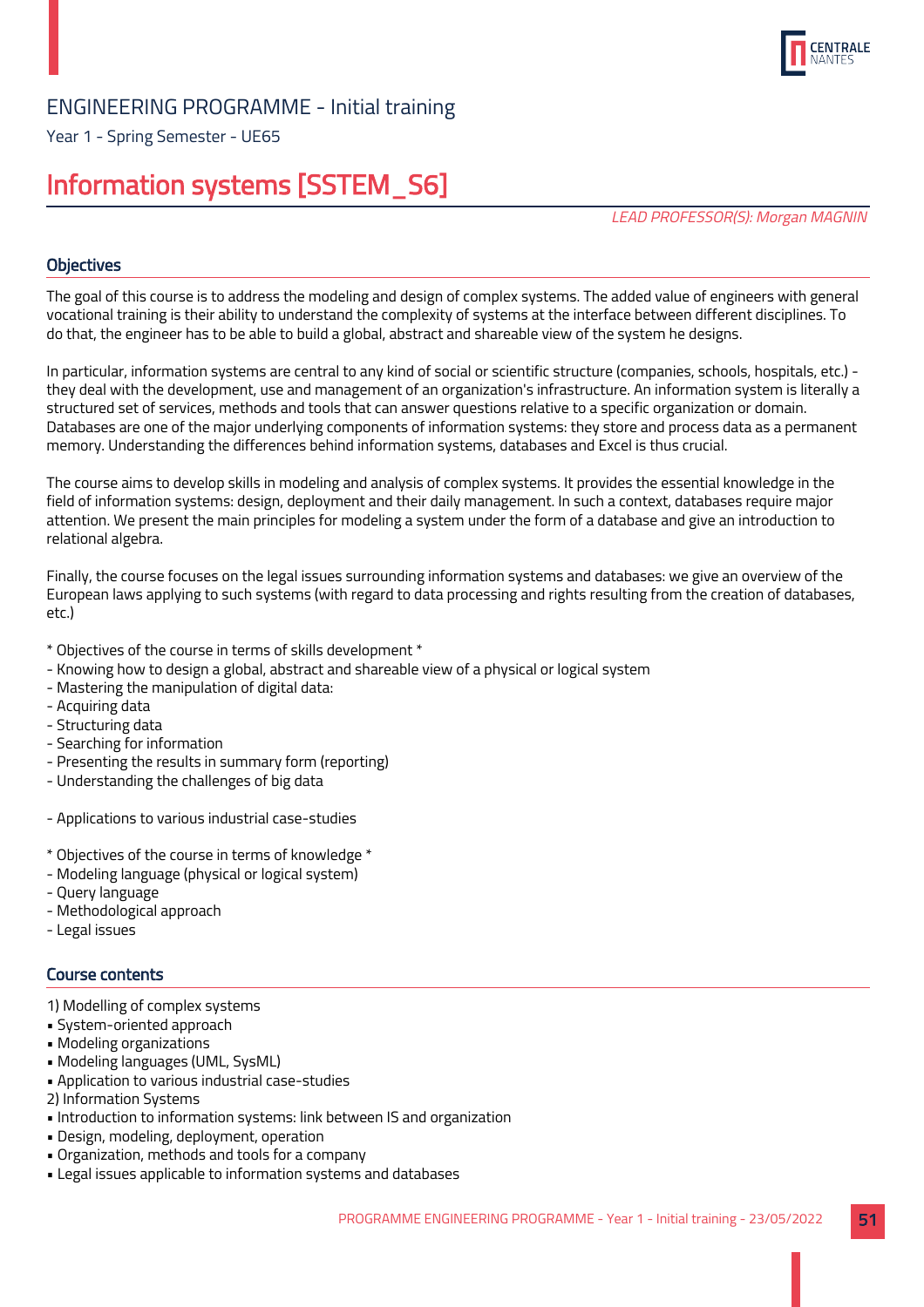ENGINEERING PROGRAMME - Initial training

Year 1 - Spring Semester - UE65

# Information systems [SSTEM_S6]

*LEAD PROFESSOR(S): Morgan MAGNIN*

## Objectives

The goal of this course is to address the modeling and design of complex systems. The added value of engineers with general vocational training is their ability to understand the complexity of systems at the interface between different disciplines. To do that, the engineer has to be able to build a global, abstract and shareable view of the system he designs.

In particular, information systems are central to any kind of social or scientific structure (companies, schools, hospitals, etc.) - they deal with the development, use and management of an organization's infrastructure. An information system is literally a structured set of services, methods and tools that can answer questions relative to a specific organization or domain. Databases are one of the major underlying components of information systems: they store and process data as a permanent memory. Understanding the differences behind information systems, databases and Excel is thus crucial.

The course aims to develop skills in modeling and analysis of complex systems. It provides the essential knowledge in the field of information systems: design, deployment and their daily management. In such a context, databases require major attention. We present the main principles for modeling a system under the form of a database and give an introduction to relational algebra.

Finally, the course focuses on the legal issues surrounding information systems and databases: we give an overview of the European laws applying to such systems (with regard to data processing and rights resulting from the creation of databases, etc.)

\* Objectives of the course in terms of skills development \*
- Knowing how to design a global, abstract and shareable view of a physical or logical system
- Mastering the manipulation of digital data:
- Acquiring data
- Structuring data
- Searching for information
- Presenting the results in summary form (reporting)
- Understanding the challenges of big data

- Applications to various industrial case-studies

\* Objectives of the course in terms of knowledge \*
- Modeling language (physical or logical system)
- Query language
- Methodological approach
- Legal issues

## Course contents

1) Modelling of complex systems
- System-oriented approach
- Modeling organizations
- Modeling languages (UML, SysML)
- Application to various industrial case-studies

2) Information Systems
- Introduction to information systems: link between IS and organization
- Design, modeling, deployment, operation
- Organization, methods and tools for a company
- Legal issues applicable to information systems and databases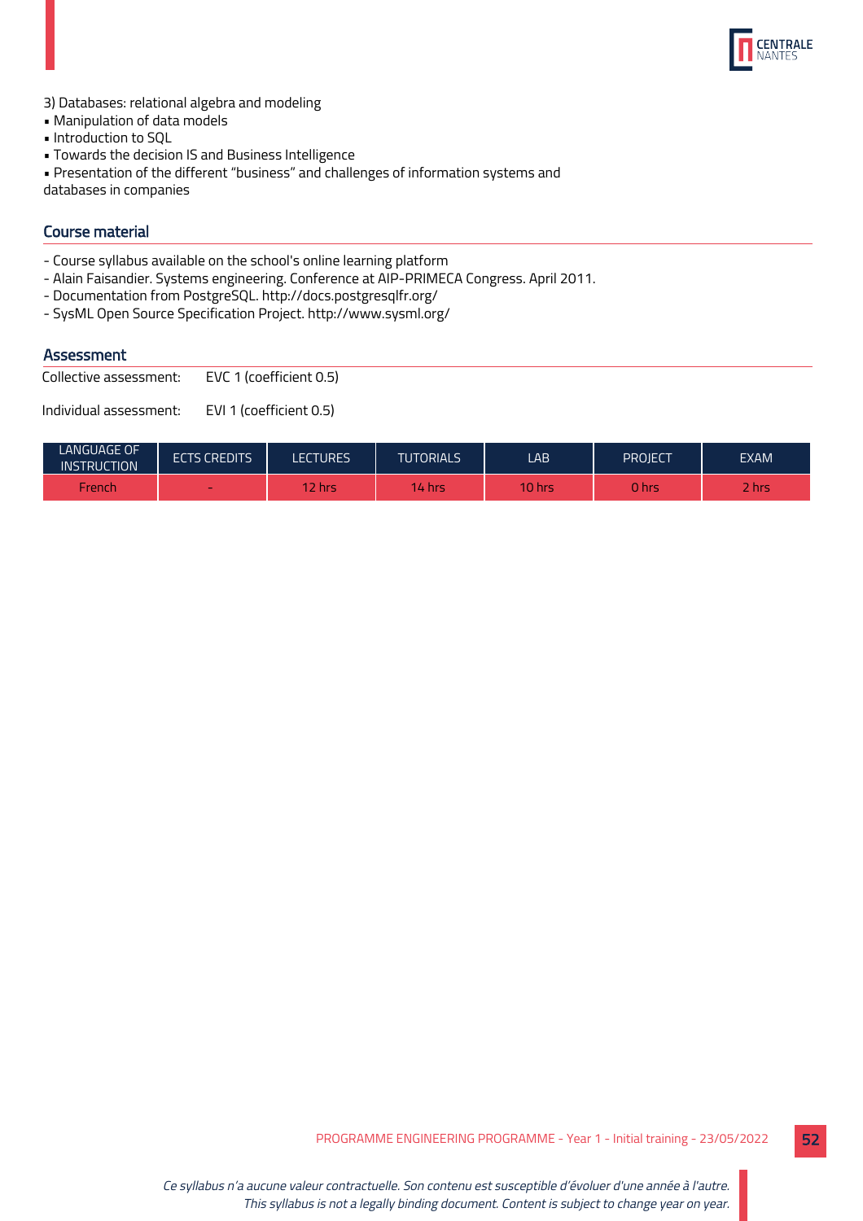3) Databases: relational algebra and modeling
- Manipulation of data models
- Introduction to SQL
- Towards the decision IS and Business Intelligence
- Presentation of the different "business" and challenges of information systems and databases in companies

## Course material

- Course syllabus available on the school's online learning platform
- Alain Faisandier. Systems engineering. Conference at AIP-PRIMECA Congress. April 2011.
- Documentation from PostgreSQL. http://docs.postgresqlfr.org/
- SysML Open Source Specification Project. http://www.sysml.org/

## Assessment

Collective assessment: EVC 1 (coefficient 0.5)

Individual assessment: EVI 1 (coefficient 0.5)

| LANGUAGE OF INSTRUCTION | ECTS CREDITS | LECTURES | TUTORIALS | LAB | PROJECT | EXAM |
|---|---|---|---|---|---|---|
| French | - | 12 hrs | 14 hrs | 10 hrs | 0 hrs | 2 hrs |

*Ce syllabus n'a aucune valeur contractuelle. Son contenu est susceptible d'évoluer d'une année à l'autre.*
*This syllabus is not a legally binding document. Content is subject to change year on year.*